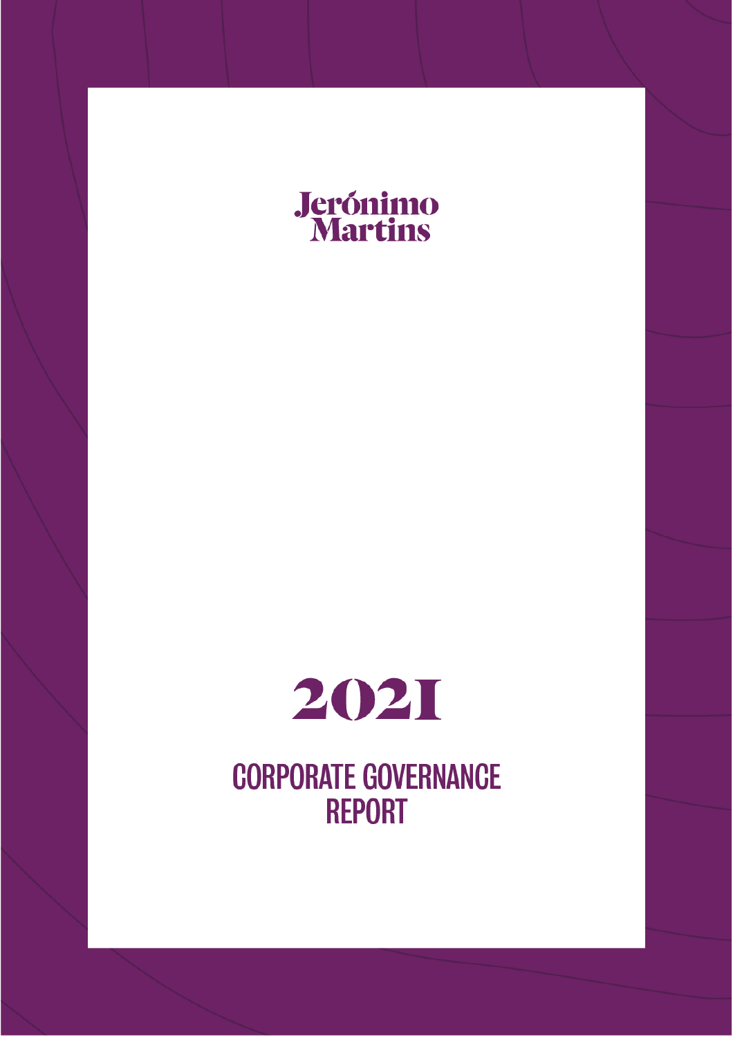Jerónimo Martins

# 2021

# CORPORATE GOVERNANCE REPORT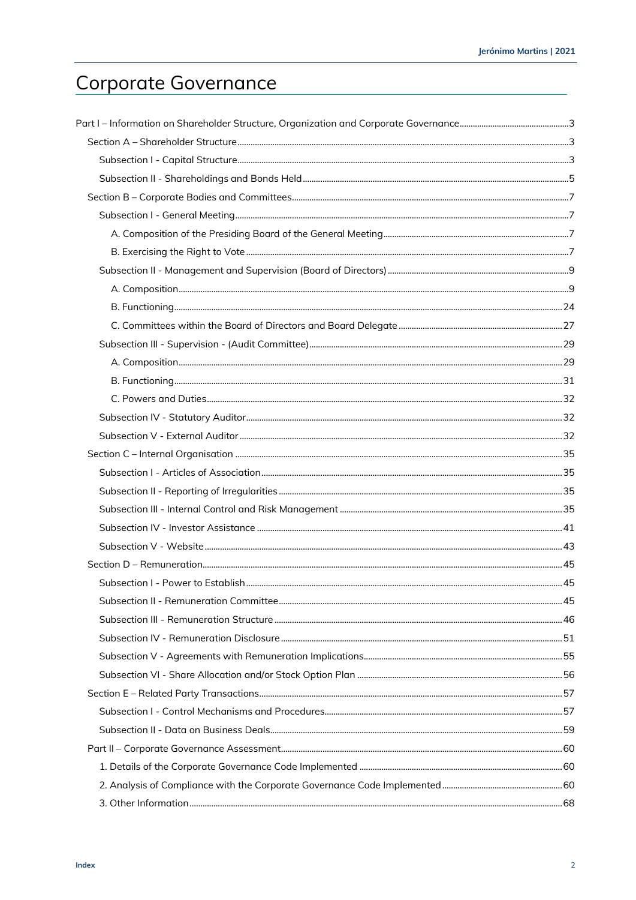# Corporate Governance

- Part I – Information on Shareholder Structure, Organization and Corporate Governance .......... 3
  - Section A – Shareholder Structure .......... 3
    - Subsection I - Capital Structure .......... 3
    - Subsection II - Shareholdings and Bonds Held .......... 5
  - Section B – Corporate Bodies and Committees .......... 7
    - Subsection I - General Meeting .......... 7
      - A. Composition of the Presiding Board of the General Meeting .......... 7
      - B. Exercising the Right to Vote .......... 7
    - Subsection II - Management and Supervision (Board of Directors) .......... 9
      - A. Composition .......... 9
      - B. Functioning .......... 24
      - C. Committees within the Board of Directors and Board Delegate .......... 27
    - Subsection III - Supervision - (Audit Committee) .......... 29
      - A. Composition .......... 29
      - B. Functioning .......... 31
      - C. Powers and Duties .......... 32
    - Subsection IV - Statutory Auditor .......... 32
    - Subsection V - External Auditor .......... 32
  - Section C – Internal Organisation .......... 35
    - Subsection I - Articles of Association .......... 35
    - Subsection II - Reporting of Irregularities .......... 35
    - Subsection III - Internal Control and Risk Management .......... 35
    - Subsection IV - Investor Assistance .......... 41
    - Subsection V - Website .......... 43
  - Section D – Remuneration .......... 45
    - Subsection I - Power to Establish .......... 45
    - Subsection II - Remuneration Committee .......... 45
    - Subsection III - Remuneration Structure .......... 46
    - Subsection IV - Remuneration Disclosure .......... 51
    - Subsection V - Agreements with Remuneration Implications .......... 55
    - Subsection VI - Share Allocation and/or Stock Option Plan .......... 56
  - Section E – Related Party Transactions .......... 57
    - Subsection I - Control Mechanisms and Procedures .......... 57
    - Subsection II - Data on Business Deals .......... 59
  - Part II – Corporate Governance Assessment .......... 60
    - 1. Details of the Corporate Governance Code Implemented .......... 60
    - 2. Analysis of Compliance with the Corporate Governance Code Implemented .......... 60
    - 3. Other Information .......... 68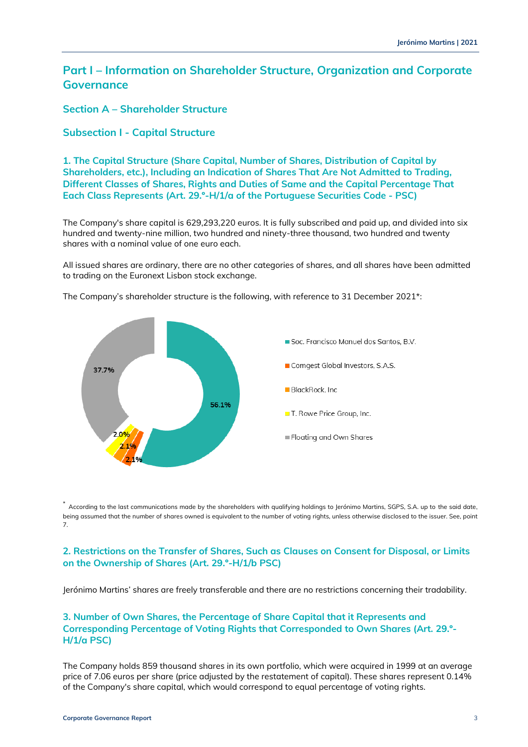# Part I – Information on Shareholder Structure, Organization and Corporate Governance

## Section A – Shareholder Structure

## Subsection I - Capital Structure

### 1. The Capital Structure (Share Capital, Number of Shares, Distribution of Capital by Shareholders, etc.), Including an Indication of Shares That Are Not Admitted to Trading, Different Classes of Shares, Rights and Duties of Same and the Capital Percentage That Each Class Represents (Art. 29.°-H/1/a of the Portuguese Securities Code - PSC)

The Company's share capital is 629,293,220 euros. It is fully subscribed and paid up, and divided into six hundred and twenty-nine million, two hundred and ninety-three thousand, two hundred and twenty shares with a nominal value of one euro each.

All issued shares are ordinary, there are no other categories of shares, and all shares have been admitted to trading on the Euronext Lisbon stock exchange.

The Company's shareholder structure is the following, with reference to 31 December 2021*:

| Shareholder | % |
| --- | --- |
| Soc. Francisco Manuel dos Santos, B.V. | 56.1% |
| Comgest Global Investors, S.A.S. | 2.1% |
| BlackRock, Inc | 2.1% |
| T. Rowe Price Group, Inc. | 2.0% |
| Floating and Own Shares | 37.7% |

* According to the last communications made by the shareholders with qualifying holdings to Jerónimo Martins, SGPS, S.A. up to the said date, being assumed that the number of shares owned is equivalent to the number of voting rights, unless otherwise disclosed to the issuer. See, point 7.

### 2. Restrictions on the Transfer of Shares, Such as Clauses on Consent for Disposal, or Limits on the Ownership of Shares (Art. 29.°-H/1/b PSC)

Jerónimo Martins' shares are freely transferable and there are no restrictions concerning their tradability.

### 3. Number of Own Shares, the Percentage of Share Capital that it Represents and Corresponding Percentage of Voting Rights that Corresponded to Own Shares (Art. 29.°-H/1/a PSC)

The Company holds 859 thousand shares in its own portfolio, which were acquired in 1999 at an average price of 7.06 euros per share (price adjusted by the restatement of capital). These shares represent 0.14% of the Company's share capital, which would correspond to equal percentage of voting rights.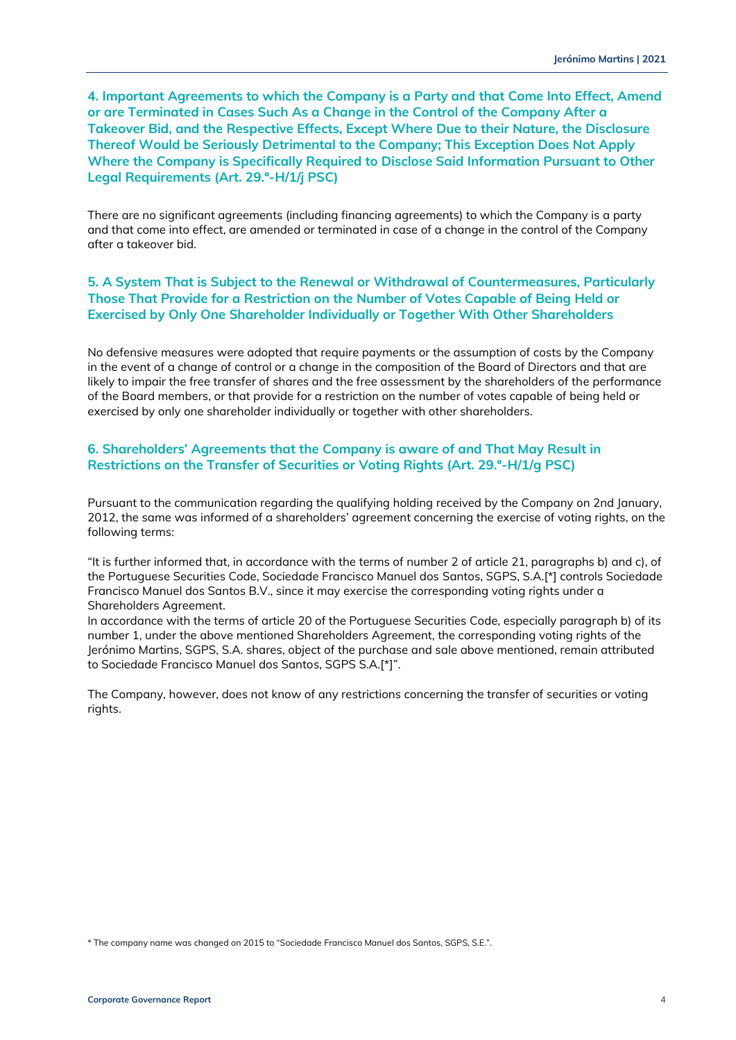## 4. Important Agreements to which the Company is a Party and that Come Into Effect, Amend or are Terminated in Cases Such As a Change in the Control of the Company After a Takeover Bid, and the Respective Effects, Except Where Due to their Nature, the Disclosure Thereof Would be Seriously Detrimental to the Company; This Exception Does Not Apply Where the Company is Specifically Required to Disclose Said Information Pursuant to Other Legal Requirements (Art. 29.°-H/1/j PSC)

There are no significant agreements (including financing agreements) to which the Company is a party and that come into effect, are amended or terminated in case of a change in the control of the Company after a takeover bid.

## 5. A System That is Subject to the Renewal or Withdrawal of Countermeasures, Particularly Those That Provide for a Restriction on the Number of Votes Capable of Being Held or Exercised by Only One Shareholder Individually or Together With Other Shareholders

No defensive measures were adopted that require payments or the assumption of costs by the Company in the event of a change of control or a change in the composition of the Board of Directors and that are likely to impair the free transfer of shares and the free assessment by the shareholders of the performance of the Board members, or that provide for a restriction on the number of votes capable of being held or exercised by only one shareholder individually or together with other shareholders.

## 6. Shareholders' Agreements that the Company is aware of and That May Result in Restrictions on the Transfer of Securities or Voting Rights (Art. 29.°-H/1/g PSC)

Pursuant to the communication regarding the qualifying holding received by the Company on 2nd January, 2012, the same was informed of a shareholders' agreement concerning the exercise of voting rights, on the following terms:

"It is further informed that, in accordance with the terms of number 2 of article 21, paragraphs b) and c), of the Portuguese Securities Code, Sociedade Francisco Manuel dos Santos, SGPS, S.A.[*] controls Sociedade Francisco Manuel dos Santos B.V., since it may exercise the corresponding voting rights under a Shareholders Agreement.
In accordance with the terms of article 20 of the Portuguese Securities Code, especially paragraph b) of its number 1, under the above mentioned Shareholders Agreement, the corresponding voting rights of the Jerónimo Martins, SGPS, S.A. shares, object of the purchase and sale above mentioned, remain attributed to Sociedade Francisco Manuel dos Santos, SGPS S.A.[*]".

The Company, however, does not know of any restrictions concerning the transfer of securities or voting rights.

* The company name was changed on 2015 to "Sociedade Francisco Manuel dos Santos, SGPS, S.E.".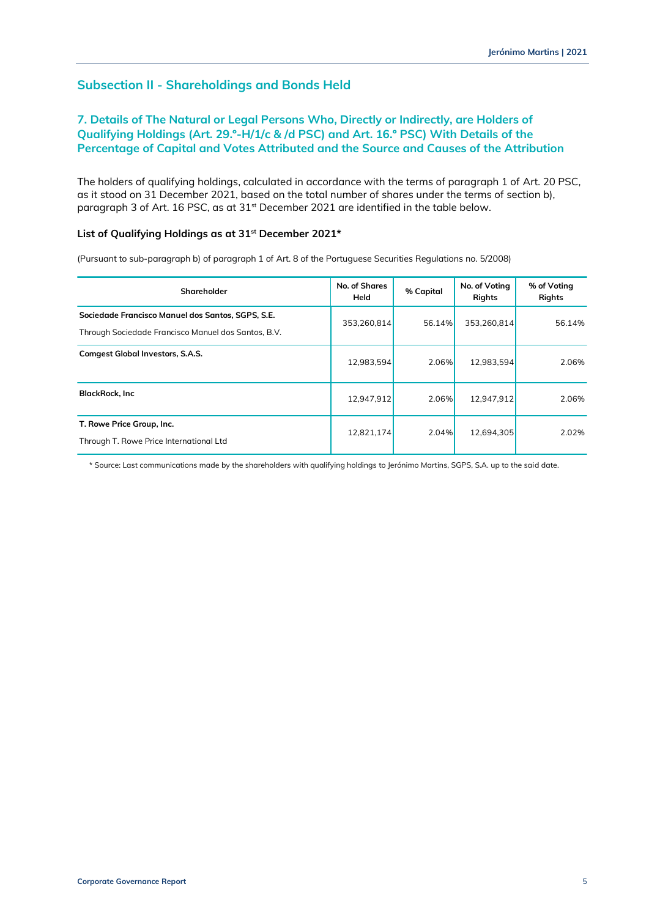## Subsection II - Shareholdings and Bonds Held

### 7. Details of The Natural or Legal Persons Who, Directly or Indirectly, are Holders of Qualifying Holdings (Art. 29.º-H/1/c & /d PSC) and Art. 16.º PSC) With Details of the Percentage of Capital and Votes Attributed and the Source and Causes of the Attribution

The holders of qualifying holdings, calculated in accordance with the terms of paragraph 1 of Art. 20 PSC, as it stood on 31 December 2021, based on the total number of shares under the terms of section b), paragraph 3 of Art. 16 PSC, as at 31st December 2021 are identified in the table below.

#### List of Qualifying Holdings as at 31st December 2021*

(Pursuant to sub-paragraph b) of paragraph 1 of Art. 8 of the Portuguese Securities Regulations no. 5/2008)

| Shareholder | No. of Shares Held | % Capital | No. of Voting Rights | % of Voting Rights |
|---|---|---|---|---|
| **Sociedade Francisco Manuel dos Santos, SGPS, S.E.**<br>Through Sociedade Francisco Manuel dos Santos, B.V. | 353,260,814 | 56.14% | 353,260,814 | 56.14% |
| **Comgest Global Investors, S.A.S.** | 12,983,594 | 2.06% | 12,983,594 | 2.06% |
| **BlackRock, Inc** | 12,947,912 | 2.06% | 12,947,912 | 2.06% |
| **T. Rowe Price Group, Inc.**<br>Through T. Rowe Price International Ltd | 12,821,174 | 2.04% | 12,694,305 | 2.02% |

\* Source: Last communications made by the shareholders with qualifying holdings to Jerónimo Martins, SGPS, S.A. up to the said date.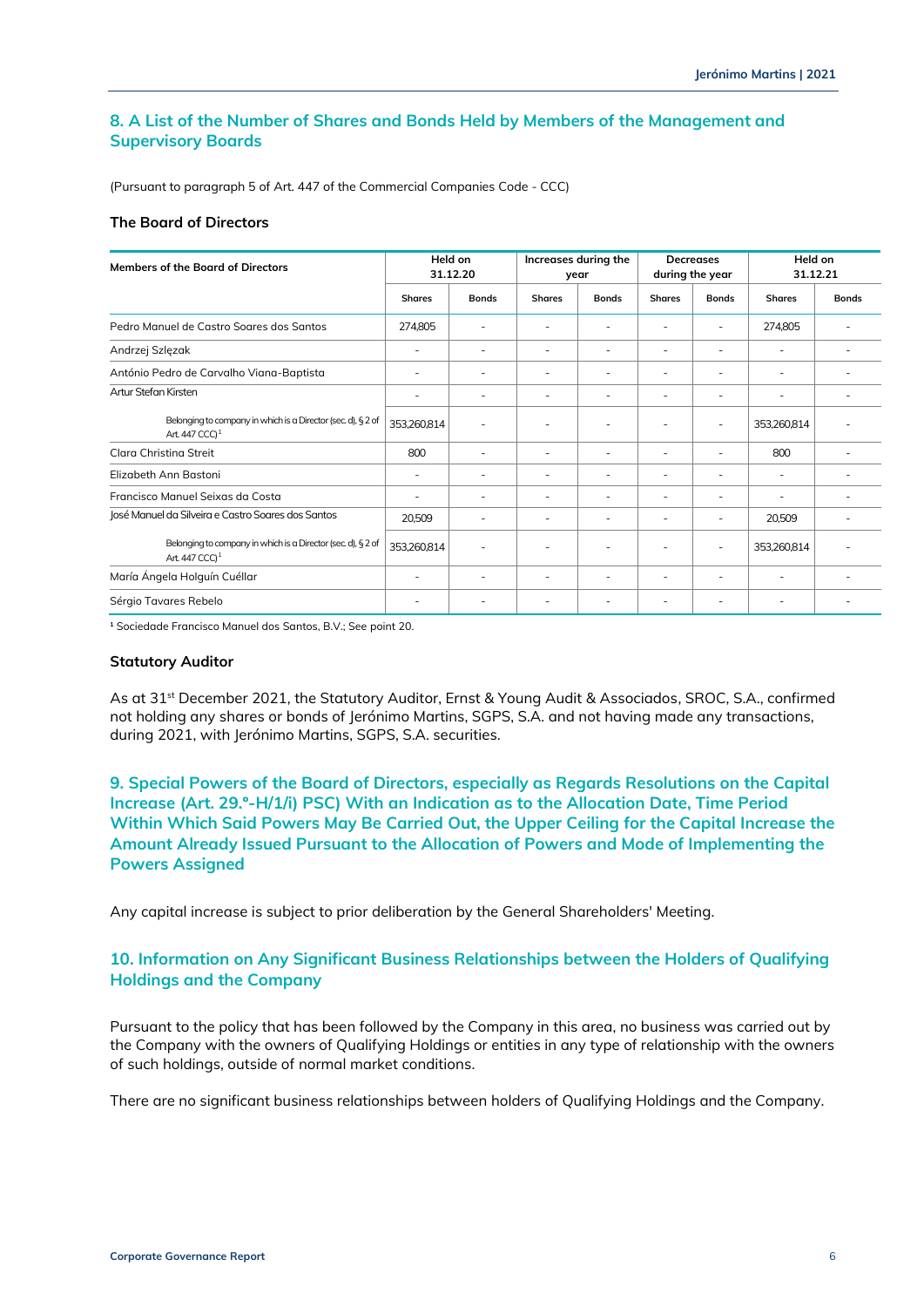## 8. A List of the Number of Shares and Bonds Held by Members of the Management and Supervisory Boards

(Pursuant to paragraph 5 of Art. 447 of the Commercial Companies Code - CCC)

### The Board of Directors

| Members of the Board of Directors | Held on 31.12.20 | | Increases during the year | | Decreases during the year | | Held on 31.12.21 | |
|---|---|---|---|---|---|---|---|---|
| | Shares | Bonds | Shares | Bonds | Shares | Bonds | Shares | Bonds |
| Pedro Manuel de Castro Soares dos Santos | 274,805 | - | - | - | - | - | 274,805 | - |
| Andrzej Szlęzak | - | - | - | - | - | - | - | - |
| António Pedro de Carvalho Viana-Baptista | - | - | - | - | - | - | - | - |
| Artur Stefan Kirsten | - | - | - | - | - | - | - | - |
| Belonging to company in which is a Director (sec. d), § 2 of Art. 447 CCC)[1] | 353,260,814 | - | - | - | - | - | 353,260,814 | - |
| Clara Christina Streit | 800 | - | - | - | - | - | 800 | - |
| Elizabeth Ann Bastoni | - | - | - | - | - | - | - | - |
| Francisco Manuel Seixas da Costa | - | - | - | - | - | - | - | - |
| José Manuel da Silveira e Castro Soares dos Santos | 20,509 | - | - | - | - | - | 20,509 | - |
| Belonging to company in which is a Director (sec. d), § 2 of Art. 447 CCC)[1] | 353,260,814 | - | - | - | - | - | 353,260,814 | - |
| María Ángela Holguín Cuéllar | - | - | - | - | - | - | - | - |
| Sérgio Tavares Rebelo | - | - | - | - | - | - | - | - |

[1] Sociedade Francisco Manuel dos Santos, B.V.; See point 20.

### Statutory Auditor

As at 31st December 2021, the Statutory Auditor, Ernst & Young Audit & Associados, SROC, S.A., confirmed not holding any shares or bonds of Jerónimo Martins, SGPS, S.A. and not having made any transactions, during 2021, with Jerónimo Martins, SGPS, S.A. securities.

## 9. Special Powers of the Board of Directors, especially as Regards Resolutions on the Capital Increase (Art. 29.º-H/1/i) PSC) With an Indication as to the Allocation Date, Time Period Within Which Said Powers May Be Carried Out, the Upper Ceiling for the Capital Increase the Amount Already Issued Pursuant to the Allocation of Powers and Mode of Implementing the Powers Assigned

Any capital increase is subject to prior deliberation by the General Shareholders' Meeting.

## 10. Information on Any Significant Business Relationships between the Holders of Qualifying Holdings and the Company

Pursuant to the policy that has been followed by the Company in this area, no business was carried out by the Company with the owners of Qualifying Holdings or entities in any type of relationship with the owners of such holdings, outside of normal market conditions.

There are no significant business relationships between holders of Qualifying Holdings and the Company.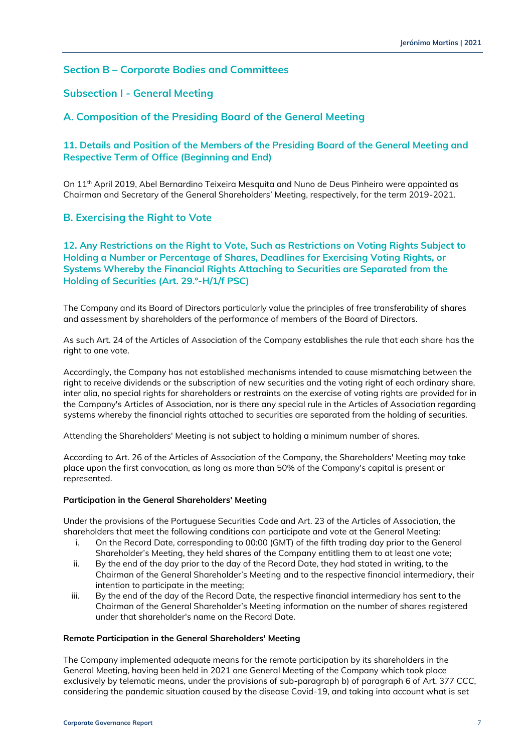## Section B – Corporate Bodies and Committees

### Subsection I - General Meeting

### A. Composition of the Presiding Board of the General Meeting

#### 11. Details and Position of the Members of the Presiding Board of the General Meeting and Respective Term of Office (Beginning and End)

On 11th April 2019, Abel Bernardino Teixeira Mesquita and Nuno de Deus Pinheiro were appointed as Chairman and Secretary of the General Shareholders' Meeting, respectively, for the term 2019-2021.

### B. Exercising the Right to Vote

#### 12. Any Restrictions on the Right to Vote, Such as Restrictions on Voting Rights Subject to Holding a Number or Percentage of Shares, Deadlines for Exercising Voting Rights, or Systems Whereby the Financial Rights Attaching to Securities are Separated from the Holding of Securities (Art. 29.°-H/1/f PSC)

The Company and its Board of Directors particularly value the principles of free transferability of shares and assessment by shareholders of the performance of members of the Board of Directors.

As such Art. 24 of the Articles of Association of the Company establishes the rule that each share has the right to one vote.

Accordingly, the Company has not established mechanisms intended to cause mismatching between the right to receive dividends or the subscription of new securities and the voting right of each ordinary share, inter alia, no special rights for shareholders or restraints on the exercise of voting rights are provided for in the Company's Articles of Association, nor is there any special rule in the Articles of Association regarding systems whereby the financial rights attached to securities are separated from the holding of securities.

Attending the Shareholders' Meeting is not subject to holding a minimum number of shares.

According to Art. 26 of the Articles of Association of the Company, the Shareholders' Meeting may take place upon the first convocation, as long as more than 50% of the Company's capital is present or represented.

**Participation in the General Shareholders' Meeting**

Under the provisions of the Portuguese Securities Code and Art. 23 of the Articles of Association, the shareholders that meet the following conditions can participate and vote at the General Meeting:

i. On the Record Date, corresponding to 00:00 (GMT) of the fifth trading day prior to the General Shareholder's Meeting, they held shares of the Company entitling them to at least one vote;
ii. By the end of the day prior to the day of the Record Date, they had stated in writing, to the Chairman of the General Shareholder's Meeting and to the respective financial intermediary, their intention to participate in the meeting;
iii. By the end of the day of the Record Date, the respective financial intermediary has sent to the Chairman of the General Shareholder's Meeting information on the number of shares registered under that shareholder's name on the Record Date.

**Remote Participation in the General Shareholders' Meeting**

The Company implemented adequate means for the remote participation by its shareholders in the General Meeting, having been held in 2021 one General Meeting of the Company which took place exclusively by telematic means, under the provisions of sub-paragraph b) of paragraph 6 of Art. 377 CCC, considering the pandemic situation caused by the disease Covid-19, and taking into account what is set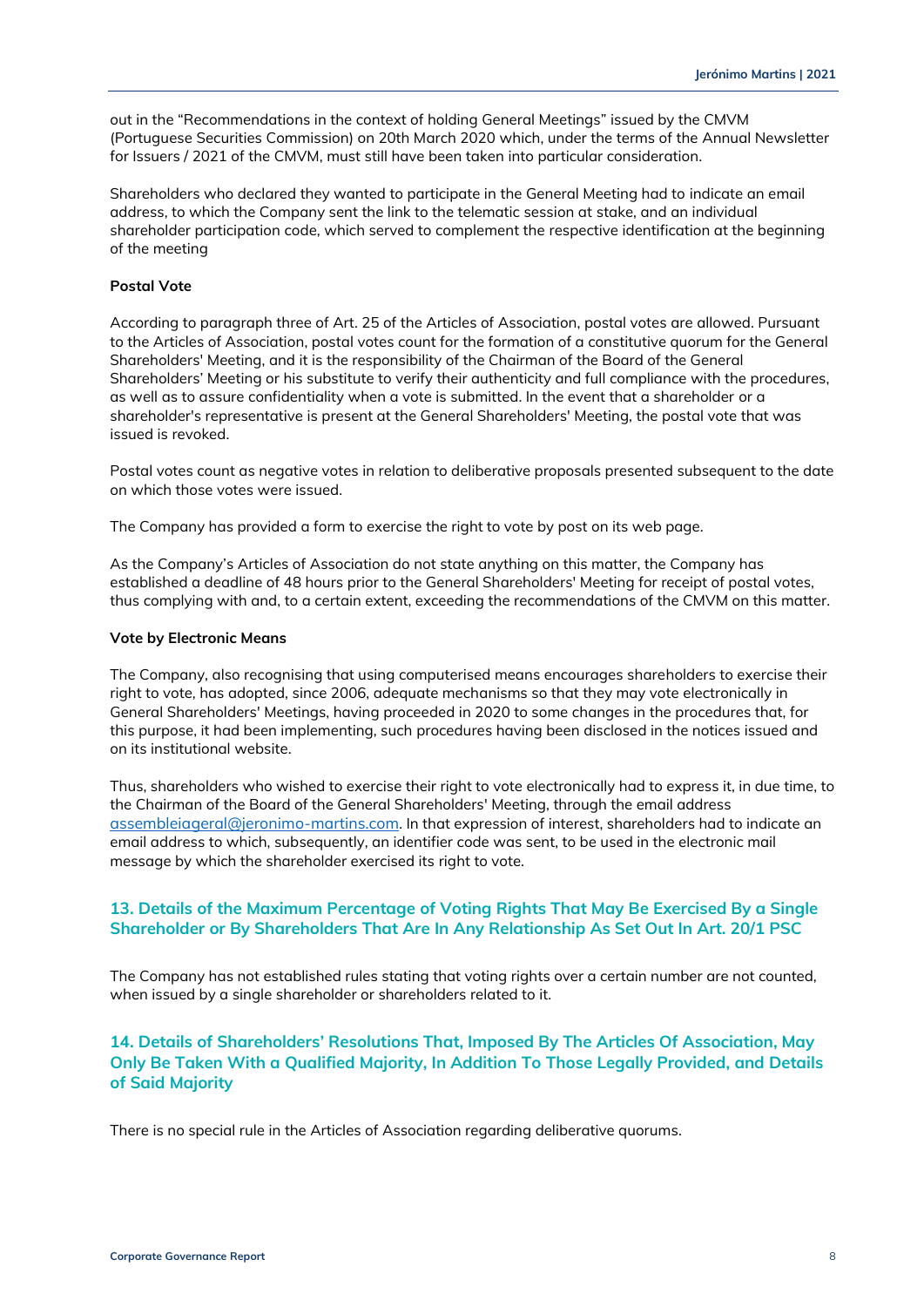out in the "Recommendations in the context of holding General Meetings" issued by the CMVM (Portuguese Securities Commission) on 20th March 2020 which, under the terms of the Annual Newsletter for Issuers / 2021 of the CMVM, must still have been taken into particular consideration.

Shareholders who declared they wanted to participate in the General Meeting had to indicate an email address, to which the Company sent the link to the telematic session at stake, and an individual shareholder participation code, which served to complement the respective identification at the beginning of the meeting

**Postal Vote**

According to paragraph three of Art. 25 of the Articles of Association, postal votes are allowed. Pursuant to the Articles of Association, postal votes count for the formation of a constitutive quorum for the General Shareholders' Meeting, and it is the responsibility of the Chairman of the Board of the General Shareholders' Meeting or his substitute to verify their authenticity and full compliance with the procedures, as well as to assure confidentiality when a vote is submitted. In the event that a shareholder or a shareholder's representative is present at the General Shareholders' Meeting, the postal vote that was issued is revoked.

Postal votes count as negative votes in relation to deliberative proposals presented subsequent to the date on which those votes were issued.

The Company has provided a form to exercise the right to vote by post on its web page.

As the Company's Articles of Association do not state anything on this matter, the Company has established a deadline of 48 hours prior to the General Shareholders' Meeting for receipt of postal votes, thus complying with and, to a certain extent, exceeding the recommendations of the CMVM on this matter.

**Vote by Electronic Means**

The Company, also recognising that using computerised means encourages shareholders to exercise their right to vote, has adopted, since 2006, adequate mechanisms so that they may vote electronically in General Shareholders' Meetings, having proceeded in 2020 to some changes in the procedures that, for this purpose, it had been implementing, such procedures having been disclosed in the notices issued and on its institutional website.

Thus, shareholders who wished to exercise their right to vote electronically had to express it, in due time, to the Chairman of the Board of the General Shareholders' Meeting, through the email address assembleiageral@jeronimo-martins.com. In that expression of interest, shareholders had to indicate an email address to which, subsequently, an identifier code was sent, to be used in the electronic mail message by which the shareholder exercised its right to vote.

## 13. Details of the Maximum Percentage of Voting Rights That May Be Exercised By a Single Shareholder or By Shareholders That Are In Any Relationship As Set Out In Art. 20/1 PSC

The Company has not established rules stating that voting rights over a certain number are not counted, when issued by a single shareholder or shareholders related to it.

## 14. Details of Shareholders' Resolutions That, Imposed By The Articles Of Association, May Only Be Taken With a Qualified Majority, In Addition To Those Legally Provided, and Details of Said Majority

There is no special rule in the Articles of Association regarding deliberative quorums.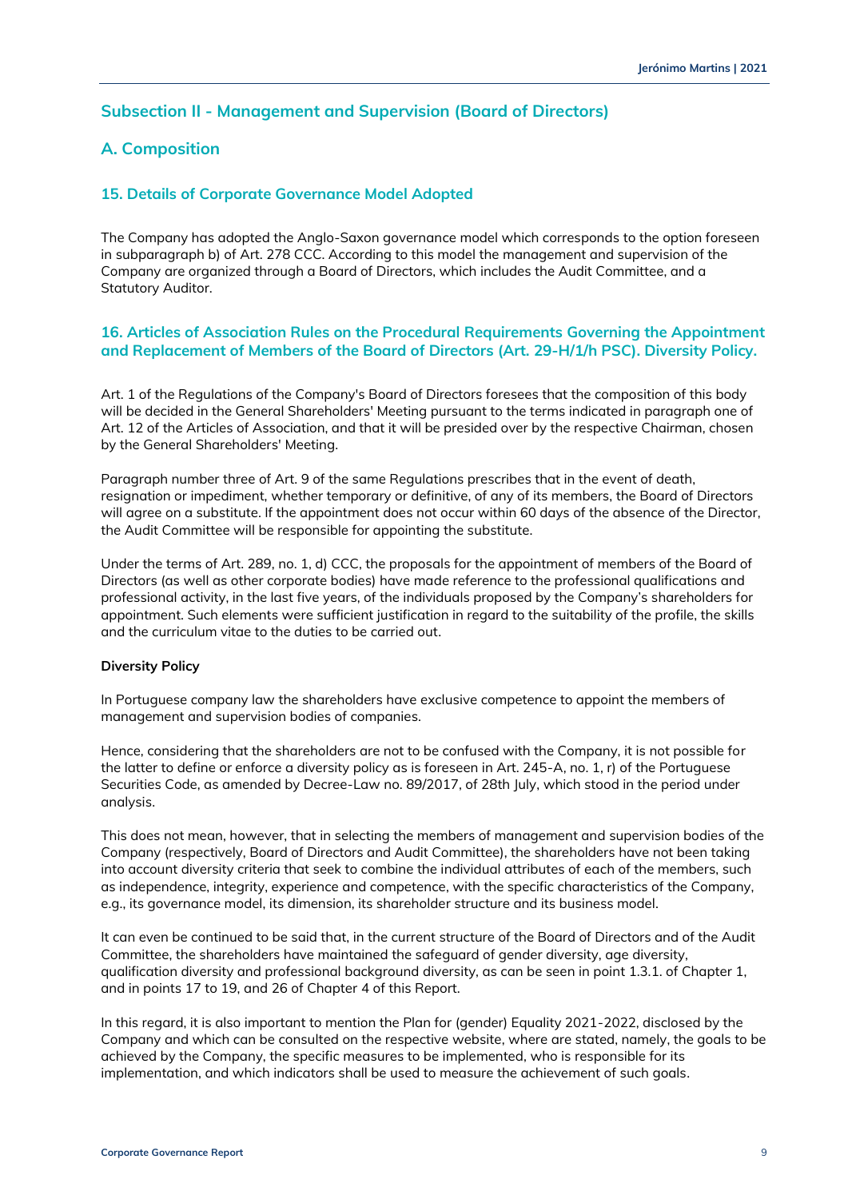## Subsection II - Management and Supervision (Board of Directors)

## A. Composition

### 15. Details of Corporate Governance Model Adopted

The Company has adopted the Anglo-Saxon governance model which corresponds to the option foreseen in subparagraph b) of Art. 278 CCC. According to this model the management and supervision of the Company are organized through a Board of Directors, which includes the Audit Committee, and a Statutory Auditor.

### 16. Articles of Association Rules on the Procedural Requirements Governing the Appointment and Replacement of Members of the Board of Directors (Art. 29-H/1/h PSC). Diversity Policy.

Art. 1 of the Regulations of the Company's Board of Directors foresees that the composition of this body will be decided in the General Shareholders' Meeting pursuant to the terms indicated in paragraph one of Art. 12 of the Articles of Association, and that it will be presided over by the respective Chairman, chosen by the General Shareholders' Meeting.

Paragraph number three of Art. 9 of the same Regulations prescribes that in the event of death, resignation or impediment, whether temporary or definitive, of any of its members, the Board of Directors will agree on a substitute. If the appointment does not occur within 60 days of the absence of the Director, the Audit Committee will be responsible for appointing the substitute.

Under the terms of Art. 289, no. 1, d) CCC, the proposals for the appointment of members of the Board of Directors (as well as other corporate bodies) have made reference to the professional qualifications and professional activity, in the last five years, of the individuals proposed by the Company's shareholders for appointment. Such elements were sufficient justification in regard to the suitability of the profile, the skills and the curriculum vitae to the duties to be carried out.

**Diversity Policy**

In Portuguese company law the shareholders have exclusive competence to appoint the members of management and supervision bodies of companies.

Hence, considering that the shareholders are not to be confused with the Company, it is not possible for the latter to define or enforce a diversity policy as is foreseen in Art. 245-A, no. 1, r) of the Portuguese Securities Code, as amended by Decree-Law no. 89/2017, of 28th July, which stood in the period under analysis.

This does not mean, however, that in selecting the members of management and supervision bodies of the Company (respectively, Board of Directors and Audit Committee), the shareholders have not been taking into account diversity criteria that seek to combine the individual attributes of each of the members, such as independence, integrity, experience and competence, with the specific characteristics of the Company, e.g., its governance model, its dimension, its shareholder structure and its business model.

It can even be continued to be said that, in the current structure of the Board of Directors and of the Audit Committee, the shareholders have maintained the safeguard of gender diversity, age diversity, qualification diversity and professional background diversity, as can be seen in point 1.3.1. of Chapter 1, and in points 17 to 19, and 26 of Chapter 4 of this Report.

In this regard, it is also important to mention the Plan for (gender) Equality 2021-2022, disclosed by the Company and which can be consulted on the respective website, where are stated, namely, the goals to be achieved by the Company, the specific measures to be implemented, who is responsible for its implementation, and which indicators shall be used to measure the achievement of such goals.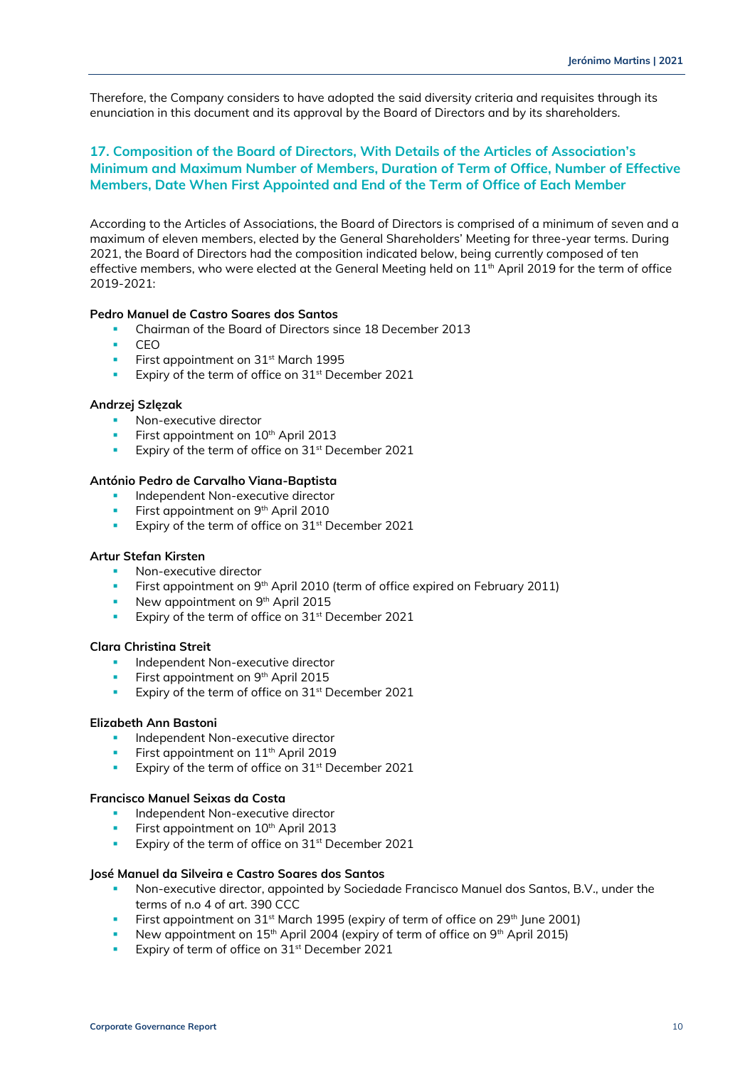Therefore, the Company considers to have adopted the said diversity criteria and requisites through its enunciation in this document and its approval by the Board of Directors and by its shareholders.

## 17. Composition of the Board of Directors, With Details of the Articles of Association's Minimum and Maximum Number of Members, Duration of Term of Office, Number of Effective Members, Date When First Appointed and End of the Term of Office of Each Member

According to the Articles of Associations, the Board of Directors is comprised of a minimum of seven and a maximum of eleven members, elected by the General Shareholders' Meeting for three-year terms. During 2021, the Board of Directors had the composition indicated below, being currently composed of ten effective members, who were elected at the General Meeting held on 11th April 2019 for the term of office 2019-2021:

**Pedro Manuel de Castro Soares dos Santos**

- Chairman of the Board of Directors since 18 December 2013
- CEO
- First appointment on 31st March 1995
- Expiry of the term of office on 31st December 2021

**Andrzej Szlęzak**

- Non-executive director
- First appointment on 10th April 2013
- Expiry of the term of office on 31st December 2021

**António Pedro de Carvalho Viana-Baptista**

- Independent Non-executive director
- First appointment on 9th April 2010
- Expiry of the term of office on 31st December 2021

**Artur Stefan Kirsten**

- Non-executive director
- First appointment on 9th April 2010 (term of office expired on February 2011)
- New appointment on 9th April 2015
- Expiry of the term of office on 31st December 2021

**Clara Christina Streit**

- Independent Non-executive director
- First appointment on 9th April 2015
- Expiry of the term of office on 31st December 2021

**Elizabeth Ann Bastoni**

- Independent Non-executive director
- First appointment on 11th April 2019
- Expiry of the term of office on 31st December 2021

**Francisco Manuel Seixas da Costa**

- Independent Non-executive director
- First appointment on 10th April 2013
- Expiry of the term of office on 31st December 2021

**José Manuel da Silveira e Castro Soares dos Santos**

- Non-executive director, appointed by Sociedade Francisco Manuel dos Santos, B.V., under the terms of n.o 4 of art. 390 CCC
- First appointment on 31st March 1995 (expiry of term of office on 29th June 2001)
- New appointment on 15th April 2004 (expiry of term of office on 9th April 2015)
- Expiry of term of office on 31st December 2021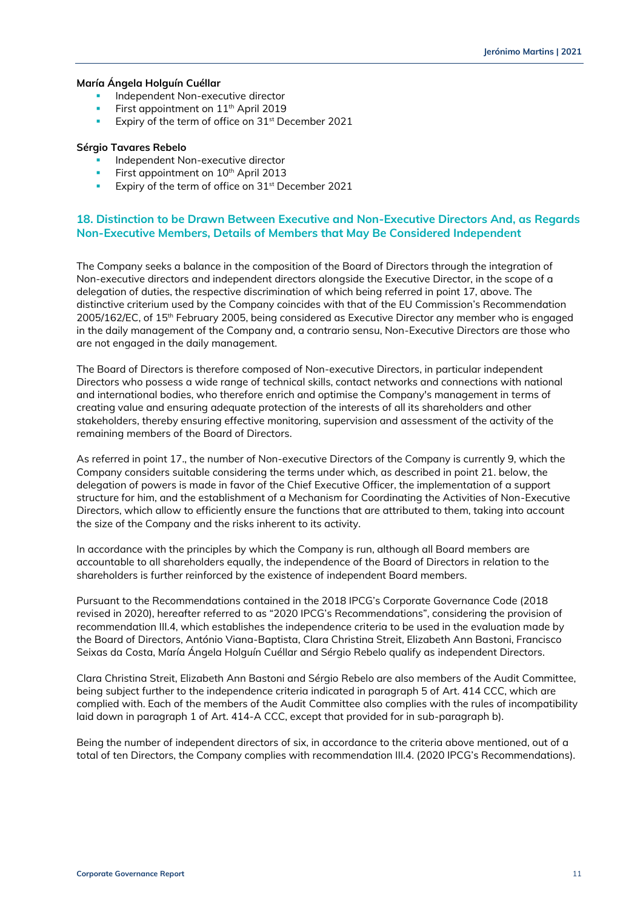**María Ángela Holguín Cuéllar**

- Independent Non-executive director
- First appointment on 11th April 2019
- Expiry of the term of office on 31st December 2021

**Sérgio Tavares Rebelo**

- Independent Non-executive director
- First appointment on 10th April 2013
- Expiry of the term of office on 31st December 2021

## 18. Distinction to be Drawn Between Executive and Non-Executive Directors And, as Regards Non-Executive Members, Details of Members that May Be Considered Independent

The Company seeks a balance in the composition of the Board of Directors through the integration of Non-executive directors and independent directors alongside the Executive Director, in the scope of a delegation of duties, the respective discrimination of which being referred in point 17, above. The distinctive criterium used by the Company coincides with that of the EU Commission's Recommendation 2005/162/EC, of 15th February 2005, being considered as Executive Director any member who is engaged in the daily management of the Company and, a contrario sensu, Non-Executive Directors are those who are not engaged in the daily management.

The Board of Directors is therefore composed of Non-executive Directors, in particular independent Directors who possess a wide range of technical skills, contact networks and connections with national and international bodies, who therefore enrich and optimise the Company's management in terms of creating value and ensuring adequate protection of the interests of all its shareholders and other stakeholders, thereby ensuring effective monitoring, supervision and assessment of the activity of the remaining members of the Board of Directors.

As referred in point 17., the number of Non-executive Directors of the Company is currently 9, which the Company considers suitable considering the terms under which, as described in point 21. below, the delegation of powers is made in favor of the Chief Executive Officer, the implementation of a support structure for him, and the establishment of a Mechanism for Coordinating the Activities of Non-Executive Directors, which allow to efficiently ensure the functions that are attributed to them, taking into account the size of the Company and the risks inherent to its activity.

In accordance with the principles by which the Company is run, although all Board members are accountable to all shareholders equally, the independence of the Board of Directors in relation to the shareholders is further reinforced by the existence of independent Board members.

Pursuant to the Recommendations contained in the 2018 IPCG's Corporate Governance Code (2018 revised in 2020), hereafter referred to as "2020 IPCG's Recommendations", considering the provision of recommendation III.4, which establishes the independence criteria to be used in the evaluation made by the Board of Directors, António Viana-Baptista, Clara Christina Streit, Elizabeth Ann Bastoni, Francisco Seixas da Costa, María Ángela Holguín Cuéllar and Sérgio Rebelo qualify as independent Directors.

Clara Christina Streit, Elizabeth Ann Bastoni and Sérgio Rebelo are also members of the Audit Committee, being subject further to the independence criteria indicated in paragraph 5 of Art. 414 CCC, which are complied with. Each of the members of the Audit Committee also complies with the rules of incompatibility laid down in paragraph 1 of Art. 414-A CCC, except that provided for in sub-paragraph b).

Being the number of independent directors of six, in accordance to the criteria above mentioned, out of a total of ten Directors, the Company complies with recommendation III.4. (2020 IPCG's Recommendations).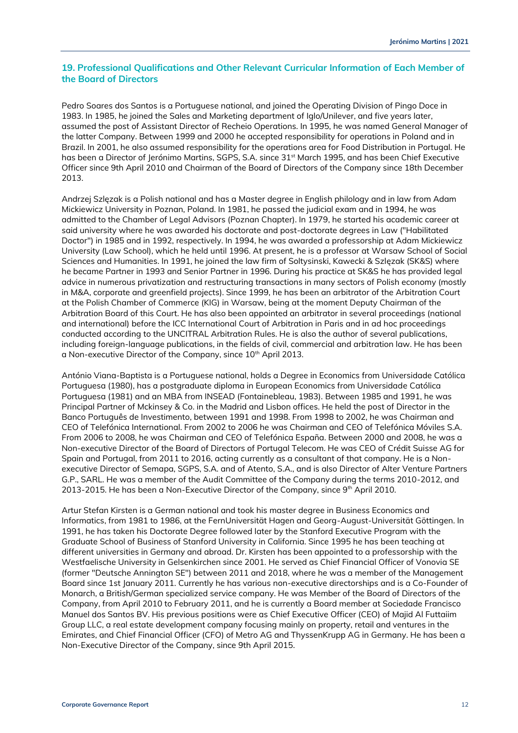## 19. Professional Qualifications and Other Relevant Curricular Information of Each Member of the Board of Directors

Pedro Soares dos Santos is a Portuguese national, and joined the Operating Division of Pingo Doce in 1983. In 1985, he joined the Sales and Marketing department of Iglo/Unilever, and five years later, assumed the post of Assistant Director of Recheio Operations. In 1995, he was named General Manager of the latter Company. Between 1999 and 2000 he accepted responsibility for operations in Poland and in Brazil. In 2001, he also assumed responsibility for the operations area for Food Distribution in Portugal. He has been a Director of Jerónimo Martins, SGPS, S.A. since 31st March 1995, and has been Chief Executive Officer since 9th April 2010 and Chairman of the Board of Directors of the Company since 18th December 2013.

Andrzej Szlęzak is a Polish national and has a Master degree in English philology and in law from Adam Mickiewicz University in Poznan, Poland. In 1981, he passed the judicial exam and in 1994, he was admitted to the Chamber of Legal Advisors (Poznan Chapter). In 1979, he started his academic career at said university where he was awarded his doctorate and post-doctorate degrees in Law ("Habilitated Doctor") in 1985 and in 1992, respectively. In 1994, he was awarded a professorship at Adam Mickiewicz University (Law School), which he held until 1996. At present, he is a professor at Warsaw School of Social Sciences and Humanities. In 1991, he joined the law firm of Soltysinski, Kawecki & Szlęzak (SK&S) where he became Partner in 1993 and Senior Partner in 1996. During his practice at SK&S he has provided legal advice in numerous privatization and restructuring transactions in many sectors of Polish economy (mostly in M&A, corporate and greenfield projects). Since 1999, he has been an arbitrator of the Arbitration Court at the Polish Chamber of Commerce (KIG) in Warsaw, being at the moment Deputy Chairman of the Arbitration Board of this Court. He has also been appointed an arbitrator in several proceedings (national and international) before the ICC International Court of Arbitration in Paris and in ad hoc proceedings conducted according to the UNCITRAL Arbitration Rules. He is also the author of several publications, including foreign-language publications, in the fields of civil, commercial and arbitration law. He has been a Non-executive Director of the Company, since 10th April 2013.

António Viana-Baptista is a Portuguese national, holds a Degree in Economics from Universidade Católica Portuguesa (1980), has a postgraduate diploma in European Economics from Universidade Católica Portuguesa (1981) and an MBA from INSEAD (Fontainebleau, 1983). Between 1985 and 1991, he was Principal Partner of Mckinsey & Co. in the Madrid and Lisbon offices. He held the post of Director in the Banco Português de Investimento, between 1991 and 1998. From 1998 to 2002, he was Chairman and CEO of Telefónica International. From 2002 to 2006 he was Chairman and CEO of Telefónica Móviles S.A. From 2006 to 2008, he was Chairman and CEO of Telefónica España. Between 2000 and 2008, he was a Non-executive Director of the Board of Directors of Portugal Telecom. He was CEO of Crédit Suisse AG for Spain and Portugal, from 2011 to 2016, acting currently as a consultant of that company. He is a Non-executive Director of Semapa, SGPS, S.A. and of Atento, S.A., and is also Director of Alter Venture Partners G.P., SARL. He was a member of the Audit Committee of the Company during the terms 2010-2012, and 2013-2015. He has been a Non-Executive Director of the Company, since 9th April 2010.

Artur Stefan Kirsten is a German national and took his master degree in Business Economics and Informatics, from 1981 to 1986, at the FernUniversität Hagen and Georg-August-Universität Göttingen. In 1991, he has taken his Doctorate Degree followed later by the Stanford Executive Program with the Graduate School of Business of Stanford University in California. Since 1995 he has been teaching at different universities in Germany and abroad. Dr. Kirsten has been appointed to a professorship with the Westfaelische University in Gelsenkirchen since 2001. He served as Chief Financial Officer of Vonovia SE (former "Deutsche Annington SE") between 2011 and 2018, where he was a member of the Management Board since 1st January 2011. Currently he has various non-executive directorships and is a Co-Founder of Monarch, a British/German specialized service company. He was Member of the Board of Directors of the Company, from April 2010 to February 2011, and he is currently a Board member at Sociedade Francisco Manuel dos Santos BV. His previous positions were as Chief Executive Officer (CEO) of Majid Al Futtaiim Group LLC, a real estate development company focusing mainly on property, retail and ventures in the Emirates, and Chief Financial Officer (CFO) of Metro AG and ThyssenKrupp AG in Germany. He has been a Non-Executive Director of the Company, since 9th April 2015.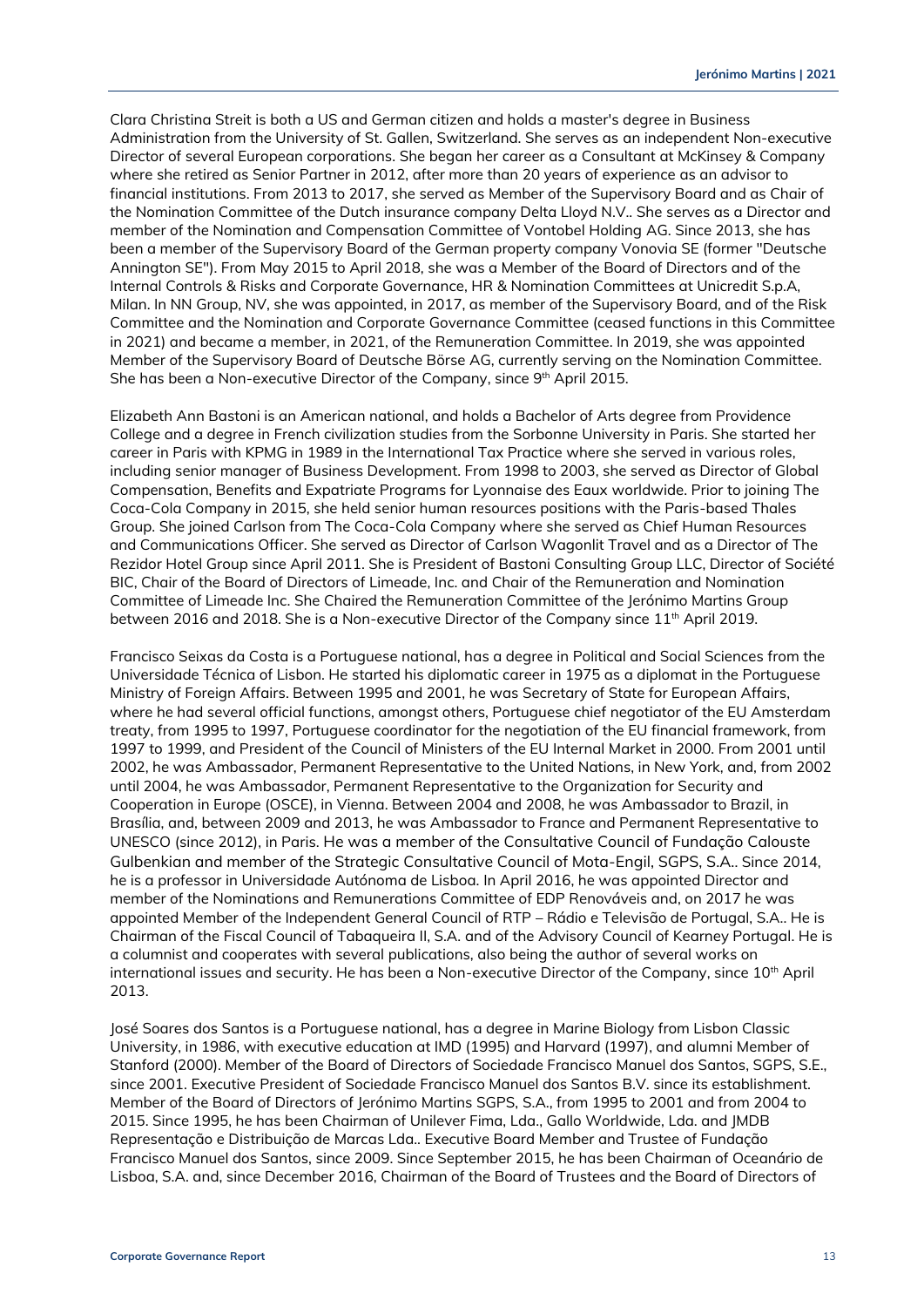Clara Christina Streit is both a US and German citizen and holds a master's degree in Business Administration from the University of St. Gallen, Switzerland. She serves as an independent Non-executive Director of several European corporations. She began her career as a Consultant at McKinsey & Company where she retired as Senior Partner in 2012, after more than 20 years of experience as an advisor to financial institutions. From 2013 to 2017, she served as Member of the Supervisory Board and as Chair of the Nomination Committee of the Dutch insurance company Delta Lloyd N.V.. She serves as a Director and member of the Nomination and Compensation Committee of Vontobel Holding AG. Since 2013, she has been a member of the Supervisory Board of the German property company Vonovia SE (former "Deutsche Annington SE"). From May 2015 to April 2018, she was a Member of the Board of Directors and of the Internal Controls & Risks and Corporate Governance, HR & Nomination Committees at Unicredit S.p.A, Milan. In NN Group, NV, she was appointed, in 2017, as member of the Supervisory Board, and of the Risk Committee and the Nomination and Corporate Governance Committee (ceased functions in this Committee in 2021) and became a member, in 2021, of the Remuneration Committee. In 2019, she was appointed Member of the Supervisory Board of Deutsche Börse AG, currently serving on the Nomination Committee. She has been a Non-executive Director of the Company, since 9th April 2015.

Elizabeth Ann Bastoni is an American national, and holds a Bachelor of Arts degree from Providence College and a degree in French civilization studies from the Sorbonne University in Paris. She started her career in Paris with KPMG in 1989 in the International Tax Practice where she served in various roles, including senior manager of Business Development. From 1998 to 2003, she served as Director of Global Compensation, Benefits and Expatriate Programs for Lyonnaise des Eaux worldwide. Prior to joining The Coca-Cola Company in 2015, she held senior human resources positions with the Paris-based Thales Group. She joined Carlson from The Coca-Cola Company where she served as Chief Human Resources and Communications Officer. She served as Director of Carlson Wagonlit Travel and as a Director of The Rezidor Hotel Group since April 2011. She is President of Bastoni Consulting Group LLC, Director of Société BIC, Chair of the Board of Directors of Limeade, Inc. and Chair of the Remuneration and Nomination Committee of Limeade Inc. She Chaired the Remuneration Committee of the Jerónimo Martins Group between 2016 and 2018. She is a Non-executive Director of the Company since 11th April 2019.

Francisco Seixas da Costa is a Portuguese national, has a degree in Political and Social Sciences from the Universidade Técnica of Lisbon. He started his diplomatic career in 1975 as a diplomat in the Portuguese Ministry of Foreign Affairs. Between 1995 and 2001, he was Secretary of State for European Affairs, where he had several official functions, amongst others, Portuguese chief negotiator of the EU Amsterdam treaty, from 1995 to 1997, Portuguese coordinator for the negotiation of the EU financial framework, from 1997 to 1999, and President of the Council of Ministers of the EU Internal Market in 2000. From 2001 until 2002, he was Ambassador, Permanent Representative to the United Nations, in New York, and, from 2002 until 2004, he was Ambassador, Permanent Representative to the Organization for Security and Cooperation in Europe (OSCE), in Vienna. Between 2004 and 2008, he was Ambassador to Brazil, in Brasília, and, between 2009 and 2013, he was Ambassador to France and Permanent Representative to UNESCO (since 2012), in Paris. He was a member of the Consultative Council of Fundação Calouste Gulbenkian and member of the Strategic Consultative Council of Mota-Engil, SGPS, S.A.. Since 2014, he is a professor in Universidade Autónoma de Lisboa. In April 2016, he was appointed Director and member of the Nominations and Remunerations Committee of EDP Renováveis and, on 2017 he was appointed Member of the Independent General Council of RTP – Rádio e Televisão de Portugal, S.A.. He is Chairman of the Fiscal Council of Tabaqueira II, S.A. and of the Advisory Council of Kearney Portugal. He is a columnist and cooperates with several publications, also being the author of several works on international issues and security. He has been a Non-executive Director of the Company, since 10th April 2013.

José Soares dos Santos is a Portuguese national, has a degree in Marine Biology from Lisbon Classic University, in 1986, with executive education at IMD (1995) and Harvard (1997), and alumni Member of Stanford (2000). Member of the Board of Directors of Sociedade Francisco Manuel dos Santos, SGPS, S.E., since 2001. Executive President of Sociedade Francisco Manuel dos Santos B.V. since its establishment. Member of the Board of Directors of Jerónimo Martins SGPS, S.A., from 1995 to 2001 and from 2004 to 2015. Since 1995, he has been Chairman of Unilever Fima, Lda., Gallo Worldwide, Lda. and JMDB Representação e Distribuição de Marcas Lda.. Executive Board Member and Trustee of Fundação Francisco Manuel dos Santos, since 2009. Since September 2015, he has been Chairman of Oceanário de Lisboa, S.A. and, since December 2016, Chairman of the Board of Trustees and the Board of Directors of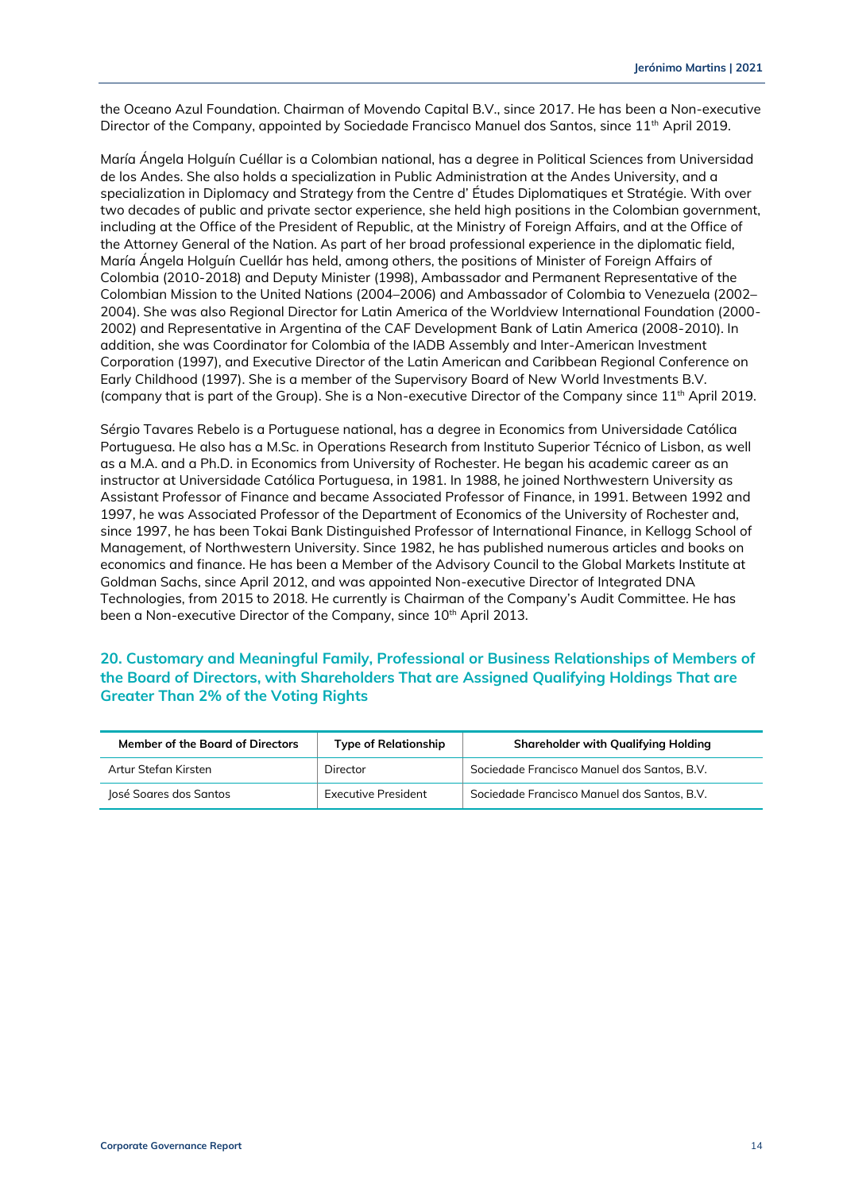the Oceano Azul Foundation. Chairman of Movendo Capital B.V., since 2017. He has been a Non-executive Director of the Company, appointed by Sociedade Francisco Manuel dos Santos, since 11th April 2019.

María Ángela Holguín Cuéllar is a Colombian national, has a degree in Political Sciences from Universidad de los Andes. She also holds a specialization in Public Administration at the Andes University, and a specialization in Diplomacy and Strategy from the Centre d' Études Diplomatiques et Stratégie. With over two decades of public and private sector experience, she held high positions in the Colombian government, including at the Office of the President of Republic, at the Ministry of Foreign Affairs, and at the Office of the Attorney General of the Nation. As part of her broad professional experience in the diplomatic field, María Ángela Holguín Cuellár has held, among others, the positions of Minister of Foreign Affairs of Colombia (2010-2018) and Deputy Minister (1998), Ambassador and Permanent Representative of the Colombian Mission to the United Nations (2004–2006) and Ambassador of Colombia to Venezuela (2002–2004). She was also Regional Director for Latin America of the Worldview International Foundation (2000-2002) and Representative in Argentina of the CAF Development Bank of Latin America (2008-2010). In addition, she was Coordinator for Colombia of the IADB Assembly and Inter-American Investment Corporation (1997), and Executive Director of the Latin American and Caribbean Regional Conference on Early Childhood (1997). She is a member of the Supervisory Board of New World Investments B.V. (company that is part of the Group). She is a Non-executive Director of the Company since 11th April 2019.

Sérgio Tavares Rebelo is a Portuguese national, has a degree in Economics from Universidade Católica Portuguesa. He also has a M.Sc. in Operations Research from Instituto Superior Técnico of Lisbon, as well as a M.A. and a Ph.D. in Economics from University of Rochester. He began his academic career as an instructor at Universidade Católica Portuguesa, in 1981. In 1988, he joined Northwestern University as Assistant Professor of Finance and became Associated Professor of Finance, in 1991. Between 1992 and 1997, he was Associated Professor of the Department of Economics of the University of Rochester and, since 1997, he has been Tokai Bank Distinguished Professor of International Finance, in Kellogg School of Management, of Northwestern University. Since 1982, he has published numerous articles and books on economics and finance. He has been a Member of the Advisory Council to the Global Markets Institute at Goldman Sachs, since April 2012, and was appointed Non-executive Director of Integrated DNA Technologies, from 2015 to 2018. He currently is Chairman of the Company's Audit Committee. He has been a Non-executive Director of the Company, since 10th April 2013.

## 20. Customary and Meaningful Family, Professional or Business Relationships of Members of the Board of Directors, with Shareholders That are Assigned Qualifying Holdings That are Greater Than 2% of the Voting Rights

| Member of the Board of Directors | Type of Relationship | Shareholder with Qualifying Holding |
|---|---|---|
| Artur Stefan Kirsten | Director | Sociedade Francisco Manuel dos Santos, B.V. |
| José Soares dos Santos | Executive President | Sociedade Francisco Manuel dos Santos, B.V. |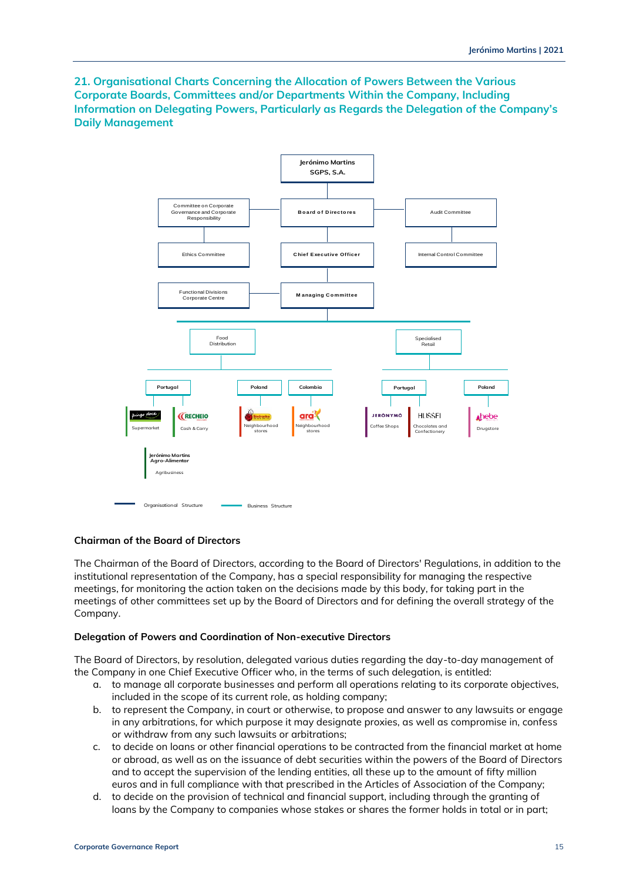## 21. Organisational Charts Concerning the Allocation of Powers Between the Various Corporate Boards, Committees and/or Departments Within the Company, Including Information on Delegating Powers, Particularly as Regards the Delegation of the Company's Daily Management

Jerónimo Martins SGPS, S.A.

Committee on Corporate Governance and Corporate Responsibility | Board of Directores | Audit Committee

Ethics Committee | Chief Executive Officer | Internal Control Committee

Functional Divisions Corporate Centre | Managing Committee

Food Distribution | Specialised Retail

Portugal | Poland | Colombia | Portugal | Poland

Supermarket | Cash & Carry | Neighbourhood stores | Neighbourhood stores | Coffee Shops | Chocolates and Confectionery | Drugstore

Jerónimo Martins Agro-Alimentar

Agribusiness

Organisational Structure | Business Structure

### Chairman of the Board of Directors

The Chairman of the Board of Directors, according to the Board of Directors' Regulations, in addition to the institutional representation of the Company, has a special responsibility for managing the respective meetings, for monitoring the action taken on the decisions made by this body, for taking part in the meetings of other committees set up by the Board of Directors and for defining the overall strategy of the Company.

### Delegation of Powers and Coordination of Non-executive Directors

The Board of Directors, by resolution, delegated various duties regarding the day-to-day management of the Company in one Chief Executive Officer who, in the terms of such delegation, is entitled:

a. to manage all corporate businesses and perform all operations relating to its corporate objectives, included in the scope of its current role, as holding company;
b. to represent the Company, in court or otherwise, to propose and answer to any lawsuits or engage in any arbitrations, for which purpose it may designate proxies, as well as compromise in, confess or withdraw from any such lawsuits or arbitrations;
c. to decide on loans or other financial operations to be contracted from the financial market at home or abroad, as well as on the issuance of debt securities within the powers of the Board of Directors and to accept the supervision of the lending entities, all these up to the amount of fifty million euros and in full compliance with that prescribed in the Articles of Association of the Company;
d. to decide on the provision of technical and financial support, including through the granting of loans by the Company to companies whose stakes or shares the former holds in total or in part;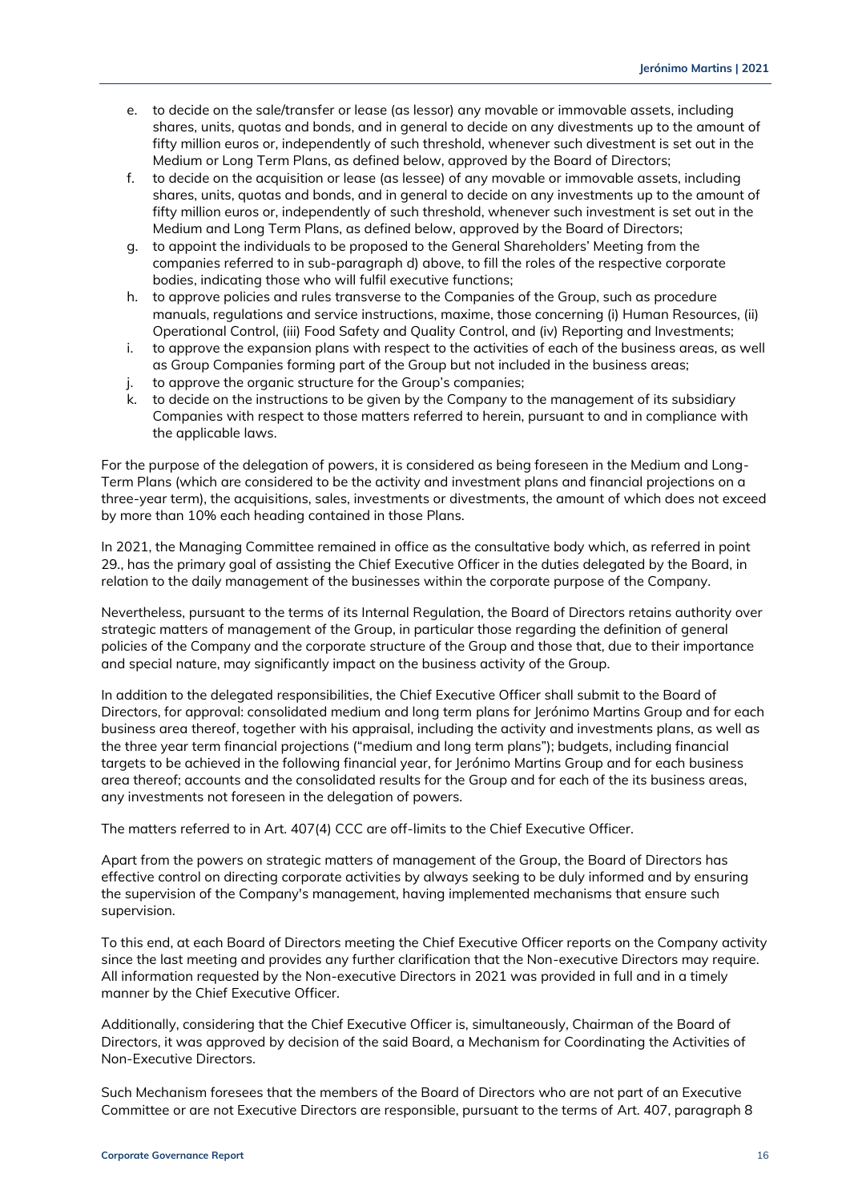e. to decide on the sale/transfer or lease (as lessor) any movable or immovable assets, including shares, units, quotas and bonds, and in general to decide on any divestments up to the amount of fifty million euros or, independently of such threshold, whenever such divestment is set out in the Medium or Long Term Plans, as defined below, approved by the Board of Directors;
f. to decide on the acquisition or lease (as lessee) of any movable or immovable assets, including shares, units, quotas and bonds, and in general to decide on any investments up to the amount of fifty million euros or, independently of such threshold, whenever such investment is set out in the Medium and Long Term Plans, as defined below, approved by the Board of Directors;
g. to appoint the individuals to be proposed to the General Shareholders' Meeting from the companies referred to in sub-paragraph d) above, to fill the roles of the respective corporate bodies, indicating those who will fulfil executive functions;
h. to approve policies and rules transverse to the Companies of the Group, such as procedure manuals, regulations and service instructions, maxime, those concerning (i) Human Resources, (ii) Operational Control, (iii) Food Safety and Quality Control, and (iv) Reporting and Investments;
i. to approve the expansion plans with respect to the activities of each of the business areas, as well as Group Companies forming part of the Group but not included in the business areas;
j. to approve the organic structure for the Group's companies;
k. to decide on the instructions to be given by the Company to the management of its subsidiary Companies with respect to those matters referred to herein, pursuant to and in compliance with the applicable laws.

For the purpose of the delegation of powers, it is considered as being foreseen in the Medium and Long-Term Plans (which are considered to be the activity and investment plans and financial projections on a three-year term), the acquisitions, sales, investments or divestments, the amount of which does not exceed by more than 10% each heading contained in those Plans.

In 2021, the Managing Committee remained in office as the consultative body which, as referred in point 29., has the primary goal of assisting the Chief Executive Officer in the duties delegated by the Board, in relation to the daily management of the businesses within the corporate purpose of the Company.

Nevertheless, pursuant to the terms of its Internal Regulation, the Board of Directors retains authority over strategic matters of management of the Group, in particular those regarding the definition of general policies of the Company and the corporate structure of the Group and those that, due to their importance and special nature, may significantly impact on the business activity of the Group.

In addition to the delegated responsibilities, the Chief Executive Officer shall submit to the Board of Directors, for approval: consolidated medium and long term plans for Jerónimo Martins Group and for each business area thereof, together with his appraisal, including the activity and investments plans, as well as the three year term financial projections ("medium and long term plans"); budgets, including financial targets to be achieved in the following financial year, for Jerónimo Martins Group and for each business area thereof; accounts and the consolidated results for the Group and for each of the its business areas, any investments not foreseen in the delegation of powers.

The matters referred to in Art. 407(4) CCC are off-limits to the Chief Executive Officer.

Apart from the powers on strategic matters of management of the Group, the Board of Directors has effective control on directing corporate activities by always seeking to be duly informed and by ensuring the supervision of the Company's management, having implemented mechanisms that ensure such supervision.

To this end, at each Board of Directors meeting the Chief Executive Officer reports on the Company activity since the last meeting and provides any further clarification that the Non-executive Directors may require. All information requested by the Non-executive Directors in 2021 was provided in full and in a timely manner by the Chief Executive Officer.

Additionally, considering that the Chief Executive Officer is, simultaneously, Chairman of the Board of Directors, it was approved by decision of the said Board, a Mechanism for Coordinating the Activities of Non-Executive Directors.

Such Mechanism foresees that the members of the Board of Directors who are not part of an Executive Committee or are not Executive Directors are responsible, pursuant to the terms of Art. 407, paragraph 8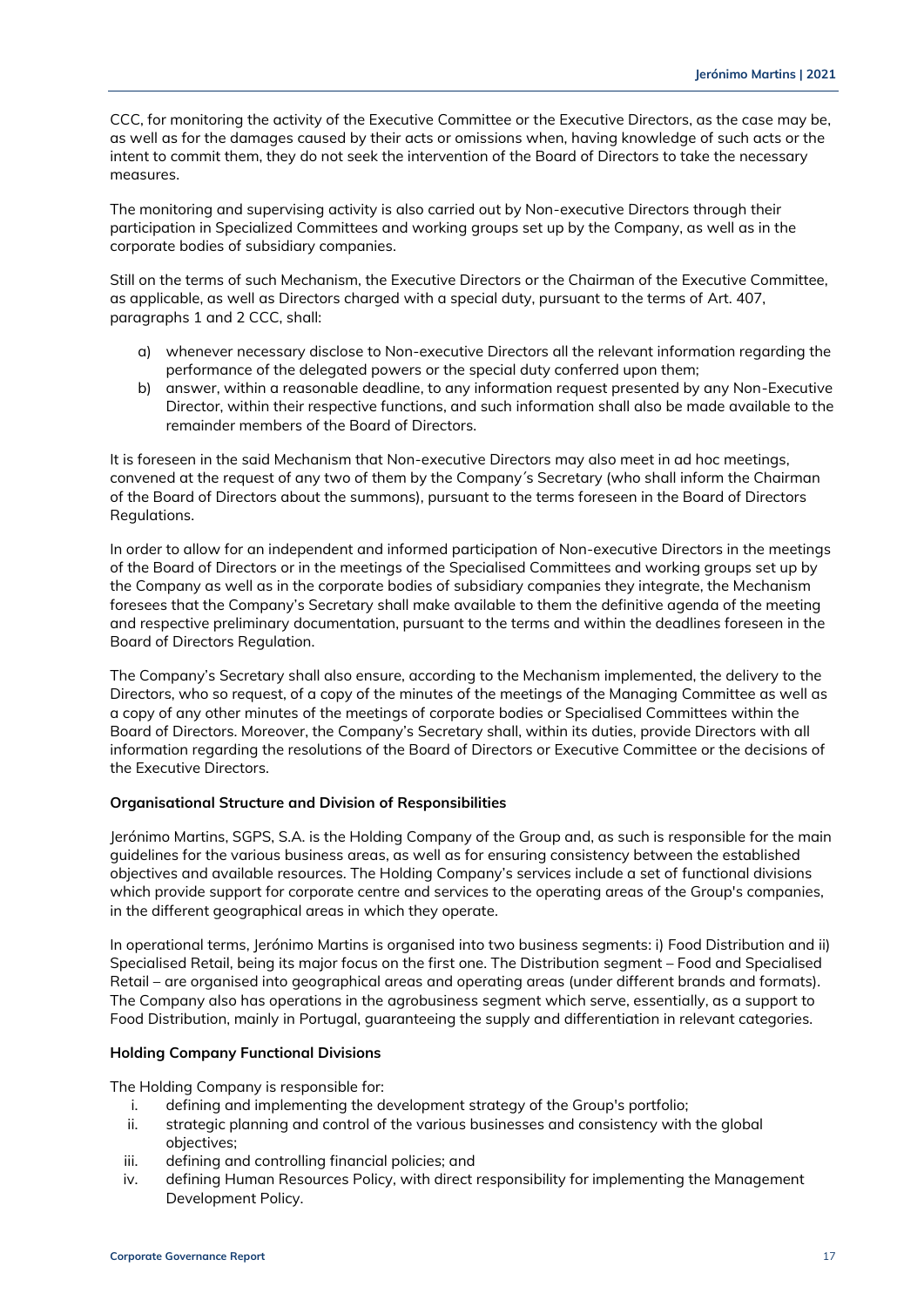CCC, for monitoring the activity of the Executive Committee or the Executive Directors, as the case may be, as well as for the damages caused by their acts or omissions when, having knowledge of such acts or the intent to commit them, they do not seek the intervention of the Board of Directors to take the necessary measures.

The monitoring and supervising activity is also carried out by Non-executive Directors through their participation in Specialized Committees and working groups set up by the Company, as well as in the corporate bodies of subsidiary companies.

Still on the terms of such Mechanism, the Executive Directors or the Chairman of the Executive Committee, as applicable, as well as Directors charged with a special duty, pursuant to the terms of Art. 407, paragraphs 1 and 2 CCC, shall:

a) whenever necessary disclose to Non-executive Directors all the relevant information regarding the performance of the delegated powers or the special duty conferred upon them;
b) answer, within a reasonable deadline, to any information request presented by any Non-Executive Director, within their respective functions, and such information shall also be made available to the remainder members of the Board of Directors.

It is foreseen in the said Mechanism that Non-executive Directors may also meet in ad hoc meetings, convened at the request of any two of them by the Company´s Secretary (who shall inform the Chairman of the Board of Directors about the summons), pursuant to the terms foreseen in the Board of Directors Regulations.

In order to allow for an independent and informed participation of Non-executive Directors in the meetings of the Board of Directors or in the meetings of the Specialised Committees and working groups set up by the Company as well as in the corporate bodies of subsidiary companies they integrate, the Mechanism foresees that the Company's Secretary shall make available to them the definitive agenda of the meeting and respective preliminary documentation, pursuant to the terms and within the deadlines foreseen in the Board of Directors Regulation.

The Company's Secretary shall also ensure, according to the Mechanism implemented, the delivery to the Directors, who so request, of a copy of the minutes of the meetings of the Managing Committee as well as a copy of any other minutes of the meetings of corporate bodies or Specialised Committees within the Board of Directors. Moreover, the Company's Secretary shall, within its duties, provide Directors with all information regarding the resolutions of the Board of Directors or Executive Committee or the decisions of the Executive Directors.

**Organisational Structure and Division of Responsibilities**

Jerónimo Martins, SGPS, S.A. is the Holding Company of the Group and, as such is responsible for the main guidelines for the various business areas, as well as for ensuring consistency between the established objectives and available resources. The Holding Company's services include a set of functional divisions which provide support for corporate centre and services to the operating areas of the Group's companies, in the different geographical areas in which they operate.

In operational terms, Jerónimo Martins is organised into two business segments: i) Food Distribution and ii) Specialised Retail, being its major focus on the first one. The Distribution segment – Food and Specialised Retail – are organised into geographical areas and operating areas (under different brands and formats). The Company also has operations in the agrobusiness segment which serve, essentially, as a support to Food Distribution, mainly in Portugal, guaranteeing the supply and differentiation in relevant categories.

**Holding Company Functional Divisions**

The Holding Company is responsible for:

i. defining and implementing the development strategy of the Group's portfolio;
ii. strategic planning and control of the various businesses and consistency with the global objectives;
iii. defining and controlling financial policies; and
iv. defining Human Resources Policy, with direct responsibility for implementing the Management Development Policy.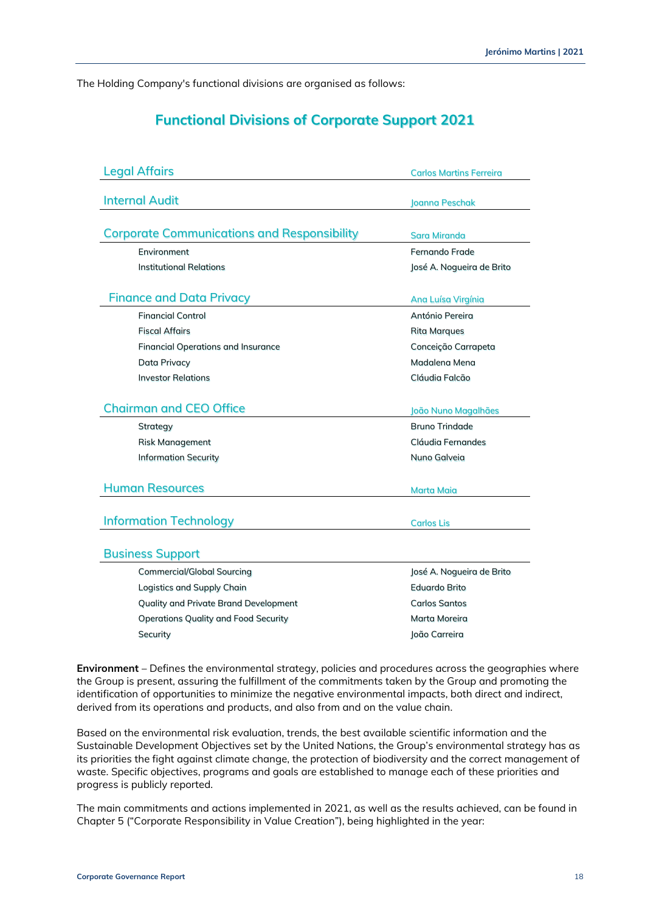The Holding Company's functional divisions are organised as follows:

## Functional Divisions of Corporate Support 2021

| Division | Head |
|---|---|
| **Legal Affairs** | Carlos Martins Ferreira |
| **Internal Audit** | Joanna Peschak |
| **Corporate Communications and Responsibility** | Sara Miranda |
| Environment | Fernando Frade |
| Institutional Relations | José A. Nogueira de Brito |
| **Finance and Data Privacy** | Ana Luísa Virgínia |
| Financial Control | António Pereira |
| Fiscal Affairs | Rita Marques |
| Financial Operations and Insurance | Conceição Carrapeta |
| Data Privacy | Madalena Mena |
| Investor Relations | Cláudia Falcão |
| **Chairman and CEO Office** | João Nuno Magalhães |
| Strategy | Bruno Trindade |
| Risk Management | Cláudia Fernandes |
| Information Security | Nuno Galveia |
| **Human Resources** | Marta Maia |
| **Information Technology** | Carlos Lis |
| **Business Support** | |
| Commercial/Global Sourcing | José A. Nogueira de Brito |
| Logistics and Supply Chain | Eduardo Brito |
| Quality and Private Brand Development | Carlos Santos |
| Operations Quality and Food Security | Marta Moreira |
| Security | João Carreira |

**Environment** – Defines the environmental strategy, policies and procedures across the geographies where the Group is present, assuring the fulfillment of the commitments taken by the Group and promoting the identification of opportunities to minimize the negative environmental impacts, both direct and indirect, derived from its operations and products, and also from and on the value chain.

Based on the environmental risk evaluation, trends, the best available scientific information and the Sustainable Development Objectives set by the United Nations, the Group's environmental strategy has as its priorities the fight against climate change, the protection of biodiversity and the correct management of waste. Specific objectives, programs and goals are established to manage each of these priorities and progress is publicly reported.

The main commitments and actions implemented in 2021, as well as the results achieved, can be found in Chapter 5 ("Corporate Responsibility in Value Creation"), being highlighted in the year: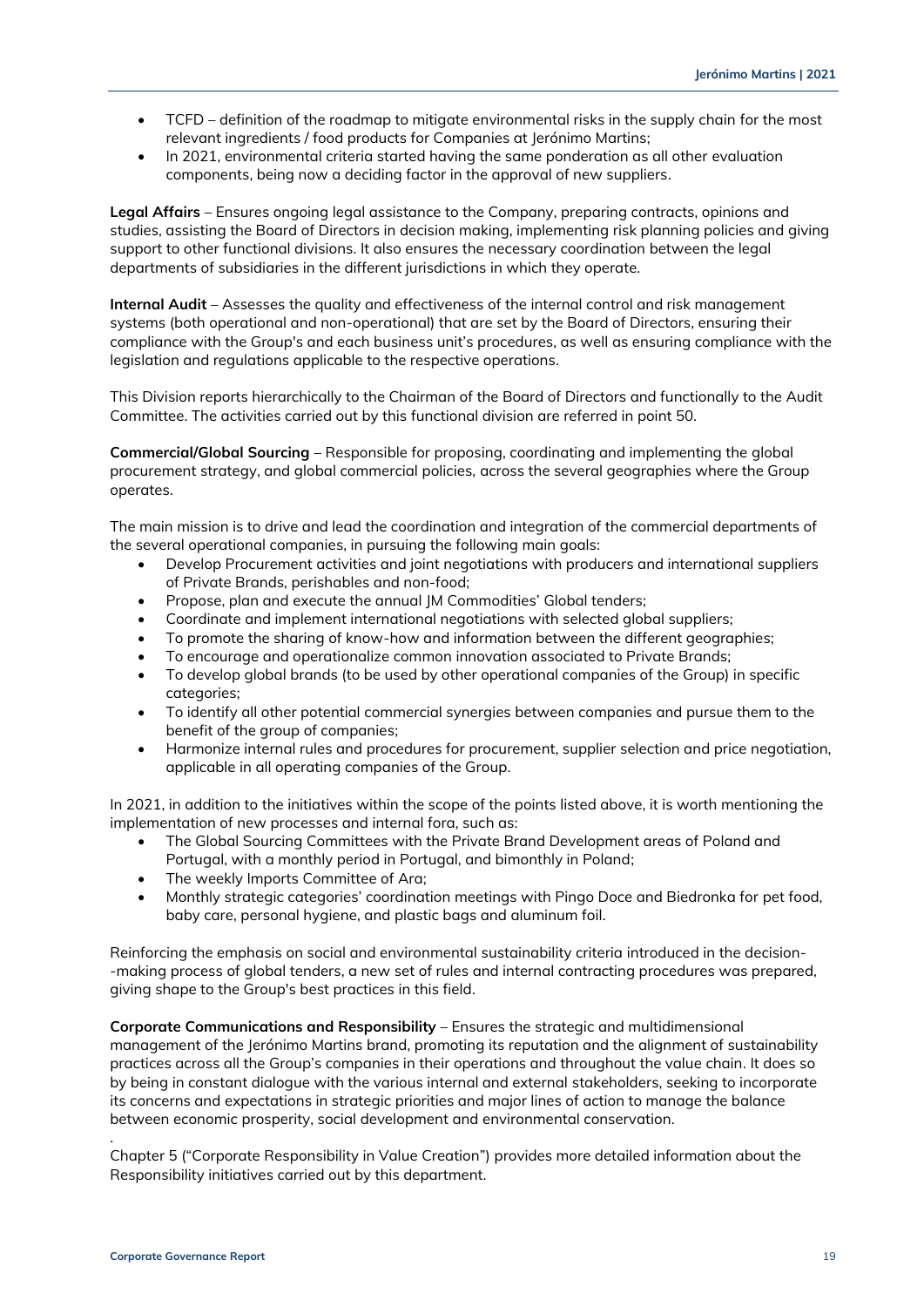- TCFD – definition of the roadmap to mitigate environmental risks in the supply chain for the most relevant ingredients / food products for Companies at Jerónimo Martins;
- In 2021, environmental criteria started having the same ponderation as all other evaluation components, being now a deciding factor in the approval of new suppliers.

**Legal Affairs** – Ensures ongoing legal assistance to the Company, preparing contracts, opinions and studies, assisting the Board of Directors in decision making, implementing risk planning policies and giving support to other functional divisions. It also ensures the necessary coordination between the legal departments of subsidiaries in the different jurisdictions in which they operate.

**Internal Audit** – Assesses the quality and effectiveness of the internal control and risk management systems (both operational and non-operational) that are set by the Board of Directors, ensuring their compliance with the Group's and each business unit's procedures, as well as ensuring compliance with the legislation and regulations applicable to the respective operations.

This Division reports hierarchically to the Chairman of the Board of Directors and functionally to the Audit Committee. The activities carried out by this functional division are referred in point 50.

**Commercial/Global Sourcing** – Responsible for proposing, coordinating and implementing the global procurement strategy, and global commercial policies, across the several geographies where the Group operates.

The main mission is to drive and lead the coordination and integration of the commercial departments of the several operational companies, in pursuing the following main goals:

- Develop Procurement activities and joint negotiations with producers and international suppliers of Private Brands, perishables and non-food;
- Propose, plan and execute the annual JM Commodities' Global tenders;
- Coordinate and implement international negotiations with selected global suppliers;
- To promote the sharing of know-how and information between the different geographies;
- To encourage and operationalize common innovation associated to Private Brands;
- To develop global brands (to be used by other operational companies of the Group) in specific categories;
- To identify all other potential commercial synergies between companies and pursue them to the benefit of the group of companies;
- Harmonize internal rules and procedures for procurement, supplier selection and price negotiation, applicable in all operating companies of the Group.

In 2021, in addition to the initiatives within the scope of the points listed above, it is worth mentioning the implementation of new processes and internal fora, such as:

- The Global Sourcing Committees with the Private Brand Development areas of Poland and Portugal, with a monthly period in Portugal, and bimonthly in Poland;
- The weekly Imports Committee of Ara;
- Monthly strategic categories' coordination meetings with Pingo Doce and Biedronka for pet food, baby care, personal hygiene, and plastic bags and aluminum foil.

Reinforcing the emphasis on social and environmental sustainability criteria introduced in the decision--making process of global tenders, a new set of rules and internal contracting procedures was prepared, giving shape to the Group's best practices in this field.

**Corporate Communications and Responsibility** – Ensures the strategic and multidimensional management of the Jerónimo Martins brand, promoting its reputation and the alignment of sustainability practices across all the Group's companies in their operations and throughout the value chain. It does so by being in constant dialogue with the various internal and external stakeholders, seeking to incorporate its concerns and expectations in strategic priorities and major lines of action to manage the balance between economic prosperity, social development and environmental conservation.

Chapter 5 ("Corporate Responsibility in Value Creation") provides more detailed information about the Responsibility initiatives carried out by this department.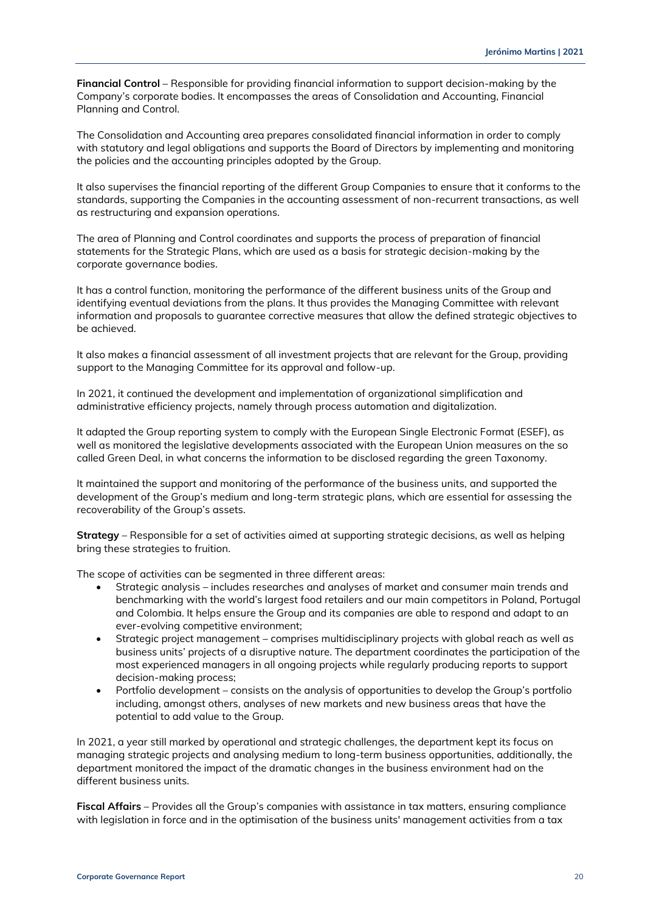**Financial Control** – Responsible for providing financial information to support decision-making by the Company's corporate bodies. It encompasses the areas of Consolidation and Accounting, Financial Planning and Control.

The Consolidation and Accounting area prepares consolidated financial information in order to comply with statutory and legal obligations and supports the Board of Directors by implementing and monitoring the policies and the accounting principles adopted by the Group.

It also supervises the financial reporting of the different Group Companies to ensure that it conforms to the standards, supporting the Companies in the accounting assessment of non-recurrent transactions, as well as restructuring and expansion operations.

The area of Planning and Control coordinates and supports the process of preparation of financial statements for the Strategic Plans, which are used as a basis for strategic decision-making by the corporate governance bodies.

It has a control function, monitoring the performance of the different business units of the Group and identifying eventual deviations from the plans. It thus provides the Managing Committee with relevant information and proposals to guarantee corrective measures that allow the defined strategic objectives to be achieved.

It also makes a financial assessment of all investment projects that are relevant for the Group, providing support to the Managing Committee for its approval and follow-up.

In 2021, it continued the development and implementation of organizational simplification and administrative efficiency projects, namely through process automation and digitalization.

It adapted the Group reporting system to comply with the European Single Electronic Format (ESEF), as well as monitored the legislative developments associated with the European Union measures on the so called Green Deal, in what concerns the information to be disclosed regarding the green Taxonomy.

It maintained the support and monitoring of the performance of the business units, and supported the development of the Group's medium and long-term strategic plans, which are essential for assessing the recoverability of the Group's assets.

**Strategy** – Responsible for a set of activities aimed at supporting strategic decisions, as well as helping bring these strategies to fruition.

The scope of activities can be segmented in three different areas:

- Strategic analysis – includes researches and analyses of market and consumer main trends and benchmarking with the world's largest food retailers and our main competitors in Poland, Portugal and Colombia. It helps ensure the Group and its companies are able to respond and adapt to an ever-evolving competitive environment;
- Strategic project management – comprises multidisciplinary projects with global reach as well as business units' projects of a disruptive nature. The department coordinates the participation of the most experienced managers in all ongoing projects while regularly producing reports to support decision-making process;
- Portfolio development – consists on the analysis of opportunities to develop the Group's portfolio including, amongst others, analyses of new markets and new business areas that have the potential to add value to the Group.

In 2021, a year still marked by operational and strategic challenges, the department kept its focus on managing strategic projects and analysing medium to long-term business opportunities, additionally, the department monitored the impact of the dramatic changes in the business environment had on the different business units.

**Fiscal Affairs** – Provides all the Group's companies with assistance in tax matters, ensuring compliance with legislation in force and in the optimisation of the business units' management activities from a tax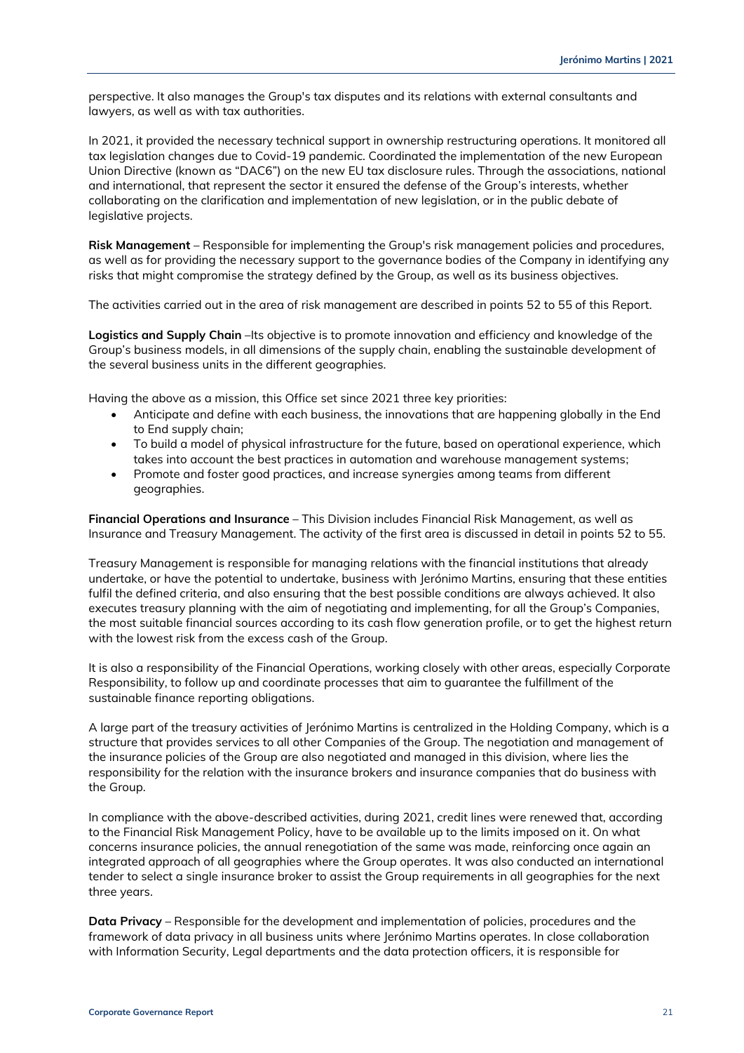perspective. It also manages the Group's tax disputes and its relations with external consultants and lawyers, as well as with tax authorities.

In 2021, it provided the necessary technical support in ownership restructuring operations. It monitored all tax legislation changes due to Covid-19 pandemic. Coordinated the implementation of the new European Union Directive (known as "DAC6") on the new EU tax disclosure rules. Through the associations, national and international, that represent the sector it ensured the defense of the Group's interests, whether collaborating on the clarification and implementation of new legislation, or in the public debate of legislative projects.

**Risk Management** – Responsible for implementing the Group's risk management policies and procedures, as well as for providing the necessary support to the governance bodies of the Company in identifying any risks that might compromise the strategy defined by the Group, as well as its business objectives.

The activities carried out in the area of risk management are described in points 52 to 55 of this Report.

**Logistics and Supply Chain** –Its objective is to promote innovation and efficiency and knowledge of the Group's business models, in all dimensions of the supply chain, enabling the sustainable development of the several business units in the different geographies.

Having the above as a mission, this Office set since 2021 three key priorities:

- Anticipate and define with each business, the innovations that are happening globally in the End to End supply chain;
- To build a model of physical infrastructure for the future, based on operational experience, which takes into account the best practices in automation and warehouse management systems;
- Promote and foster good practices, and increase synergies among teams from different geographies.

**Financial Operations and Insurance** – This Division includes Financial Risk Management, as well as Insurance and Treasury Management. The activity of the first area is discussed in detail in points 52 to 55.

Treasury Management is responsible for managing relations with the financial institutions that already undertake, or have the potential to undertake, business with Jerónimo Martins, ensuring that these entities fulfil the defined criteria, and also ensuring that the best possible conditions are always achieved. It also executes treasury planning with the aim of negotiating and implementing, for all the Group's Companies, the most suitable financial sources according to its cash flow generation profile, or to get the highest return with the lowest risk from the excess cash of the Group.

It is also a responsibility of the Financial Operations, working closely with other areas, especially Corporate Responsibility, to follow up and coordinate processes that aim to guarantee the fulfillment of the sustainable finance reporting obligations.

A large part of the treasury activities of Jerónimo Martins is centralized in the Holding Company, which is a structure that provides services to all other Companies of the Group. The negotiation and management of the insurance policies of the Group are also negotiated and managed in this division, where lies the responsibility for the relation with the insurance brokers and insurance companies that do business with the Group.

In compliance with the above-described activities, during 2021, credit lines were renewed that, according to the Financial Risk Management Policy, have to be available up to the limits imposed on it. On what concerns insurance policies, the annual renegotiation of the same was made, reinforcing once again an integrated approach of all geographies where the Group operates. It was also conducted an international tender to select a single insurance broker to assist the Group requirements in all geographies for the next three years.

**Data Privacy** – Responsible for the development and implementation of policies, procedures and the framework of data privacy in all business units where Jerónimo Martins operates. In close collaboration with Information Security, Legal departments and the data protection officers, it is responsible for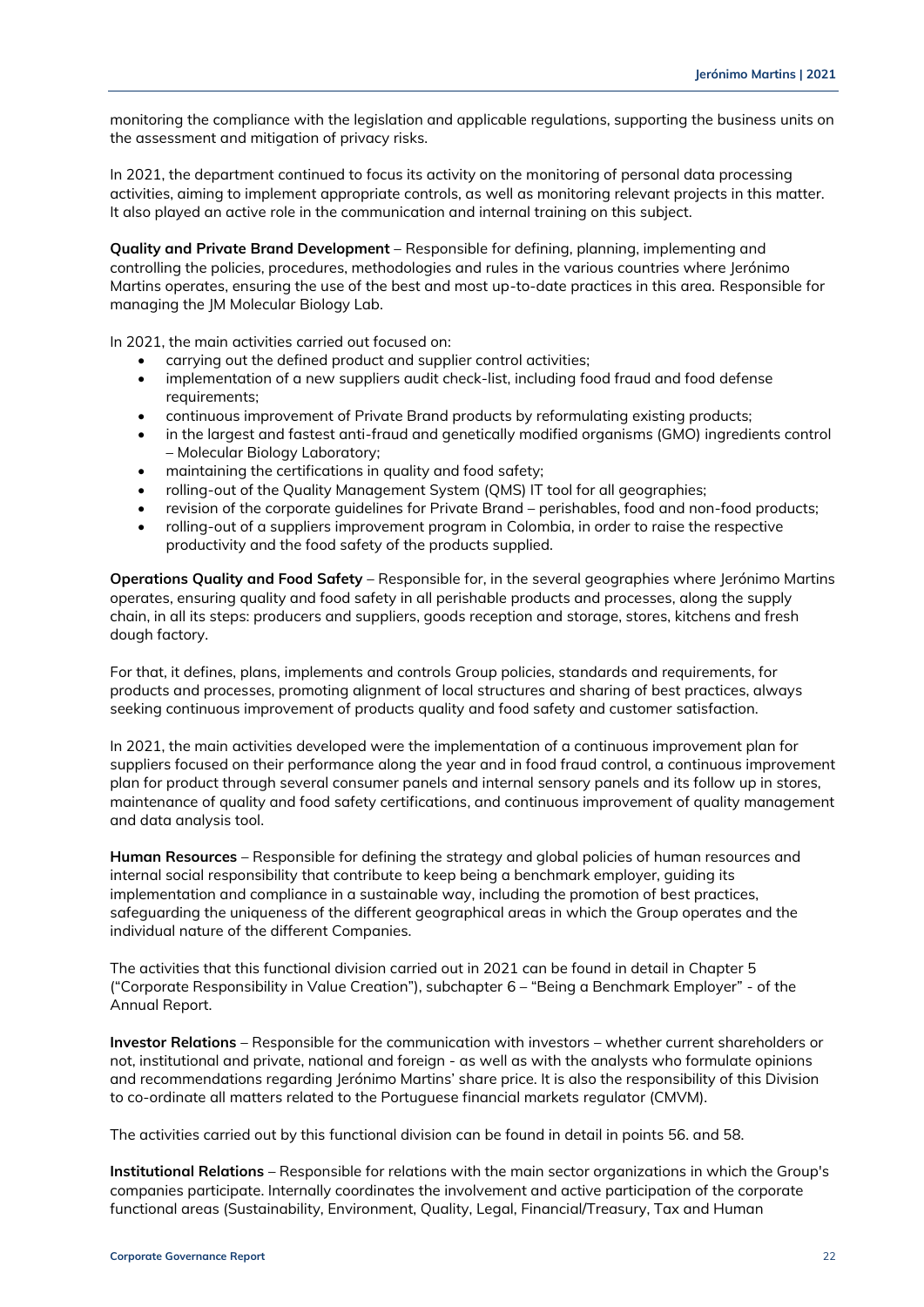monitoring the compliance with the legislation and applicable regulations, supporting the business units on the assessment and mitigation of privacy risks.

In 2021, the department continued to focus its activity on the monitoring of personal data processing activities, aiming to implement appropriate controls, as well as monitoring relevant projects in this matter. It also played an active role in the communication and internal training on this subject.

**Quality and Private Brand Development** – Responsible for defining, planning, implementing and controlling the policies, procedures, methodologies and rules in the various countries where Jerónimo Martins operates, ensuring the use of the best and most up-to-date practices in this area. Responsible for managing the JM Molecular Biology Lab.

In 2021, the main activities carried out focused on:

- carrying out the defined product and supplier control activities;
- implementation of a new suppliers audit check-list, including food fraud and food defense requirements;
- continuous improvement of Private Brand products by reformulating existing products;
- in the largest and fastest anti-fraud and genetically modified organisms (GMO) ingredients control – Molecular Biology Laboratory;
- maintaining the certifications in quality and food safety;
- rolling-out of the Quality Management System (QMS) IT tool for all geographies;
- revision of the corporate guidelines for Private Brand – perishables, food and non-food products;
- rolling-out of a suppliers improvement program in Colombia, in order to raise the respective productivity and the food safety of the products supplied.

**Operations Quality and Food Safety** – Responsible for, in the several geographies where Jerónimo Martins operates, ensuring quality and food safety in all perishable products and processes, along the supply chain, in all its steps: producers and suppliers, goods reception and storage, stores, kitchens and fresh dough factory.

For that, it defines, plans, implements and controls Group policies, standards and requirements, for products and processes, promoting alignment of local structures and sharing of best practices, always seeking continuous improvement of products quality and food safety and customer satisfaction.

In 2021, the main activities developed were the implementation of a continuous improvement plan for suppliers focused on their performance along the year and in food fraud control, a continuous improvement plan for product through several consumer panels and internal sensory panels and its follow up in stores, maintenance of quality and food safety certifications, and continuous improvement of quality management and data analysis tool.

**Human Resources** – Responsible for defining the strategy and global policies of human resources and internal social responsibility that contribute to keep being a benchmark employer, guiding its implementation and compliance in a sustainable way, including the promotion of best practices, safeguarding the uniqueness of the different geographical areas in which the Group operates and the individual nature of the different Companies.

The activities that this functional division carried out in 2021 can be found in detail in Chapter 5 ("Corporate Responsibility in Value Creation"), subchapter 6 – "Being a Benchmark Employer" - of the Annual Report.

**Investor Relations** – Responsible for the communication with investors – whether current shareholders or not, institutional and private, national and foreign - as well as with the analysts who formulate opinions and recommendations regarding Jerónimo Martins' share price. It is also the responsibility of this Division to co-ordinate all matters related to the Portuguese financial markets regulator (CMVM).

The activities carried out by this functional division can be found in detail in points 56. and 58.

**Institutional Relations** – Responsible for relations with the main sector organizations in which the Group's companies participate. Internally coordinates the involvement and active participation of the corporate functional areas (Sustainability, Environment, Quality, Legal, Financial/Treasury, Tax and Human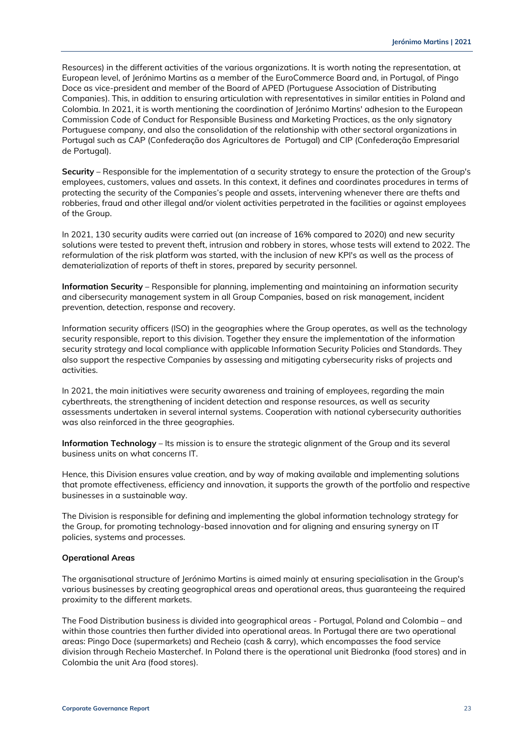Resources) in the different activities of the various organizations. It is worth noting the representation, at European level, of Jerónimo Martins as a member of the EuroCommerce Board and, in Portugal, of Pingo Doce as vice-president and member of the Board of APED (Portuguese Association of Distributing Companies). This, in addition to ensuring articulation with representatives in similar entities in Poland and Colombia. In 2021, it is worth mentioning the coordination of Jerónimo Martins' adhesion to the European Commission Code of Conduct for Responsible Business and Marketing Practices, as the only signatory Portuguese company, and also the consolidation of the relationship with other sectoral organizations in Portugal such as CAP (Confederação dos Agricultores de Portugal) and CIP (Confederação Empresarial de Portugal).

**Security** – Responsible for the implementation of a security strategy to ensure the protection of the Group's employees, customers, values and assets. In this context, it defines and coordinates procedures in terms of protecting the security of the Companies's people and assets, intervening whenever there are thefts and robberies, fraud and other illegal and/or violent activities perpetrated in the facilities or against employees of the Group.

In 2021, 130 security audits were carried out (an increase of 16% compared to 2020) and new security solutions were tested to prevent theft, intrusion and robbery in stores, whose tests will extend to 2022. The reformulation of the risk platform was started, with the inclusion of new KPI's as well as the process of dematerialization of reports of theft in stores, prepared by security personnel.

**Information Security** – Responsible for planning, implementing and maintaining an information security and cibersecurity management system in all Group Companies, based on risk management, incident prevention, detection, response and recovery.

Information security officers (ISO) in the geographies where the Group operates, as well as the technology security responsible, report to this division. Together they ensure the implementation of the information security strategy and local compliance with applicable Information Security Policies and Standards. They also support the respective Companies by assessing and mitigating cybersecurity risks of projects and activities.

In 2021, the main initiatives were security awareness and training of employees, regarding the main cyberthreats, the strengthening of incident detection and response resources, as well as security assessments undertaken in several internal systems. Cooperation with national cybersecurity authorities was also reinforced in the three geographies.

**Information Technology** – Its mission is to ensure the strategic alignment of the Group and its several business units on what concerns IT.

Hence, this Division ensures value creation, and by way of making available and implementing solutions that promote effectiveness, efficiency and innovation, it supports the growth of the portfolio and respective businesses in a sustainable way.

The Division is responsible for defining and implementing the global information technology strategy for the Group, for promoting technology-based innovation and for aligning and ensuring synergy on IT policies, systems and processes.

**Operational Areas**

The organisational structure of Jerónimo Martins is aimed mainly at ensuring specialisation in the Group's various businesses by creating geographical areas and operational areas, thus guaranteeing the required proximity to the different markets.

The Food Distribution business is divided into geographical areas - Portugal, Poland and Colombia – and within those countries then further divided into operational areas. In Portugal there are two operational areas: Pingo Doce (supermarkets) and Recheio (cash & carry), which encompasses the food service division through Recheio Masterchef. In Poland there is the operational unit Biedronka (food stores) and in Colombia the unit Ara (food stores).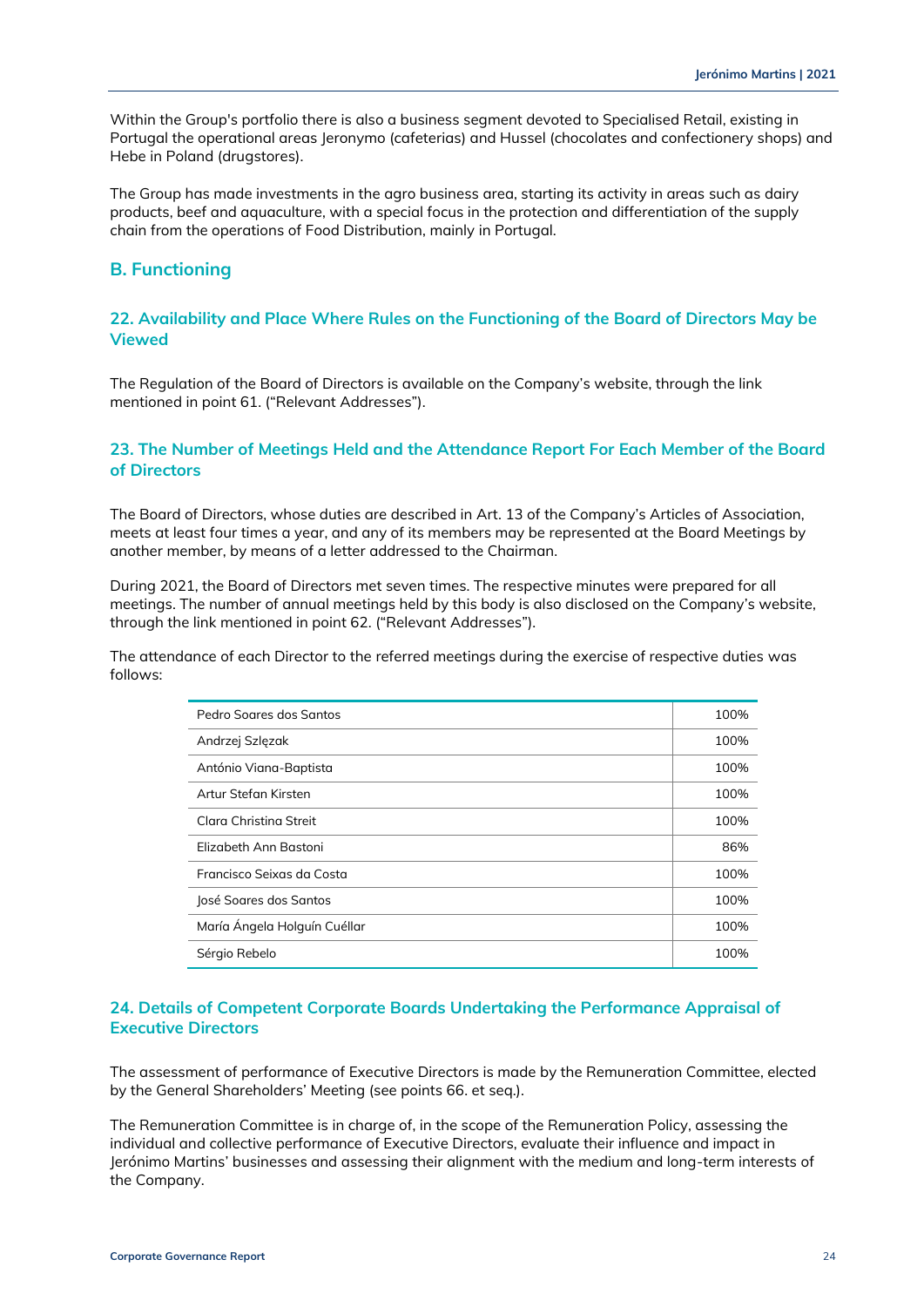Within the Group's portfolio there is also a business segment devoted to Specialised Retail, existing in Portugal the operational areas Jeronymo (cafeterias) and Hussel (chocolates and confectionery shops) and Hebe in Poland (drugstores).

The Group has made investments in the agro business area, starting its activity in areas such as dairy products, beef and aquaculture, with a special focus in the protection and differentiation of the supply chain from the operations of Food Distribution, mainly in Portugal.

## B. Functioning

### 22. Availability and Place Where Rules on the Functioning of the Board of Directors May be Viewed

The Regulation of the Board of Directors is available on the Company's website, through the link mentioned in point 61. ("Relevant Addresses").

### 23. The Number of Meetings Held and the Attendance Report For Each Member of the Board of Directors

The Board of Directors, whose duties are described in Art. 13 of the Company's Articles of Association, meets at least four times a year, and any of its members may be represented at the Board Meetings by another member, by means of a letter addressed to the Chairman.

During 2021, the Board of Directors met seven times. The respective minutes were prepared for all meetings. The number of annual meetings held by this body is also disclosed on the Company's website, through the link mentioned in point 62. ("Relevant Addresses").

The attendance of each Director to the referred meetings during the exercise of respective duties was follows:

| | |
|---|---|
| Pedro Soares dos Santos | 100% |
| Andrzej Szlęzak | 100% |
| António Viana-Baptista | 100% |
| Artur Stefan Kirsten | 100% |
| Clara Christina Streit | 100% |
| Elizabeth Ann Bastoni | 86% |
| Francisco Seixas da Costa | 100% |
| José Soares dos Santos | 100% |
| María Ángela Holguín Cuéllar | 100% |
| Sérgio Rebelo | 100% |

### 24. Details of Competent Corporate Boards Undertaking the Performance Appraisal of Executive Directors

The assessment of performance of Executive Directors is made by the Remuneration Committee, elected by the General Shareholders' Meeting (see points 66. et seq.).

The Remuneration Committee is in charge of, in the scope of the Remuneration Policy, assessing the individual and collective performance of Executive Directors, evaluate their influence and impact in Jerónimo Martins' businesses and assessing their alignment with the medium and long-term interests of the Company.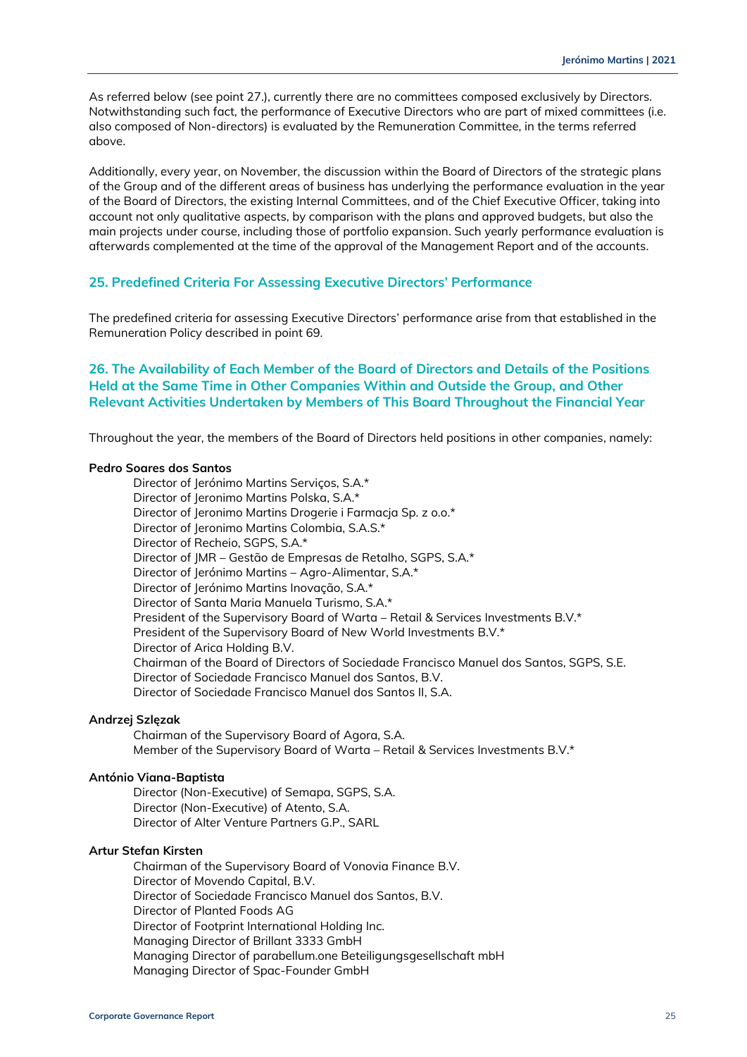As referred below (see point 27.), currently there are no committees composed exclusively by Directors. Notwithstanding such fact, the performance of Executive Directors who are part of mixed committees (i.e. also composed of Non-directors) is evaluated by the Remuneration Committee, in the terms referred above.

Additionally, every year, on November, the discussion within the Board of Directors of the strategic plans of the Group and of the different areas of business has underlying the performance evaluation in the year of the Board of Directors, the existing Internal Committees, and of the Chief Executive Officer, taking into account not only qualitative aspects, by comparison with the plans and approved budgets, but also the main projects under course, including those of portfolio expansion. Such yearly performance evaluation is afterwards complemented at the time of the approval of the Management Report and of the accounts.

## 25. Predefined Criteria For Assessing Executive Directors' Performance

The predefined criteria for assessing Executive Directors' performance arise from that established in the Remuneration Policy described in point 69.

## 26. The Availability of Each Member of the Board of Directors and Details of the Positions Held at the Same Time in Other Companies Within and Outside the Group, and Other Relevant Activities Undertaken by Members of This Board Throughout the Financial Year

Throughout the year, the members of the Board of Directors held positions in other companies, namely:

**Pedro Soares dos Santos**

- Director of Jerónimo Martins Serviços, S.A.*
- Director of Jeronimo Martins Polska, S.A.*
- Director of Jeronimo Martins Drogerie i Farmacja Sp. z o.o.*
- Director of Jeronimo Martins Colombia, S.A.S.*
- Director of Recheio, SGPS, S.A.*
- Director of JMR – Gestão de Empresas de Retalho, SGPS, S.A.*
- Director of Jerónimo Martins – Agro-Alimentar, S.A.*
- Director of Jerónimo Martins Inovação, S.A.*
- Director of Santa Maria Manuela Turismo, S.A.*
- President of the Supervisory Board of Warta – Retail & Services Investments B.V.*
- President of the Supervisory Board of New World Investments B.V.*
- Director of Arica Holding B.V.
- Chairman of the Board of Directors of Sociedade Francisco Manuel dos Santos, SGPS, S.E.
- Director of Sociedade Francisco Manuel dos Santos, B.V.
- Director of Sociedade Francisco Manuel dos Santos II, S.A.

**Andrzej Szlęzak**

- Chairman of the Supervisory Board of Agora, S.A.
- Member of the Supervisory Board of Warta – Retail & Services Investments B.V.*

**António Viana-Baptista**

- Director (Non-Executive) of Semapa, SGPS, S.A.
- Director (Non-Executive) of Atento, S.A.
- Director of Alter Venture Partners G.P., SARL

**Artur Stefan Kirsten**

- Chairman of the Supervisory Board of Vonovia Finance B.V.
- Director of Movendo Capital, B.V.
- Director of Sociedade Francisco Manuel dos Santos, B.V.
- Director of Planted Foods AG
- Director of Footprint International Holding Inc.
- Managing Director of Brillant 3333 GmbH
- Managing Director of parabellum.one Beteiligungsgesellschaft mbH
- Managing Director of Spac-Founder GmbH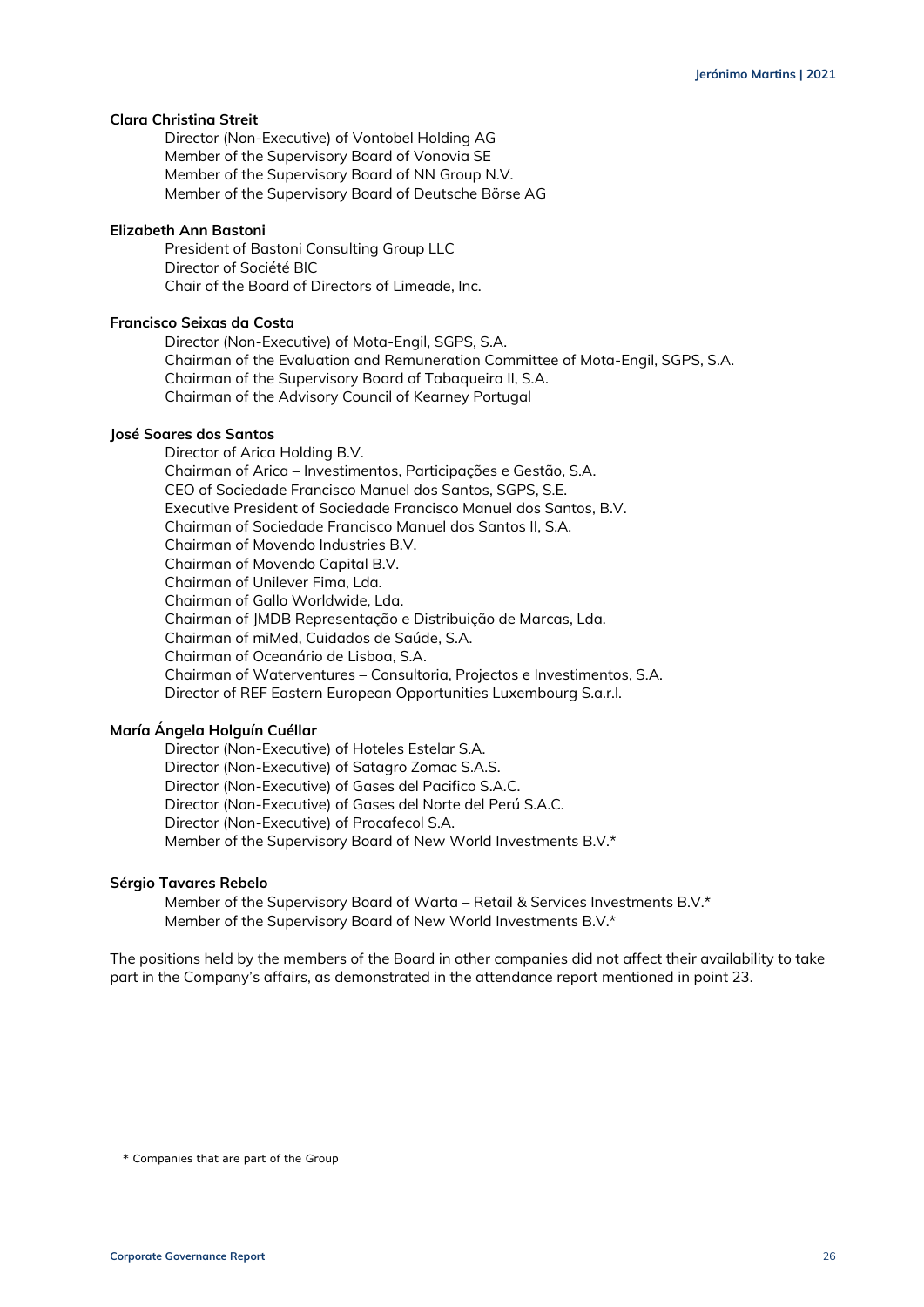**Clara Christina Streit**

Director (Non-Executive) of Vontobel Holding AG
Member of the Supervisory Board of Vonovia SE
Member of the Supervisory Board of NN Group N.V.
Member of the Supervisory Board of Deutsche Börse AG

**Elizabeth Ann Bastoni**

President of Bastoni Consulting Group LLC
Director of Société BIC
Chair of the Board of Directors of Limeade, Inc.

**Francisco Seixas da Costa**

Director (Non-Executive) of Mota-Engil, SGPS, S.A.
Chairman of the Evaluation and Remuneration Committee of Mota-Engil, SGPS, S.A.
Chairman of the Supervisory Board of Tabaqueira II, S.A.
Chairman of the Advisory Council of Kearney Portugal

**José Soares dos Santos**

Director of Arica Holding B.V.
Chairman of Arica – Investimentos, Participações e Gestão, S.A.
CEO of Sociedade Francisco Manuel dos Santos, SGPS, S.E.
Executive President of Sociedade Francisco Manuel dos Santos, B.V.
Chairman of Sociedade Francisco Manuel dos Santos II, S.A.
Chairman of Movendo Industries B.V.
Chairman of Movendo Capital B.V.
Chairman of Unilever Fima, Lda.
Chairman of Gallo Worldwide, Lda.
Chairman of JMDB Representação e Distribuição de Marcas, Lda.
Chairman of miMed, Cuidados de Saúde, S.A.
Chairman of Oceanário de Lisboa, S.A.
Chairman of Waterventures – Consultoria, Projectos e Investimentos, S.A.
Director of REF Eastern European Opportunities Luxembourg S.a.r.l.

**María Ángela Holguín Cuéllar**

Director (Non-Executive) of Hoteles Estelar S.A.
Director (Non-Executive) of Satagro Zomac S.A.S.
Director (Non-Executive) of Gases del Pacifico S.A.C.
Director (Non-Executive) of Gases del Norte del Perú S.A.C.
Director (Non-Executive) of Procafecol S.A.
Member of the Supervisory Board of New World Investments B.V.*

**Sérgio Tavares Rebelo**

Member of the Supervisory Board of Warta – Retail & Services Investments B.V.*
Member of the Supervisory Board of New World Investments B.V.*

The positions held by the members of the Board in other companies did not affect their availability to take part in the Company's affairs, as demonstrated in the attendance report mentioned in point 23.

\* Companies that are part of the Group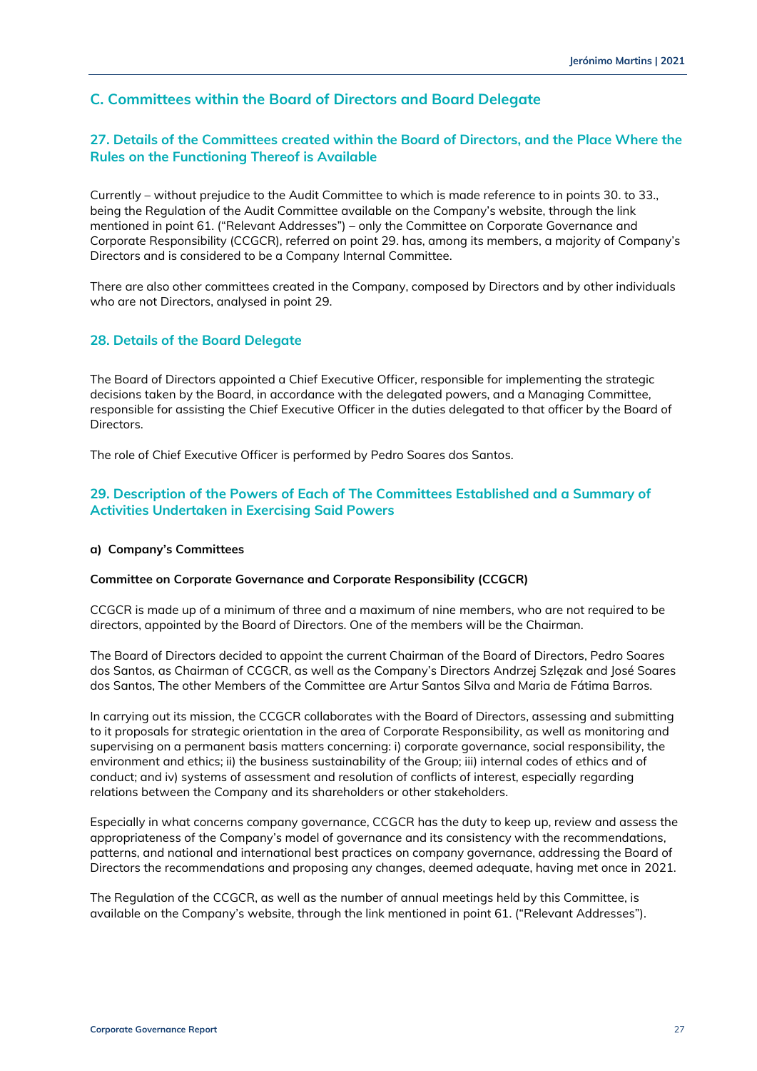## C. Committees within the Board of Directors and Board Delegate

### 27. Details of the Committees created within the Board of Directors, and the Place Where the Rules on the Functioning Thereof is Available

Currently – without prejudice to the Audit Committee to which is made reference to in points 30. to 33., being the Regulation of the Audit Committee available on the Company's website, through the link mentioned in point 61. ("Relevant Addresses") – only the Committee on Corporate Governance and Corporate Responsibility (CCGCR), referred on point 29. has, among its members, a majority of Company's Directors and is considered to be a Company Internal Committee.

There are also other committees created in the Company, composed by Directors and by other individuals who are not Directors, analysed in point 29.

### 28. Details of the Board Delegate

The Board of Directors appointed a Chief Executive Officer, responsible for implementing the strategic decisions taken by the Board, in accordance with the delegated powers, and a Managing Committee, responsible for assisting the Chief Executive Officer in the duties delegated to that officer by the Board of Directors.

The role of Chief Executive Officer is performed by Pedro Soares dos Santos.

### 29. Description of the Powers of Each of The Committees Established and a Summary of Activities Undertaken in Exercising Said Powers

**a) Company's Committees**

**Committee on Corporate Governance and Corporate Responsibility (CCGCR)**

CCGCR is made up of a minimum of three and a maximum of nine members, who are not required to be directors, appointed by the Board of Directors. One of the members will be the Chairman.

The Board of Directors decided to appoint the current Chairman of the Board of Directors, Pedro Soares dos Santos, as Chairman of CCGCR, as well as the Company's Directors Andrzej Szlęzak and José Soares dos Santos, The other Members of the Committee are Artur Santos Silva and Maria de Fátima Barros.

In carrying out its mission, the CCGCR collaborates with the Board of Directors, assessing and submitting to it proposals for strategic orientation in the area of Corporate Responsibility, as well as monitoring and supervising on a permanent basis matters concerning: i) corporate governance, social responsibility, the environment and ethics; ii) the business sustainability of the Group; iii) internal codes of ethics and of conduct; and iv) systems of assessment and resolution of conflicts of interest, especially regarding relations between the Company and its shareholders or other stakeholders.

Especially in what concerns company governance, CCGCR has the duty to keep up, review and assess the appropriateness of the Company's model of governance and its consistency with the recommendations, patterns, and national and international best practices on company governance, addressing the Board of Directors the recommendations and proposing any changes, deemed adequate, having met once in 2021.

The Regulation of the CCGCR, as well as the number of annual meetings held by this Committee, is available on the Company's website, through the link mentioned in point 61. ("Relevant Addresses").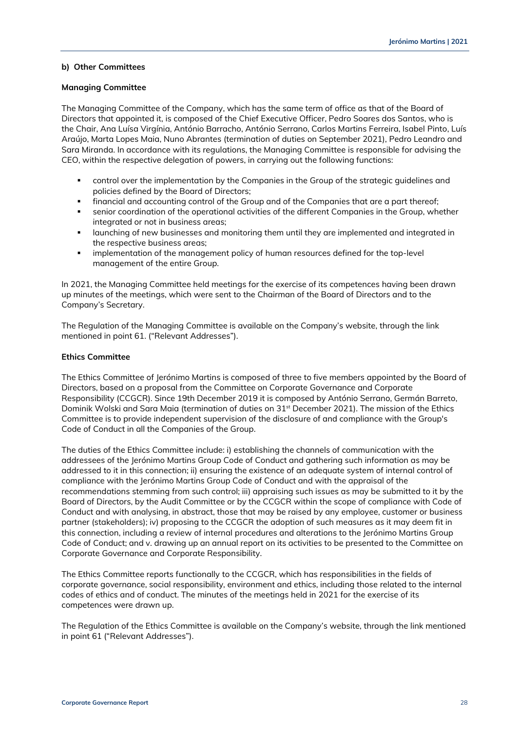#### b) Other Committees

**Managing Committee**

The Managing Committee of the Company, which has the same term of office as that of the Board of Directors that appointed it, is composed of the Chief Executive Officer, Pedro Soares dos Santos, who is the Chair, Ana Luísa Virgínia, António Barracho, António Serrano, Carlos Martins Ferreira, Isabel Pinto, Luís Araújo, Marta Lopes Maia, Nuno Abrantes (termination of duties on September 2021), Pedro Leandro and Sara Miranda. In accordance with its regulations, the Managing Committee is responsible for advising the CEO, within the respective delegation of powers, in carrying out the following functions:

- control over the implementation by the Companies in the Group of the strategic guidelines and policies defined by the Board of Directors;
- financial and accounting control of the Group and of the Companies that are a part thereof;
- senior coordination of the operational activities of the different Companies in the Group, whether integrated or not in business areas;
- launching of new businesses and monitoring them until they are implemented and integrated in the respective business areas;
- implementation of the management policy of human resources defined for the top-level management of the entire Group.

In 2021, the Managing Committee held meetings for the exercise of its competences having been drawn up minutes of the meetings, which were sent to the Chairman of the Board of Directors and to the Company's Secretary.

The Regulation of the Managing Committee is available on the Company's website, through the link mentioned in point 61. ("Relevant Addresses").

**Ethics Committee**

The Ethics Committee of Jerónimo Martins is composed of three to five members appointed by the Board of Directors, based on a proposal from the Committee on Corporate Governance and Corporate Responsibility (CCGCR). Since 19th December 2019 it is composed by António Serrano, Germán Barreto, Dominik Wolski and Sara Maia (termination of duties on 31st December 2021). The mission of the Ethics Committee is to provide independent supervision of the disclosure of and compliance with the Group's Code of Conduct in all the Companies of the Group.

The duties of the Ethics Committee include: i) establishing the channels of communication with the addressees of the Jerónimo Martins Group Code of Conduct and gathering such information as may be addressed to it in this connection; ii) ensuring the existence of an adequate system of internal control of compliance with the Jerónimo Martins Group Code of Conduct and with the appraisal of the recommendations stemming from such control; iii) appraising such issues as may be submitted to it by the Board of Directors, by the Audit Committee or by the CCGCR within the scope of compliance with Code of Conduct and with analysing, in abstract, those that may be raised by any employee, customer or business partner (stakeholders); iv) proposing to the CCGCR the adoption of such measures as it may deem fit in this connection, including a review of internal procedures and alterations to the Jerónimo Martins Group Code of Conduct; and v. drawing up an annual report on its activities to be presented to the Committee on Corporate Governance and Corporate Responsibility.

The Ethics Committee reports functionally to the CCGCR, which has responsibilities in the fields of corporate governance, social responsibility, environment and ethics, including those related to the internal codes of ethics and of conduct. The minutes of the meetings held in 2021 for the exercise of its competences were drawn up.

The Regulation of the Ethics Committee is available on the Company's website, through the link mentioned in point 61 ("Relevant Addresses").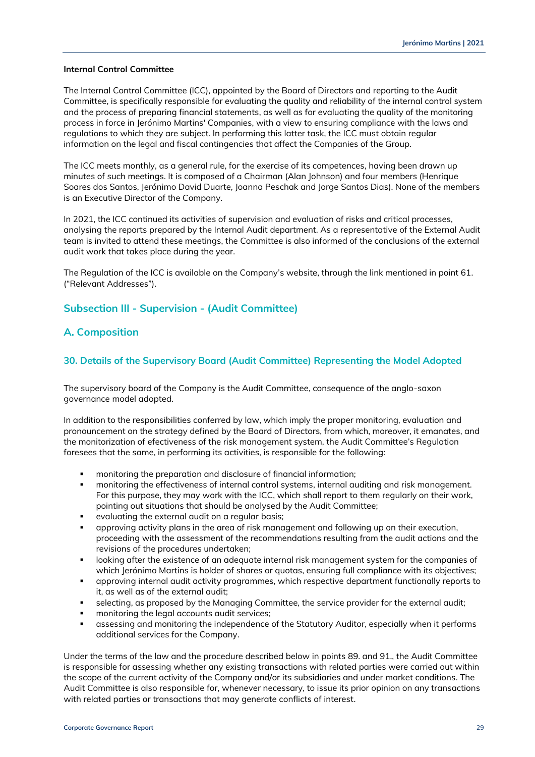**Internal Control Committee**

The Internal Control Committee (ICC), appointed by the Board of Directors and reporting to the Audit Committee, is specifically responsible for evaluating the quality and reliability of the internal control system and the process of preparing financial statements, as well as for evaluating the quality of the monitoring process in force in Jerónimo Martins' Companies, with a view to ensuring compliance with the laws and regulations to which they are subject. In performing this latter task, the ICC must obtain regular information on the legal and fiscal contingencies that affect the Companies of the Group.

The ICC meets monthly, as a general rule, for the exercise of its competences, having been drawn up minutes of such meetings. It is composed of a Chairman (Alan Johnson) and four members (Henrique Soares dos Santos, Jerónimo David Duarte, Joanna Peschak and Jorge Santos Dias). None of the members is an Executive Director of the Company.

In 2021, the ICC continued its activities of supervision and evaluation of risks and critical processes, analysing the reports prepared by the Internal Audit department. As a representative of the External Audit team is invited to attend these meetings, the Committee is also informed of the conclusions of the external audit work that takes place during the year.

The Regulation of the ICC is available on the Company's website, through the link mentioned in point 61. ("Relevant Addresses").

## Subsection III - Supervision - (Audit Committee)

## A. Composition

### 30. Details of the Supervisory Board (Audit Committee) Representing the Model Adopted

The supervisory board of the Company is the Audit Committee, consequence of the anglo-saxon governance model adopted.

In addition to the responsibilities conferred by law, which imply the proper monitoring, evaluation and pronouncement on the strategy defined by the Board of Directors, from which, moreover, it emanates, and the monitorization of efectiveness of the risk management system, the Audit Committee's Regulation foresees that the same, in performing its activities, is responsible for the following:

- monitoring the preparation and disclosure of financial information;
- monitoring the effectiveness of internal control systems, internal auditing and risk management. For this purpose, they may work with the ICC, which shall report to them regularly on their work, pointing out situations that should be analysed by the Audit Committee;
- evaluating the external audit on a regular basis;
- approving activity plans in the area of risk management and following up on their execution, proceeding with the assessment of the recommendations resulting from the audit actions and the revisions of the procedures undertaken;
- looking after the existence of an adequate internal risk management system for the companies of which Jerónimo Martins is holder of shares or quotas, ensuring full compliance with its objectives;
- approving internal audit activity programmes, which respective department functionally reports to it, as well as of the external audit;
- selecting, as proposed by the Managing Committee, the service provider for the external audit;
- monitoring the legal accounts audit services;
- assessing and monitoring the independence of the Statutory Auditor, especially when it performs additional services for the Company.

Under the terms of the law and the procedure described below in points 89. and 91., the Audit Committee is responsible for assessing whether any existing transactions with related parties were carried out within the scope of the current activity of the Company and/or its subsidiaries and under market conditions. The Audit Committee is also responsible for, whenever necessary, to issue its prior opinion on any transactions with related parties or transactions that may generate conflicts of interest.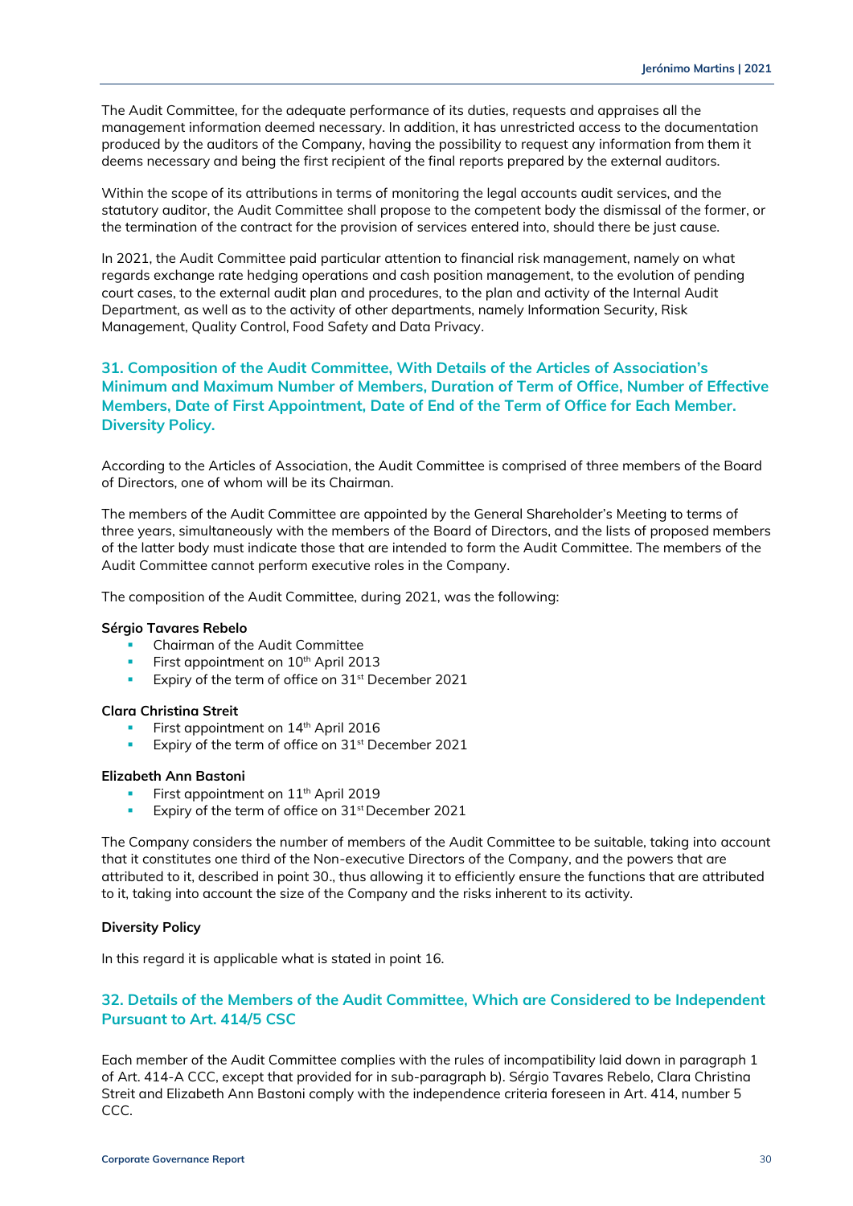The Audit Committee, for the adequate performance of its duties, requests and appraises all the management information deemed necessary. In addition, it has unrestricted access to the documentation produced by the auditors of the Company, having the possibility to request any information from them it deems necessary and being the first recipient of the final reports prepared by the external auditors.

Within the scope of its attributions in terms of monitoring the legal accounts audit services, and the statutory auditor, the Audit Committee shall propose to the competent body the dismissal of the former, or the termination of the contract for the provision of services entered into, should there be just cause.

In 2021, the Audit Committee paid particular attention to financial risk management, namely on what regards exchange rate hedging operations and cash position management, to the evolution of pending court cases, to the external audit plan and procedures, to the plan and activity of the Internal Audit Department, as well as to the activity of other departments, namely Information Security, Risk Management, Quality Control, Food Safety and Data Privacy.

## 31. Composition of the Audit Committee, With Details of the Articles of Association's Minimum and Maximum Number of Members, Duration of Term of Office, Number of Effective Members, Date of First Appointment, Date of End of the Term of Office for Each Member. Diversity Policy.

According to the Articles of Association, the Audit Committee is comprised of three members of the Board of Directors, one of whom will be its Chairman.

The members of the Audit Committee are appointed by the General Shareholder's Meeting to terms of three years, simultaneously with the members of the Board of Directors, and the lists of proposed members of the latter body must indicate those that are intended to form the Audit Committee. The members of the Audit Committee cannot perform executive roles in the Company.

The composition of the Audit Committee, during 2021, was the following:

**Sérgio Tavares Rebelo**

- Chairman of the Audit Committee
- First appointment on 10th April 2013
- Expiry of the term of office on 31st December 2021

**Clara Christina Streit**

- First appointment on 14th April 2016
- Expiry of the term of office on 31st December 2021

**Elizabeth Ann Bastoni**

- First appointment on 11th April 2019
- Expiry of the term of office on 31st December 2021

The Company considers the number of members of the Audit Committee to be suitable, taking into account that it constitutes one third of the Non-executive Directors of the Company, and the powers that are attributed to it, described in point 30., thus allowing it to efficiently ensure the functions that are attributed to it, taking into account the size of the Company and the risks inherent to its activity.

**Diversity Policy**

In this regard it is applicable what is stated in point 16.

## 32. Details of the Members of the Audit Committee, Which are Considered to be Independent Pursuant to Art. 414/5 CSC

Each member of the Audit Committee complies with the rules of incompatibility laid down in paragraph 1 of Art. 414-A CCC, except that provided for in sub-paragraph b). Sérgio Tavares Rebelo, Clara Christina Streit and Elizabeth Ann Bastoni comply with the independence criteria foreseen in Art. 414, number 5 CCC.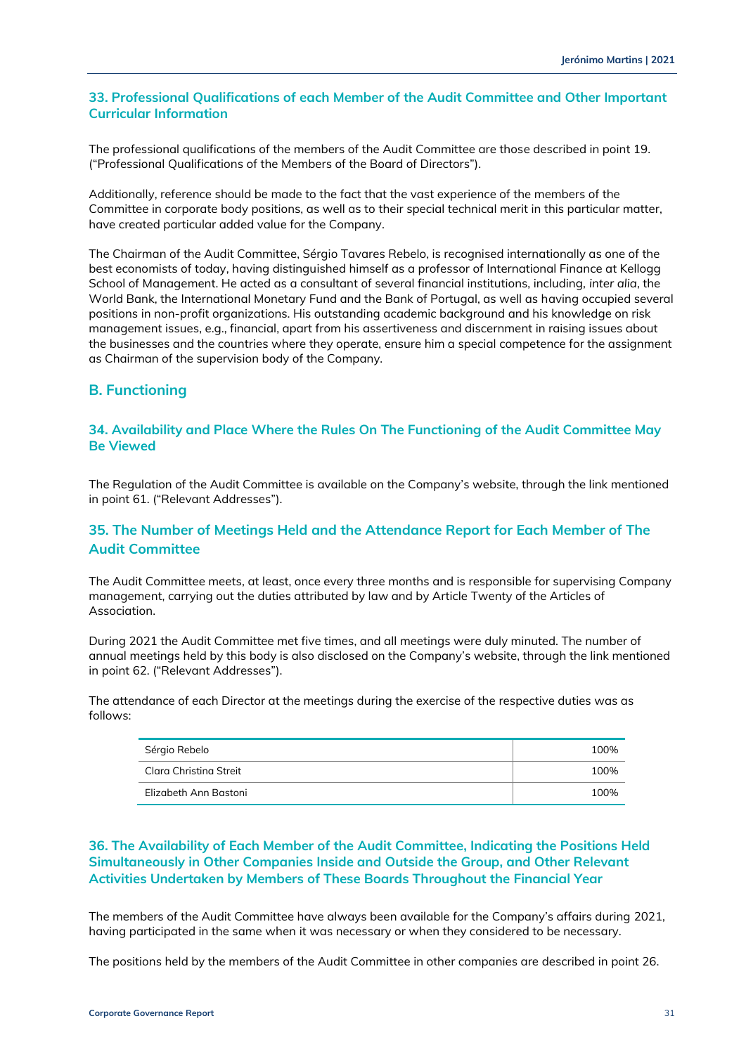### 33. Professional Qualifications of each Member of the Audit Committee and Other Important Curricular Information

The professional qualifications of the members of the Audit Committee are those described in point 19. ("Professional Qualifications of the Members of the Board of Directors").

Additionally, reference should be made to the fact that the vast experience of the members of the Committee in corporate body positions, as well as to their special technical merit in this particular matter, have created particular added value for the Company.

The Chairman of the Audit Committee, Sérgio Tavares Rebelo, is recognised internationally as one of the best economists of today, having distinguished himself as a professor of International Finance at Kellogg School of Management. He acted as a consultant of several financial institutions, including, *inter alia*, the World Bank, the International Monetary Fund and the Bank of Portugal, as well as having occupied several positions in non-profit organizations. His outstanding academic background and his knowledge on risk management issues, e.g., financial, apart from his assertiveness and discernment in raising issues about the businesses and the countries where they operate, ensure him a special competence for the assignment as Chairman of the supervision body of the Company.

## B. Functioning

### 34. Availability and Place Where the Rules On The Functioning of the Audit Committee May Be Viewed

The Regulation of the Audit Committee is available on the Company's website, through the link mentioned in point 61. ("Relevant Addresses").

### 35. The Number of Meetings Held and the Attendance Report for Each Member of The Audit Committee

The Audit Committee meets, at least, once every three months and is responsible for supervising Company management, carrying out the duties attributed by law and by Article Twenty of the Articles of Association.

During 2021 the Audit Committee met five times, and all meetings were duly minuted. The number of annual meetings held by this body is also disclosed on the Company's website, through the link mentioned in point 62. ("Relevant Addresses").

The attendance of each Director at the meetings during the exercise of the respective duties was as follows:

| | |
|---|---|
| Sérgio Rebelo | 100% |
| Clara Christina Streit | 100% |
| Elizabeth Ann Bastoni | 100% |

### 36. The Availability of Each Member of the Audit Committee, Indicating the Positions Held Simultaneously in Other Companies Inside and Outside the Group, and Other Relevant Activities Undertaken by Members of These Boards Throughout the Financial Year

The members of the Audit Committee have always been available for the Company's affairs during 2021, having participated in the same when it was necessary or when they considered to be necessary.

The positions held by the members of the Audit Committee in other companies are described in point 26.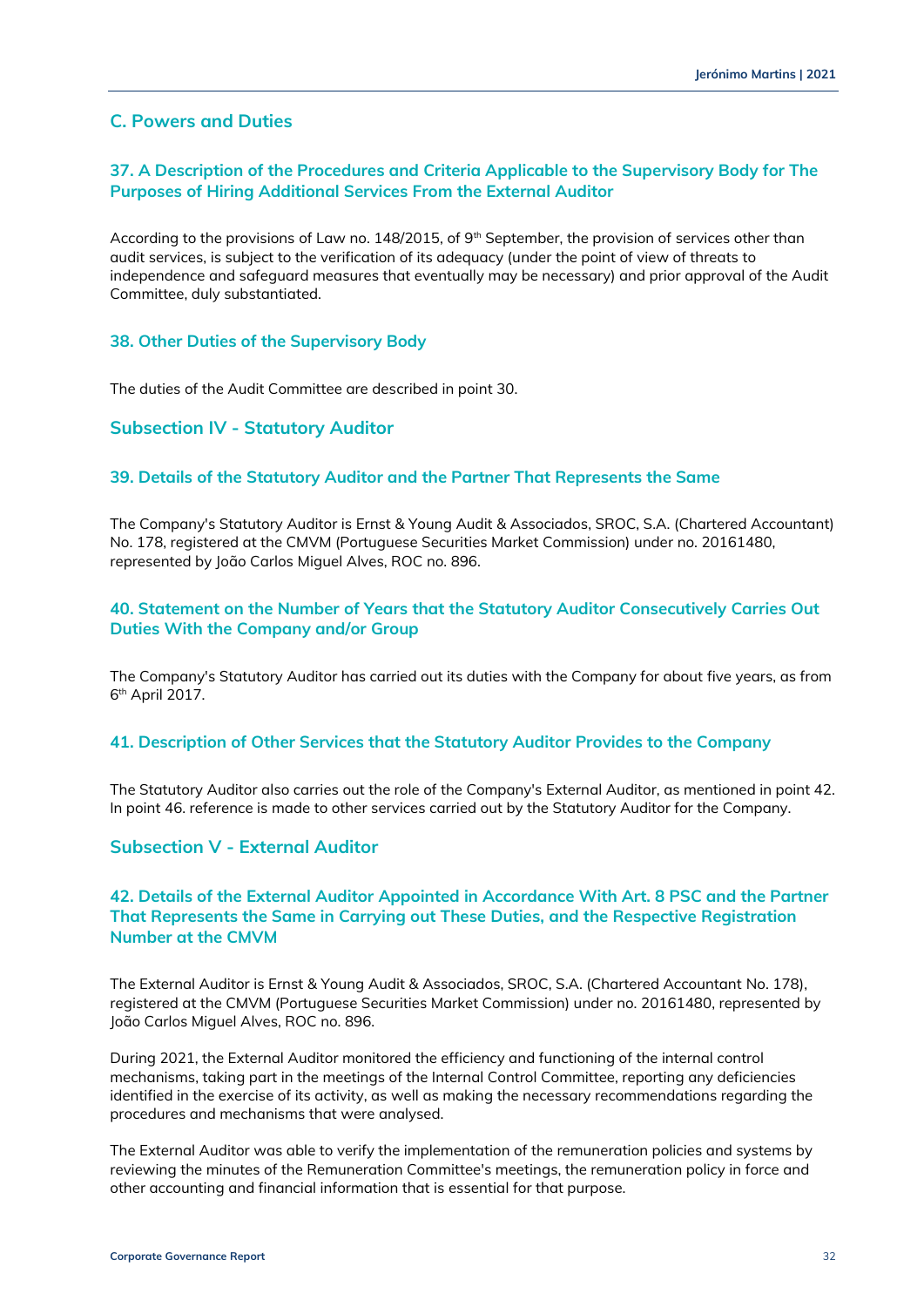## C. Powers and Duties

### 37. A Description of the Procedures and Criteria Applicable to the Supervisory Body for The Purposes of Hiring Additional Services From the External Auditor

According to the provisions of Law no. 148/2015, of 9th September, the provision of services other than audit services, is subject to the verification of its adequacy (under the point of view of threats to independence and safeguard measures that eventually may be necessary) and prior approval of the Audit Committee, duly substantiated.

### 38. Other Duties of the Supervisory Body

The duties of the Audit Committee are described in point 30.

## Subsection IV - Statutory Auditor

### 39. Details of the Statutory Auditor and the Partner That Represents the Same

The Company's Statutory Auditor is Ernst & Young Audit & Associados, SROC, S.A. (Chartered Accountant) No. 178, registered at the CMVM (Portuguese Securities Market Commission) under no. 20161480, represented by João Carlos Miguel Alves, ROC no. 896.

### 40. Statement on the Number of Years that the Statutory Auditor Consecutively Carries Out Duties With the Company and/or Group

The Company's Statutory Auditor has carried out its duties with the Company for about five years, as from 6th April 2017.

### 41. Description of Other Services that the Statutory Auditor Provides to the Company

The Statutory Auditor also carries out the role of the Company's External Auditor, as mentioned in point 42. In point 46. reference is made to other services carried out by the Statutory Auditor for the Company.

## Subsection V - External Auditor

### 42. Details of the External Auditor Appointed in Accordance With Art. 8 PSC and the Partner That Represents the Same in Carrying out These Duties, and the Respective Registration Number at the CMVM

The External Auditor is Ernst & Young Audit & Associados, SROC, S.A. (Chartered Accountant No. 178), registered at the CMVM (Portuguese Securities Market Commission) under no. 20161480, represented by João Carlos Miguel Alves, ROC no. 896.

During 2021, the External Auditor monitored the efficiency and functioning of the internal control mechanisms, taking part in the meetings of the Internal Control Committee, reporting any deficiencies identified in the exercise of its activity, as well as making the necessary recommendations regarding the procedures and mechanisms that were analysed.

The External Auditor was able to verify the implementation of the remuneration policies and systems by reviewing the minutes of the Remuneration Committee's meetings, the remuneration policy in force and other accounting and financial information that is essential for that purpose.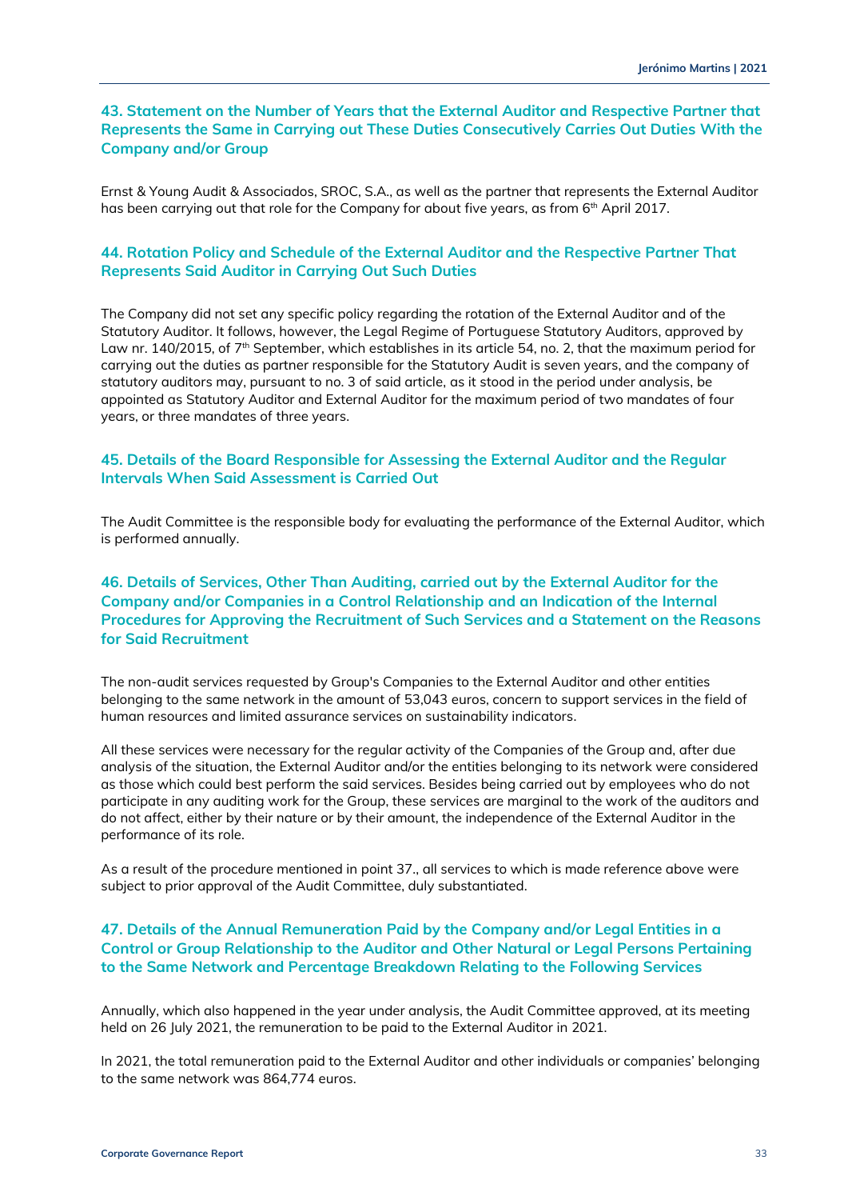## 43. Statement on the Number of Years that the External Auditor and Respective Partner that Represents the Same in Carrying out These Duties Consecutively Carries Out Duties With the Company and/or Group

Ernst & Young Audit & Associados, SROC, S.A., as well as the partner that represents the External Auditor has been carrying out that role for the Company for about five years, as from 6th April 2017.

## 44. Rotation Policy and Schedule of the External Auditor and the Respective Partner That Represents Said Auditor in Carrying Out Such Duties

The Company did not set any specific policy regarding the rotation of the External Auditor and of the Statutory Auditor. It follows, however, the Legal Regime of Portuguese Statutory Auditors, approved by Law nr. 140/2015, of 7th September, which establishes in its article 54, no. 2, that the maximum period for carrying out the duties as partner responsible for the Statutory Audit is seven years, and the company of statutory auditors may, pursuant to no. 3 of said article, as it stood in the period under analysis, be appointed as Statutory Auditor and External Auditor for the maximum period of two mandates of four years, or three mandates of three years.

## 45. Details of the Board Responsible for Assessing the External Auditor and the Regular Intervals When Said Assessment is Carried Out

The Audit Committee is the responsible body for evaluating the performance of the External Auditor, which is performed annually.

## 46. Details of Services, Other Than Auditing, carried out by the External Auditor for the Company and/or Companies in a Control Relationship and an Indication of the Internal Procedures for Approving the Recruitment of Such Services and a Statement on the Reasons for Said Recruitment

The non-audit services requested by Group's Companies to the External Auditor and other entities belonging to the same network in the amount of 53,043 euros, concern to support services in the field of human resources and limited assurance services on sustainability indicators.

All these services were necessary for the regular activity of the Companies of the Group and, after due analysis of the situation, the External Auditor and/or the entities belonging to its network were considered as those which could best perform the said services. Besides being carried out by employees who do not participate in any auditing work for the Group, these services are marginal to the work of the auditors and do not affect, either by their nature or by their amount, the independence of the External Auditor in the performance of its role.

As a result of the procedure mentioned in point 37., all services to which is made reference above were subject to prior approval of the Audit Committee, duly substantiated.

## 47. Details of the Annual Remuneration Paid by the Company and/or Legal Entities in a Control or Group Relationship to the Auditor and Other Natural or Legal Persons Pertaining to the Same Network and Percentage Breakdown Relating to the Following Services

Annually, which also happened in the year under analysis, the Audit Committee approved, at its meeting held on 26 July 2021, the remuneration to be paid to the External Auditor in 2021.

In 2021, the total remuneration paid to the External Auditor and other individuals or companies' belonging to the same network was 864,774 euros.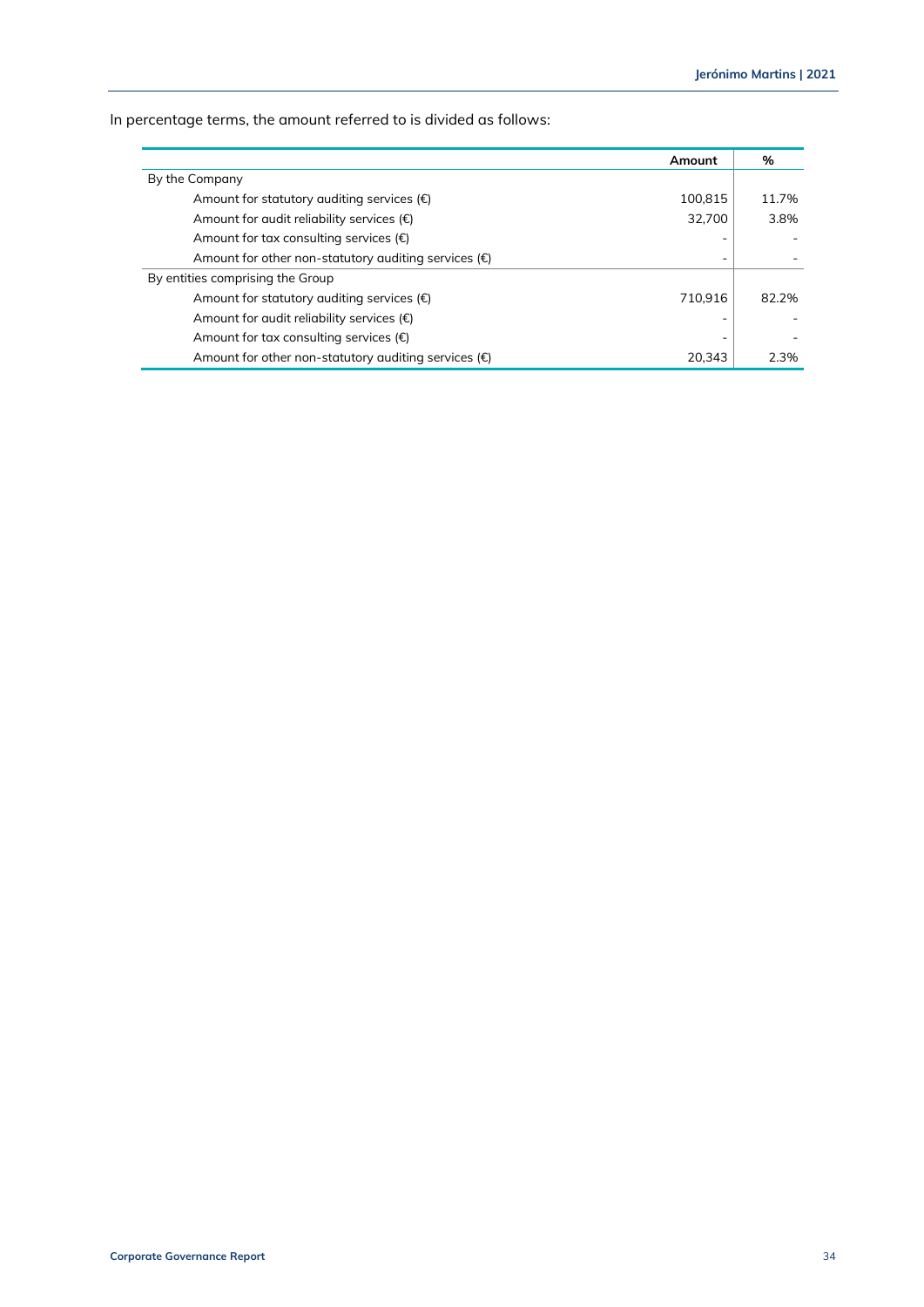In percentage terms, the amount referred to is divided as follows:

| | Amount | % |
|---|---|---|
| By the Company | | |
| Amount for statutory auditing services (€) | 100,815 | 11.7% |
| Amount for audit reliability services (€) | 32,700 | 3.8% |
| Amount for tax consulting services (€) | - | - |
| Amount for other non-statutory auditing services (€) | - | - |
| By entities comprising the Group | | |
| Amount for statutory auditing services (€) | 710,916 | 82.2% |
| Amount for audit reliability services (€) | - | - |
| Amount for tax consulting services (€) | - | - |
| Amount for other non-statutory auditing services (€) | 20,343 | 2.3% |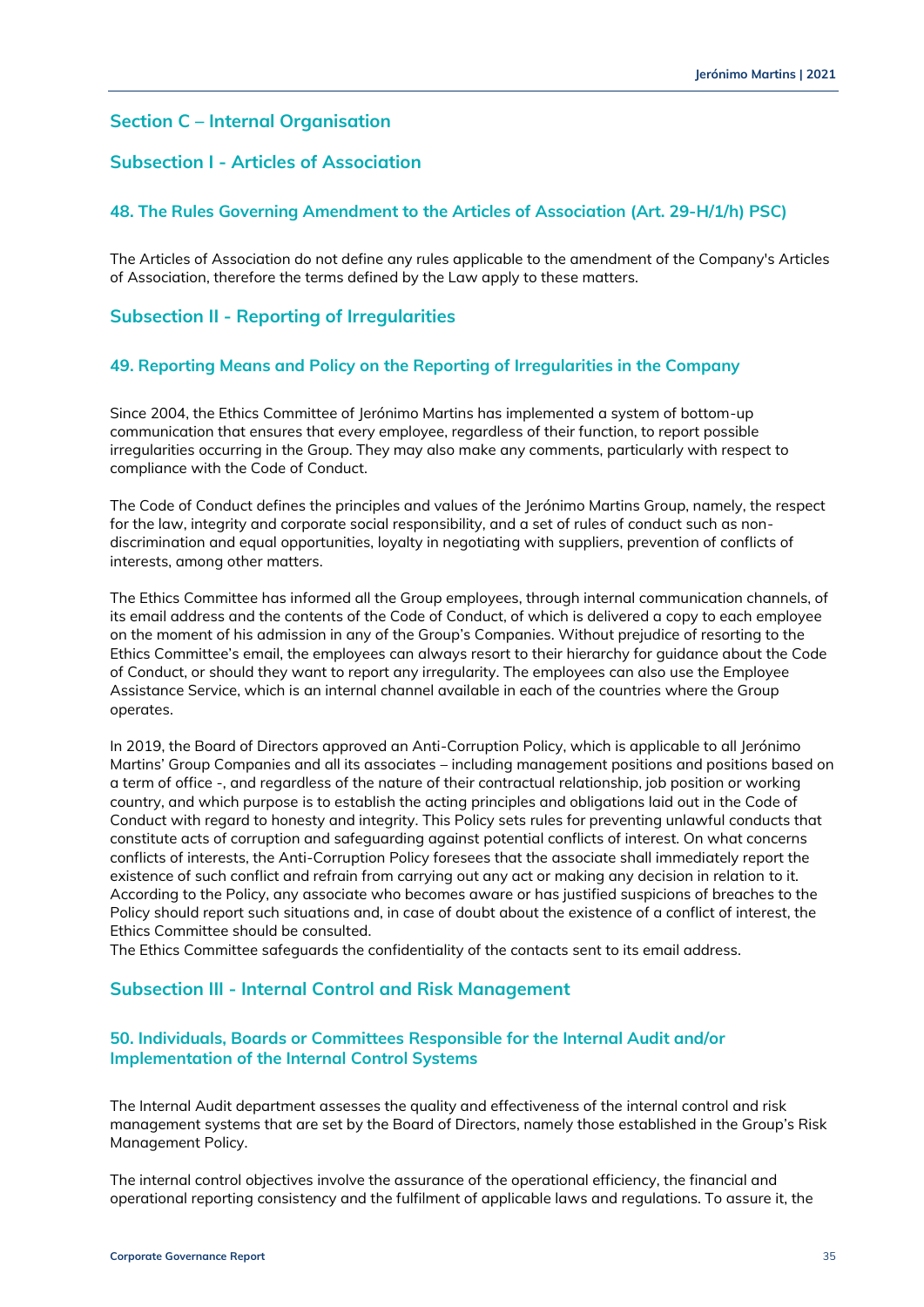## Section C – Internal Organisation

## Subsection I - Articles of Association

### 48. The Rules Governing Amendment to the Articles of Association (Art. 29-H/1/h) PSC)

The Articles of Association do not define any rules applicable to the amendment of the Company's Articles of Association, therefore the terms defined by the Law apply to these matters.

## Subsection II - Reporting of Irregularities

### 49. Reporting Means and Policy on the Reporting of Irregularities in the Company

Since 2004, the Ethics Committee of Jerónimo Martins has implemented a system of bottom-up communication that ensures that every employee, regardless of their function, to report possible irregularities occurring in the Group. They may also make any comments, particularly with respect to compliance with the Code of Conduct.

The Code of Conduct defines the principles and values of the Jerónimo Martins Group, namely, the respect for the law, integrity and corporate social responsibility, and a set of rules of conduct such as non-discrimination and equal opportunities, loyalty in negotiating with suppliers, prevention of conflicts of interests, among other matters.

The Ethics Committee has informed all the Group employees, through internal communication channels, of its email address and the contents of the Code of Conduct, of which is delivered a copy to each employee on the moment of his admission in any of the Group's Companies. Without prejudice of resorting to the Ethics Committee's email, the employees can always resort to their hierarchy for guidance about the Code of Conduct, or should they want to report any irregularity. The employees can also use the Employee Assistance Service, which is an internal channel available in each of the countries where the Group operates.

In 2019, the Board of Directors approved an Anti-Corruption Policy, which is applicable to all Jerónimo Martins' Group Companies and all its associates – including management positions and positions based on a term of office -, and regardless of the nature of their contractual relationship, job position or working country, and which purpose is to establish the acting principles and obligations laid out in the Code of Conduct with regard to honesty and integrity. This Policy sets rules for preventing unlawful conducts that constitute acts of corruption and safeguarding against potential conflicts of interest. On what concerns conflicts of interests, the Anti-Corruption Policy foresees that the associate shall immediately report the existence of such conflict and refrain from carrying out any act or making any decision in relation to it. According to the Policy, any associate who becomes aware or has justified suspicions of breaches to the Policy should report such situations and, in case of doubt about the existence of a conflict of interest, the Ethics Committee should be consulted.
The Ethics Committee safeguards the confidentiality of the contacts sent to its email address.

## Subsection III - Internal Control and Risk Management

### 50. Individuals, Boards or Committees Responsible for the Internal Audit and/or Implementation of the Internal Control Systems

The Internal Audit department assesses the quality and effectiveness of the internal control and risk management systems that are set by the Board of Directors, namely those established in the Group's Risk Management Policy.

The internal control objectives involve the assurance of the operational efficiency, the financial and operational reporting consistency and the fulfilment of applicable laws and regulations. To assure it, the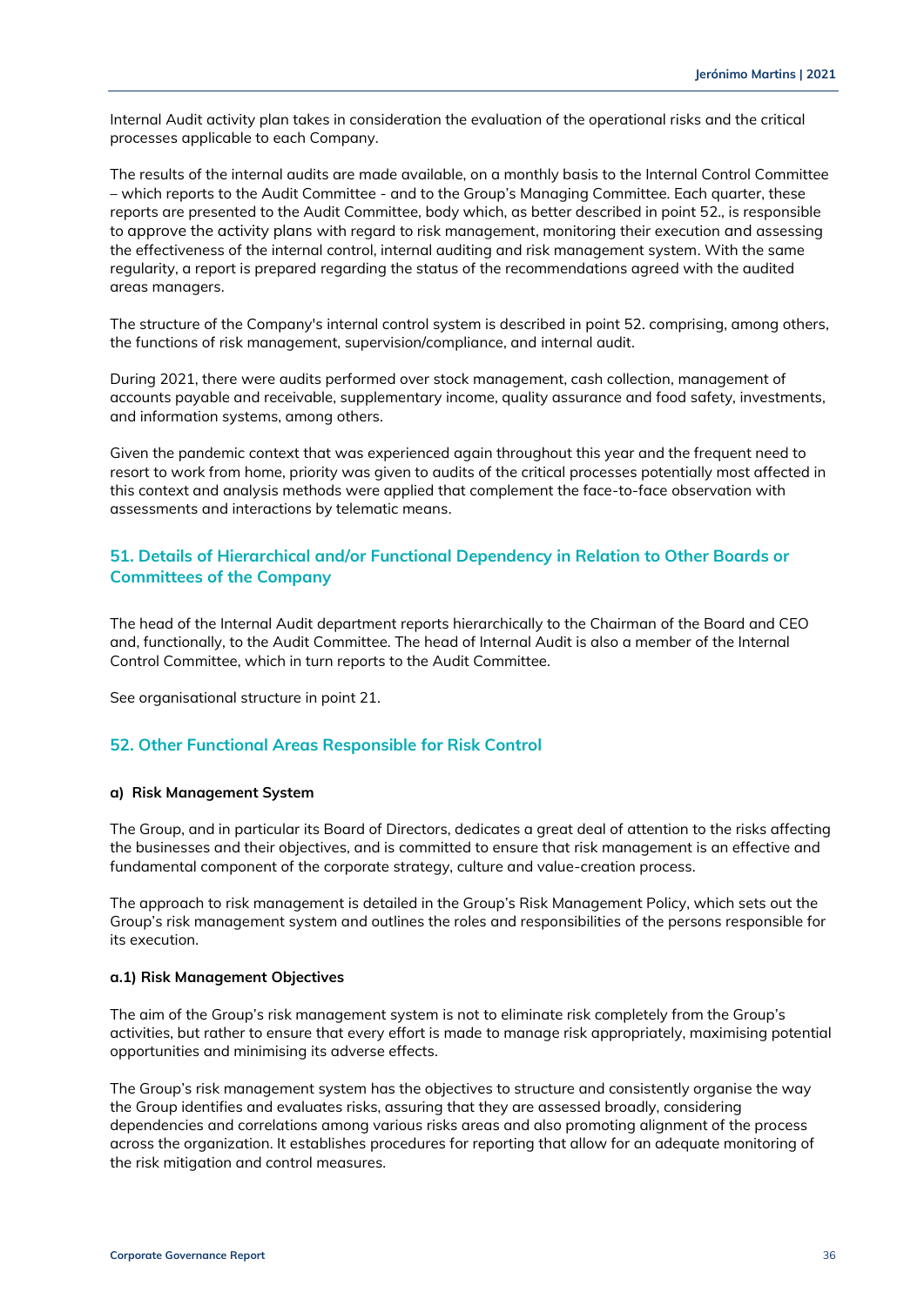Internal Audit activity plan takes in consideration the evaluation of the operational risks and the critical processes applicable to each Company.

The results of the internal audits are made available, on a monthly basis to the Internal Control Committee – which reports to the Audit Committee - and to the Group's Managing Committee. Each quarter, these reports are presented to the Audit Committee, body which, as better described in point 52., is responsible to approve the activity plans with regard to risk management, monitoring their execution and assessing the effectiveness of the internal control, internal auditing and risk management system. With the same regularity, a report is prepared regarding the status of the recommendations agreed with the audited areas managers.

The structure of the Company's internal control system is described in point 52. comprising, among others, the functions of risk management, supervision/compliance, and internal audit.

During 2021, there were audits performed over stock management, cash collection, management of accounts payable and receivable, supplementary income, quality assurance and food safety, investments, and information systems, among others.

Given the pandemic context that was experienced again throughout this year and the frequent need to resort to work from home, priority was given to audits of the critical processes potentially most affected in this context and analysis methods were applied that complement the face-to-face observation with assessments and interactions by telematic means.

## 51. Details of Hierarchical and/or Functional Dependency in Relation to Other Boards or Committees of the Company

The head of the Internal Audit department reports hierarchically to the Chairman of the Board and CEO and, functionally, to the Audit Committee. The head of Internal Audit is also a member of the Internal Control Committee, which in turn reports to the Audit Committee.

See organisational structure in point 21.

## 52. Other Functional Areas Responsible for Risk Control

#### a) Risk Management System

The Group, and in particular its Board of Directors, dedicates a great deal of attention to the risks affecting the businesses and their objectives, and is committed to ensure that risk management is an effective and fundamental component of the corporate strategy, culture and value-creation process.

The approach to risk management is detailed in the Group's Risk Management Policy, which sets out the Group's risk management system and outlines the roles and responsibilities of the persons responsible for its execution.

#### a.1) Risk Management Objectives

The aim of the Group's risk management system is not to eliminate risk completely from the Group's activities, but rather to ensure that every effort is made to manage risk appropriately, maximising potential opportunities and minimising its adverse effects.

The Group's risk management system has the objectives to structure and consistently organise the way the Group identifies and evaluates risks, assuring that they are assessed broadly, considering dependencies and correlations among various risks areas and also promoting alignment of the process across the organization. It establishes procedures for reporting that allow for an adequate monitoring of the risk mitigation and control measures.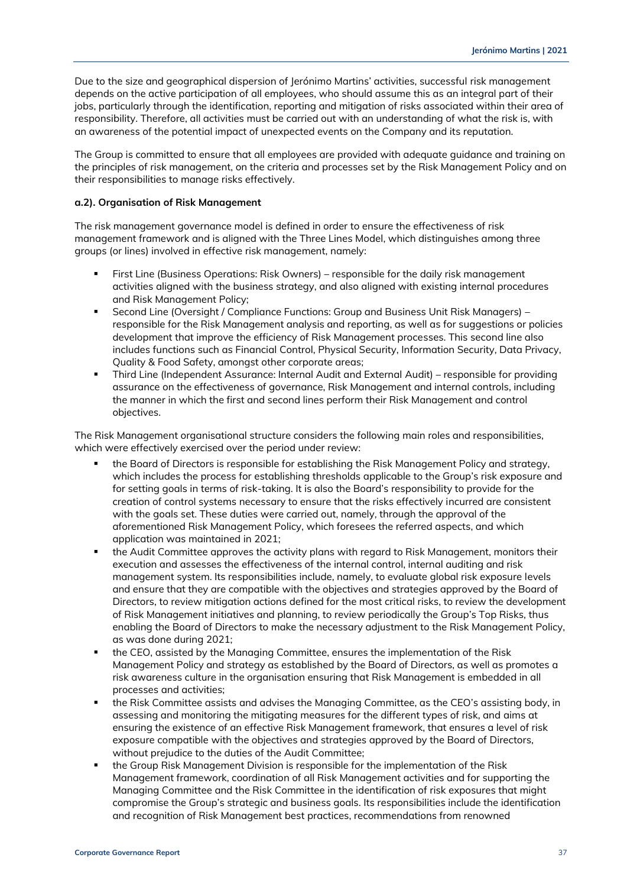Due to the size and geographical dispersion of Jerónimo Martins' activities, successful risk management depends on the active participation of all employees, who should assume this as an integral part of their jobs, particularly through the identification, reporting and mitigation of risks associated within their area of responsibility. Therefore, all activities must be carried out with an understanding of what the risk is, with an awareness of the potential impact of unexpected events on the Company and its reputation.

The Group is committed to ensure that all employees are provided with adequate guidance and training on the principles of risk management, on the criteria and processes set by the Risk Management Policy and on their responsibilities to manage risks effectively.

**a.2). Organisation of Risk Management**

The risk management governance model is defined in order to ensure the effectiveness of risk management framework and is aligned with the Three Lines Model, which distinguishes among three groups (or lines) involved in effective risk management, namely:

- First Line (Business Operations: Risk Owners) – responsible for the daily risk management activities aligned with the business strategy, and also aligned with existing internal procedures and Risk Management Policy;
- Second Line (Oversight / Compliance Functions: Group and Business Unit Risk Managers) – responsible for the Risk Management analysis and reporting, as well as for suggestions or policies development that improve the efficiency of Risk Management processes. This second line also includes functions such as Financial Control, Physical Security, Information Security, Data Privacy, Quality & Food Safety, amongst other corporate areas;
- Third Line (Independent Assurance: Internal Audit and External Audit) – responsible for providing assurance on the effectiveness of governance, Risk Management and internal controls, including the manner in which the first and second lines perform their Risk Management and control objectives.

The Risk Management organisational structure considers the following main roles and responsibilities, which were effectively exercised over the period under review:

- the Board of Directors is responsible for establishing the Risk Management Policy and strategy, which includes the process for establishing thresholds applicable to the Group's risk exposure and for setting goals in terms of risk-taking. It is also the Board's responsibility to provide for the creation of control systems necessary to ensure that the risks effectively incurred are consistent with the goals set. These duties were carried out, namely, through the approval of the aforementioned Risk Management Policy, which foresees the referred aspects, and which application was maintained in 2021;
- the Audit Committee approves the activity plans with regard to Risk Management, monitors their execution and assesses the effectiveness of the internal control, internal auditing and risk management system. Its responsibilities include, namely, to evaluate global risk exposure levels and ensure that they are compatible with the objectives and strategies approved by the Board of Directors, to review mitigation actions defined for the most critical risks, to review the development of Risk Management initiatives and planning, to review periodically the Group's Top Risks, thus enabling the Board of Directors to make the necessary adjustment to the Risk Management Policy, as was done during 2021;
- the CEO, assisted by the Managing Committee, ensures the implementation of the Risk Management Policy and strategy as established by the Board of Directors, as well as promotes a risk awareness culture in the organisation ensuring that Risk Management is embedded in all processes and activities;
- the Risk Committee assists and advises the Managing Committee, as the CEO's assisting body, in assessing and monitoring the mitigating measures for the different types of risk, and aims at ensuring the existence of an effective Risk Management framework, that ensures a level of risk exposure compatible with the objectives and strategies approved by the Board of Directors, without prejudice to the duties of the Audit Committee;
- the Group Risk Management Division is responsible for the implementation of the Risk Management framework, coordination of all Risk Management activities and for supporting the Managing Committee and the Risk Committee in the identification of risk exposures that might compromise the Group's strategic and business goals. Its responsibilities include the identification and recognition of Risk Management best practices, recommendations from renowned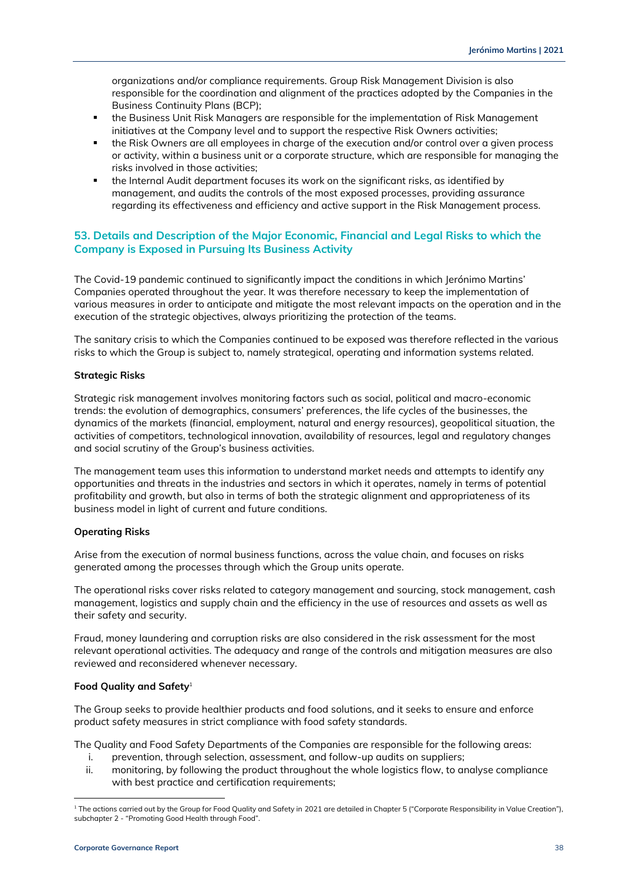organizations and/or compliance requirements. Group Risk Management Division is also responsible for the coordination and alignment of the practices adopted by the Companies in the Business Continuity Plans (BCP);

- the Business Unit Risk Managers are responsible for the implementation of Risk Management initiatives at the Company level and to support the respective Risk Owners activities;
- the Risk Owners are all employees in charge of the execution and/or control over a given process or activity, within a business unit or a corporate structure, which are responsible for managing the risks involved in those activities;
- the Internal Audit department focuses its work on the significant risks, as identified by management, and audits the controls of the most exposed processes, providing assurance regarding its effectiveness and efficiency and active support in the Risk Management process.

## 53. Details and Description of the Major Economic, Financial and Legal Risks to which the Company is Exposed in Pursuing Its Business Activity

The Covid-19 pandemic continued to significantly impact the conditions in which Jerónimo Martins' Companies operated throughout the year. It was therefore necessary to keep the implementation of various measures in order to anticipate and mitigate the most relevant impacts on the operation and in the execution of the strategic objectives, always prioritizing the protection of the teams.

The sanitary crisis to which the Companies continued to be exposed was therefore reflected in the various risks to which the Group is subject to, namely strategical, operating and information systems related.

**Strategic Risks**

Strategic risk management involves monitoring factors such as social, political and macro-economic trends: the evolution of demographics, consumers' preferences, the life cycles of the businesses, the dynamics of the markets (financial, employment, natural and energy resources), geopolitical situation, the activities of competitors, technological innovation, availability of resources, legal and regulatory changes and social scrutiny of the Group's business activities.

The management team uses this information to understand market needs and attempts to identify any opportunities and threats in the industries and sectors in which it operates, namely in terms of potential profitability and growth, but also in terms of both the strategic alignment and appropriateness of its business model in light of current and future conditions.

**Operating Risks**

Arise from the execution of normal business functions, across the value chain, and focuses on risks generated among the processes through which the Group units operate.

The operational risks cover risks related to category management and sourcing, stock management, cash management, logistics and supply chain and the efficiency in the use of resources and assets as well as their safety and security.

Fraud, money laundering and corruption risks are also considered in the risk assessment for the most relevant operational activities. The adequacy and range of the controls and mitigation measures are also reviewed and reconsidered whenever necessary.

**Food Quality and Safety**[1]

The Group seeks to provide healthier products and food solutions, and it seeks to ensure and enforce product safety measures in strict compliance with food safety standards.

The Quality and Food Safety Departments of the Companies are responsible for the following areas:

i. prevention, through selection, assessment, and follow-up audits on suppliers;
ii. monitoring, by following the product throughout the whole logistics flow, to analyse compliance with best practice and certification requirements;

[1] The actions carried out by the Group for Food Quality and Safety in 2021 are detailed in Chapter 5 ("Corporate Responsibility in Value Creation"), subchapter 2 - "Promoting Good Health through Food".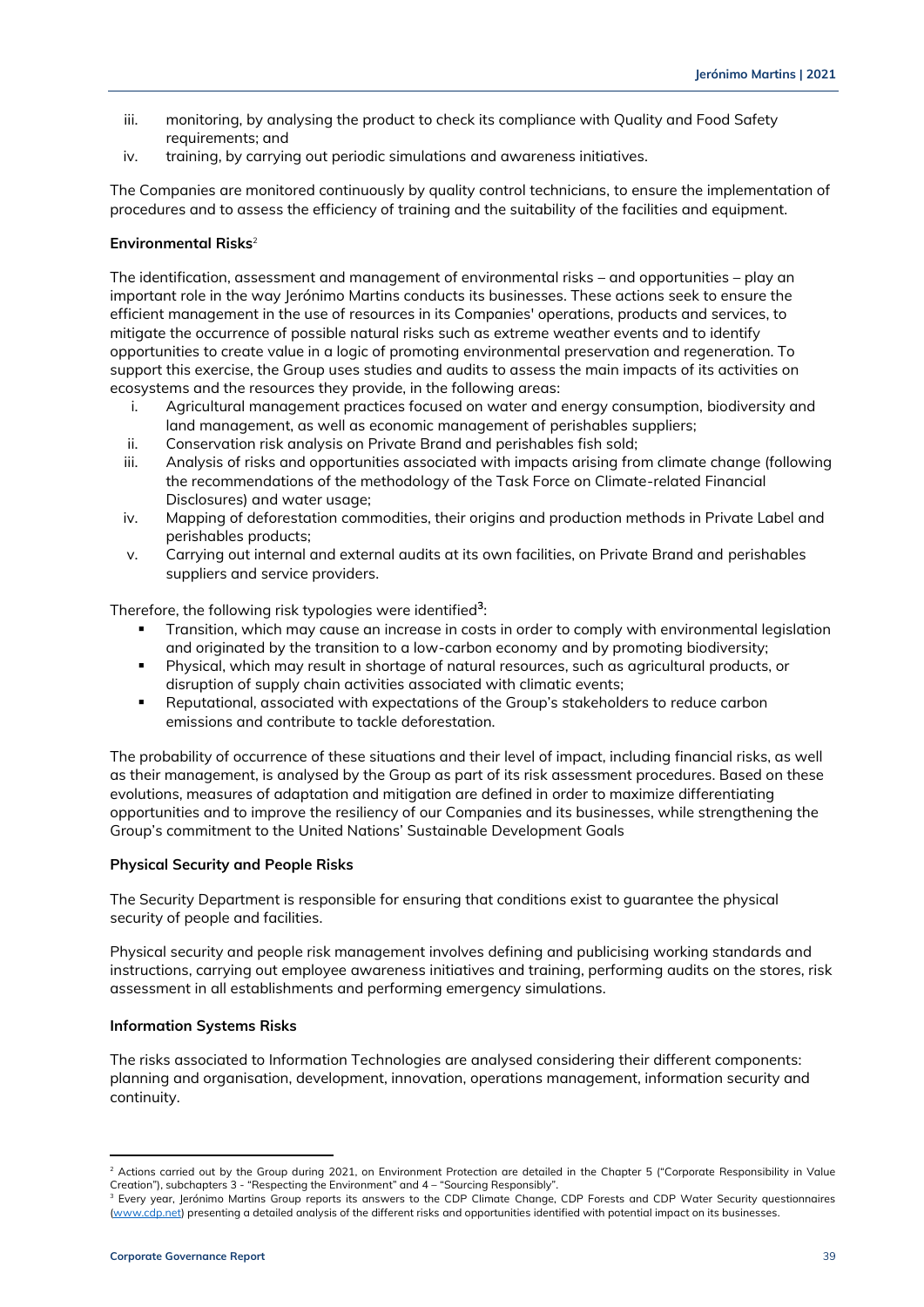iii. monitoring, by analysing the product to check its compliance with Quality and Food Safety requirements; and
iv. training, by carrying out periodic simulations and awareness initiatives.

The Companies are monitored continuously by quality control technicians, to ensure the implementation of procedures and to assess the efficiency of training and the suitability of the facilities and equipment.

**Environmental Risks**[2]

The identification, assessment and management of environmental risks – and opportunities – play an important role in the way Jerónimo Martins conducts its businesses. These actions seek to ensure the efficient management in the use of resources in its Companies' operations, products and services, to mitigate the occurrence of possible natural risks such as extreme weather events and to identify opportunities to create value in a logic of promoting environmental preservation and regeneration. To support this exercise, the Group uses studies and audits to assess the main impacts of its activities on ecosystems and the resources they provide, in the following areas:

i. Agricultural management practices focused on water and energy consumption, biodiversity and land management, as well as economic management of perishables suppliers;
ii. Conservation risk analysis on Private Brand and perishables fish sold;
iii. Analysis of risks and opportunities associated with impacts arising from climate change (following the recommendations of the methodology of the Task Force on Climate-related Financial Disclosures) and water usage;
iv. Mapping of deforestation commodities, their origins and production methods in Private Label and perishables products;
v. Carrying out internal and external audits at its own facilities, on Private Brand and perishables suppliers and service providers.

Therefore, the following risk typologies were identified[3]:

- Transition, which may cause an increase in costs in order to comply with environmental legislation and originated by the transition to a low-carbon economy and by promoting biodiversity;
- Physical, which may result in shortage of natural resources, such as agricultural products, or disruption of supply chain activities associated with climatic events;
- Reputational, associated with expectations of the Group's stakeholders to reduce carbon emissions and contribute to tackle deforestation.

The probability of occurrence of these situations and their level of impact, including financial risks, as well as their management, is analysed by the Group as part of its risk assessment procedures. Based on these evolutions, measures of adaptation and mitigation are defined in order to maximize differentiating opportunities and to improve the resiliency of our Companies and its businesses, while strengthening the Group's commitment to the United Nations' Sustainable Development Goals

**Physical Security and People Risks**

The Security Department is responsible for ensuring that conditions exist to guarantee the physical security of people and facilities.

Physical security and people risk management involves defining and publicising working standards and instructions, carrying out employee awareness initiatives and training, performing audits on the stores, risk assessment in all establishments and performing emergency simulations.

**Information Systems Risks**

The risks associated to Information Technologies are analysed considering their different components: planning and organisation, development, innovation, operations management, information security and continuity.

---

[2] Actions carried out by the Group during 2021, on Environment Protection are detailed in the Chapter 5 ("Corporate Responsibility in Value Creation"), subchapters 3 - "Respecting the Environment" and 4 – "Sourcing Responsibly".

[3] Every year, Jerónimo Martins Group reports its answers to the CDP Climate Change, CDP Forests and CDP Water Security questionnaires (www.cdp.net) presenting a detailed analysis of the different risks and opportunities identified with potential impact on its businesses.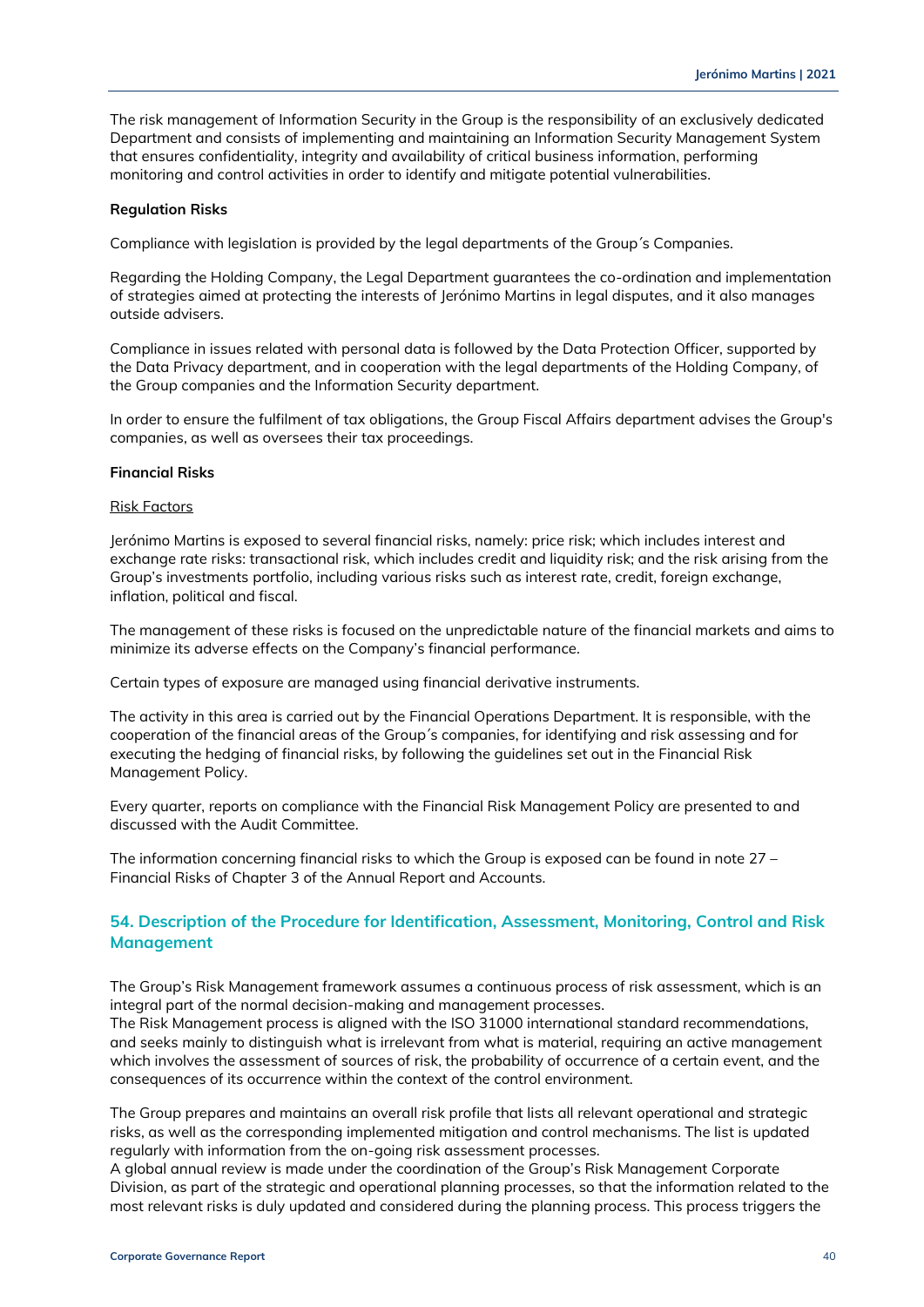The risk management of Information Security in the Group is the responsibility of an exclusively dedicated Department and consists of implementing and maintaining an Information Security Management System that ensures confidentiality, integrity and availability of critical business information, performing monitoring and control activities in order to identify and mitigate potential vulnerabilities.

**Regulation Risks**

Compliance with legislation is provided by the legal departments of the Group´s Companies.

Regarding the Holding Company, the Legal Department guarantees the co-ordination and implementation of strategies aimed at protecting the interests of Jerónimo Martins in legal disputes, and it also manages outside advisers.

Compliance in issues related with personal data is followed by the Data Protection Officer, supported by the Data Privacy department, and in cooperation with the legal departments of the Holding Company, of the Group companies and the Information Security department.

In order to ensure the fulfilment of tax obligations, the Group Fiscal Affairs department advises the Group's companies, as well as oversees their tax proceedings.

**Financial Risks**

Risk Factors

Jerónimo Martins is exposed to several financial risks, namely: price risk; which includes interest and exchange rate risks: transactional risk, which includes credit and liquidity risk; and the risk arising from the Group's investments portfolio, including various risks such as interest rate, credit, foreign exchange, inflation, political and fiscal.

The management of these risks is focused on the unpredictable nature of the financial markets and aims to minimize its adverse effects on the Company's financial performance.

Certain types of exposure are managed using financial derivative instruments.

The activity in this area is carried out by the Financial Operations Department. It is responsible, with the cooperation of the financial areas of the Group´s companies, for identifying and risk assessing and for executing the hedging of financial risks, by following the guidelines set out in the Financial Risk Management Policy.

Every quarter, reports on compliance with the Financial Risk Management Policy are presented to and discussed with the Audit Committee.

The information concerning financial risks to which the Group is exposed can be found in note 27 – Financial Risks of Chapter 3 of the Annual Report and Accounts.

## 54. Description of the Procedure for Identification, Assessment, Monitoring, Control and Risk Management

The Group's Risk Management framework assumes a continuous process of risk assessment, which is an integral part of the normal decision-making and management processes.
The Risk Management process is aligned with the ISO 31000 international standard recommendations, and seeks mainly to distinguish what is irrelevant from what is material, requiring an active management which involves the assessment of sources of risk, the probability of occurrence of a certain event, and the consequences of its occurrence within the context of the control environment.

The Group prepares and maintains an overall risk profile that lists all relevant operational and strategic risks, as well as the corresponding implemented mitigation and control mechanisms. The list is updated regularly with information from the on-going risk assessment processes.
A global annual review is made under the coordination of the Group's Risk Management Corporate Division, as part of the strategic and operational planning processes, so that the information related to the most relevant risks is duly updated and considered during the planning process. This process triggers the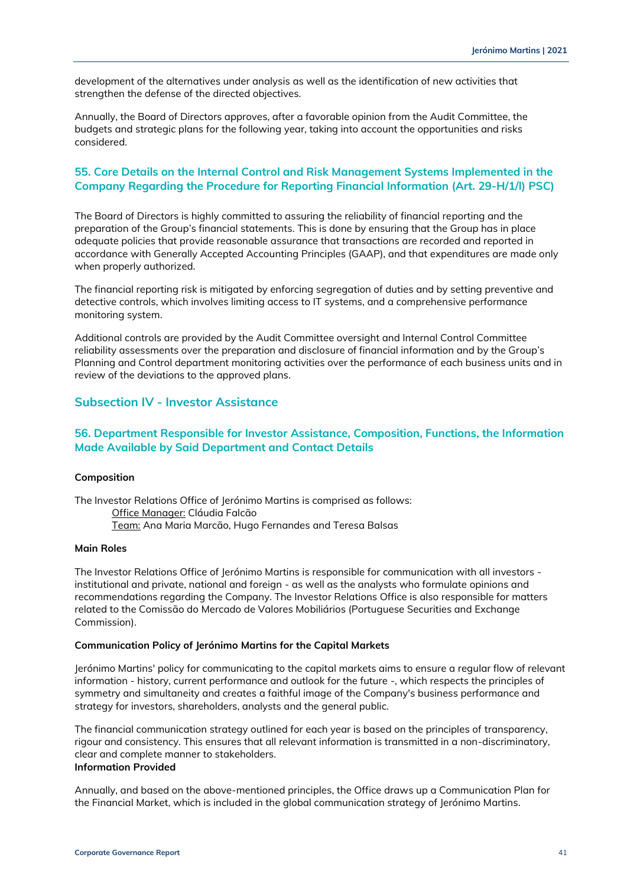development of the alternatives under analysis as well as the identification of new activities that strengthen the defense of the directed objectives.

Annually, the Board of Directors approves, after a favorable opinion from the Audit Committee, the budgets and strategic plans for the following year, taking into account the opportunities and risks considered.

## 55. Core Details on the Internal Control and Risk Management Systems Implemented in the Company Regarding the Procedure for Reporting Financial Information (Art. 29-H/1/l) PSC)

The Board of Directors is highly committed to assuring the reliability of financial reporting and the preparation of the Group's financial statements. This is done by ensuring that the Group has in place adequate policies that provide reasonable assurance that transactions are recorded and reported in accordance with Generally Accepted Accounting Principles (GAAP), and that expenditures are made only when properly authorized.

The financial reporting risk is mitigated by enforcing segregation of duties and by setting preventive and detective controls, which involves limiting access to IT systems, and a comprehensive performance monitoring system.

Additional controls are provided by the Audit Committee oversight and Internal Control Committee reliability assessments over the preparation and disclosure of financial information and by the Group's Planning and Control department monitoring activities over the performance of each business units and in review of the deviations to the approved plans.

## Subsection IV - Investor Assistance

## 56. Department Responsible for Investor Assistance, Composition, Functions, the Information Made Available by Said Department and Contact Details

**Composition**

The Investor Relations Office of Jerónimo Martins is comprised as follows:

Office Manager: Cláudia Falcão
Team: Ana Maria Marcão, Hugo Fernandes and Teresa Balsas

**Main Roles**

The Investor Relations Office of Jerónimo Martins is responsible for communication with all investors - institutional and private, national and foreign - as well as the analysts who formulate opinions and recommendations regarding the Company. The Investor Relations Office is also responsible for matters related to the Comissão do Mercado de Valores Mobiliários (Portuguese Securities and Exchange Commission).

**Communication Policy of Jerónimo Martins for the Capital Markets**

Jerónimo Martins' policy for communicating to the capital markets aims to ensure a regular flow of relevant information - history, current performance and outlook for the future -, which respects the principles of symmetry and simultaneity and creates a faithful image of the Company's business performance and strategy for investors, shareholders, analysts and the general public.

The financial communication strategy outlined for each year is based on the principles of transparency, rigour and consistency. This ensures that all relevant information is transmitted in a non-discriminatory, clear and complete manner to stakeholders.

**Information Provided**

Annually, and based on the above-mentioned principles, the Office draws up a Communication Plan for the Financial Market, which is included in the global communication strategy of Jerónimo Martins.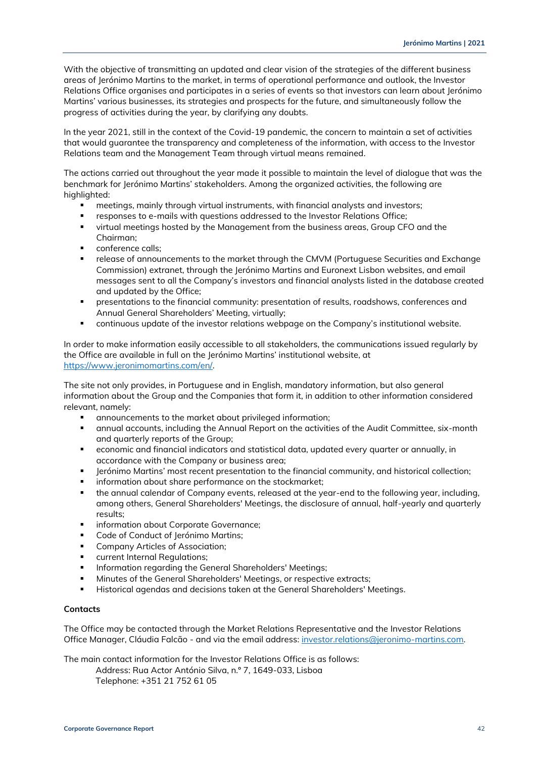With the objective of transmitting an updated and clear vision of the strategies of the different business areas of Jerónimo Martins to the market, in terms of operational performance and outlook, the Investor Relations Office organises and participates in a series of events so that investors can learn about Jerónimo Martins' various businesses, its strategies and prospects for the future, and simultaneously follow the progress of activities during the year, by clarifying any doubts.

In the year 2021, still in the context of the Covid-19 pandemic, the concern to maintain a set of activities that would guarantee the transparency and completeness of the information, with access to the Investor Relations team and the Management Team through virtual means remained.

The actions carried out throughout the year made it possible to maintain the level of dialogue that was the benchmark for Jerónimo Martins' stakeholders. Among the organized activities, the following are highlighted:

- meetings, mainly through virtual instruments, with financial analysts and investors;
- responses to e-mails with questions addressed to the Investor Relations Office;
- virtual meetings hosted by the Management from the business areas, Group CFO and the Chairman;
- conference calls;
- release of announcements to the market through the CMVM (Portuguese Securities and Exchange Commission) extranet, through the Jerónimo Martins and Euronext Lisbon websites, and email messages sent to all the Company's investors and financial analysts listed in the database created and updated by the Office;
- presentations to the financial community: presentation of results, roadshows, conferences and Annual General Shareholders' Meeting, virtually;
- continuous update of the investor relations webpage on the Company's institutional website.

In order to make information easily accessible to all stakeholders, the communications issued regularly by the Office are available in full on the Jerónimo Martins' institutional website, at https://www.jeronimomartins.com/en/.

The site not only provides, in Portuguese and in English, mandatory information, but also general information about the Group and the Companies that form it, in addition to other information considered relevant, namely:

- announcements to the market about privileged information;
- annual accounts, including the Annual Report on the activities of the Audit Committee, six-month and quarterly reports of the Group;
- economic and financial indicators and statistical data, updated every quarter or annually, in accordance with the Company or business area;
- Jerónimo Martins' most recent presentation to the financial community, and historical collection;
- information about share performance on the stockmarket;
- the annual calendar of Company events, released at the year-end to the following year, including, among others, General Shareholders' Meetings, the disclosure of annual, half-yearly and quarterly results;
- information about Corporate Governance;
- Code of Conduct of Jerónimo Martins;
- Company Articles of Association;
- current Internal Regulations;
- Information regarding the General Shareholders' Meetings;
- Minutes of the General Shareholders' Meetings, or respective extracts;
- Historical agendas and decisions taken at the General Shareholders' Meetings.

**Contacts**

The Office may be contacted through the Market Relations Representative and the Investor Relations Office Manager, Cláudia Falcão - and via the email address: investor.relations@jeronimo-martins.com.

The main contact information for the Investor Relations Office is as follows:

Address: Rua Actor António Silva, n.º 7, 1649-033, Lisboa
Telephone: +351 21 752 61 05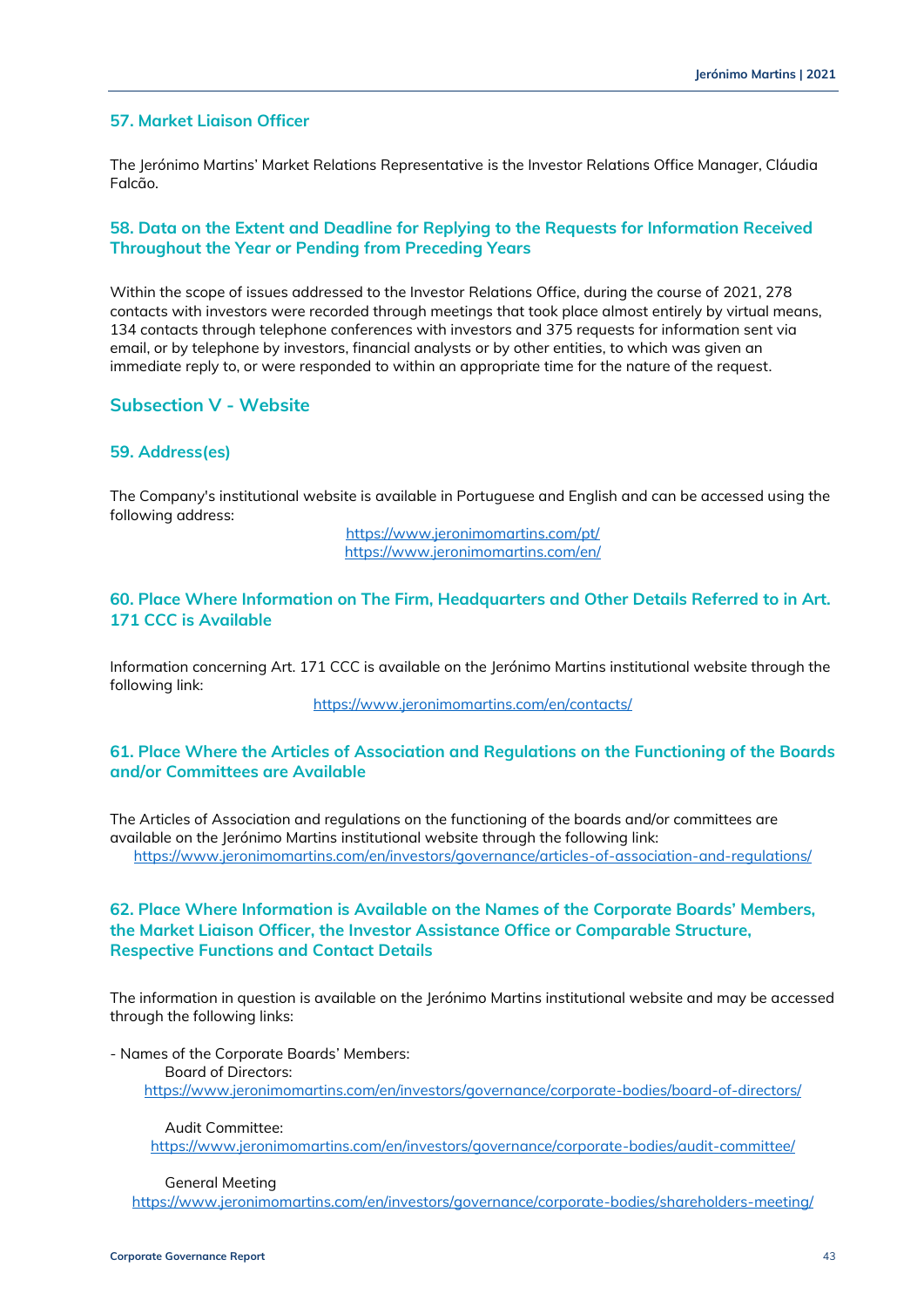## 57. Market Liaison Officer

The Jerónimo Martins' Market Relations Representative is the Investor Relations Office Manager, Cláudia Falcão.

## 58. Data on the Extent and Deadline for Replying to the Requests for Information Received Throughout the Year or Pending from Preceding Years

Within the scope of issues addressed to the Investor Relations Office, during the course of 2021, 278 contacts with investors were recorded through meetings that took place almost entirely by virtual means, 134 contacts through telephone conferences with investors and 375 requests for information sent via email, or by telephone by investors, financial analysts or by other entities, to which was given an immediate reply to, or were responded to within an appropriate time for the nature of the request.

# Subsection V - Website

## 59. Address(es)

The Company's institutional website is available in Portuguese and English and can be accessed using the following address:

https://www.jeronimomartins.com/pt/
https://www.jeronimomartins.com/en/

## 60. Place Where Information on The Firm, Headquarters and Other Details Referred to in Art. 171 CCC is Available

Information concerning Art. 171 CCC is available on the Jerónimo Martins institutional website through the following link:

https://www.jeronimomartins.com/en/contacts/

## 61. Place Where the Articles of Association and Regulations on the Functioning of the Boards and/or Committees are Available

The Articles of Association and regulations on the functioning of the boards and/or committees are available on the Jerónimo Martins institutional website through the following link:
https://www.jeronimomartins.com/en/investors/governance/articles-of-association-and-regulations/

## 62. Place Where Information is Available on the Names of the Corporate Boards' Members, the Market Liaison Officer, the Investor Assistance Office or Comparable Structure, Respective Functions and Contact Details

The information in question is available on the Jerónimo Martins institutional website and may be accessed through the following links:

- Names of the Corporate Boards' Members:

Board of Directors:
https://www.jeronimomartins.com/en/investors/governance/corporate-bodies/board-of-directors/

Audit Committee:
https://www.jeronimomartins.com/en/investors/governance/corporate-bodies/audit-committee/

General Meeting
https://www.jeronimomartins.com/en/investors/governance/corporate-bodies/shareholders-meeting/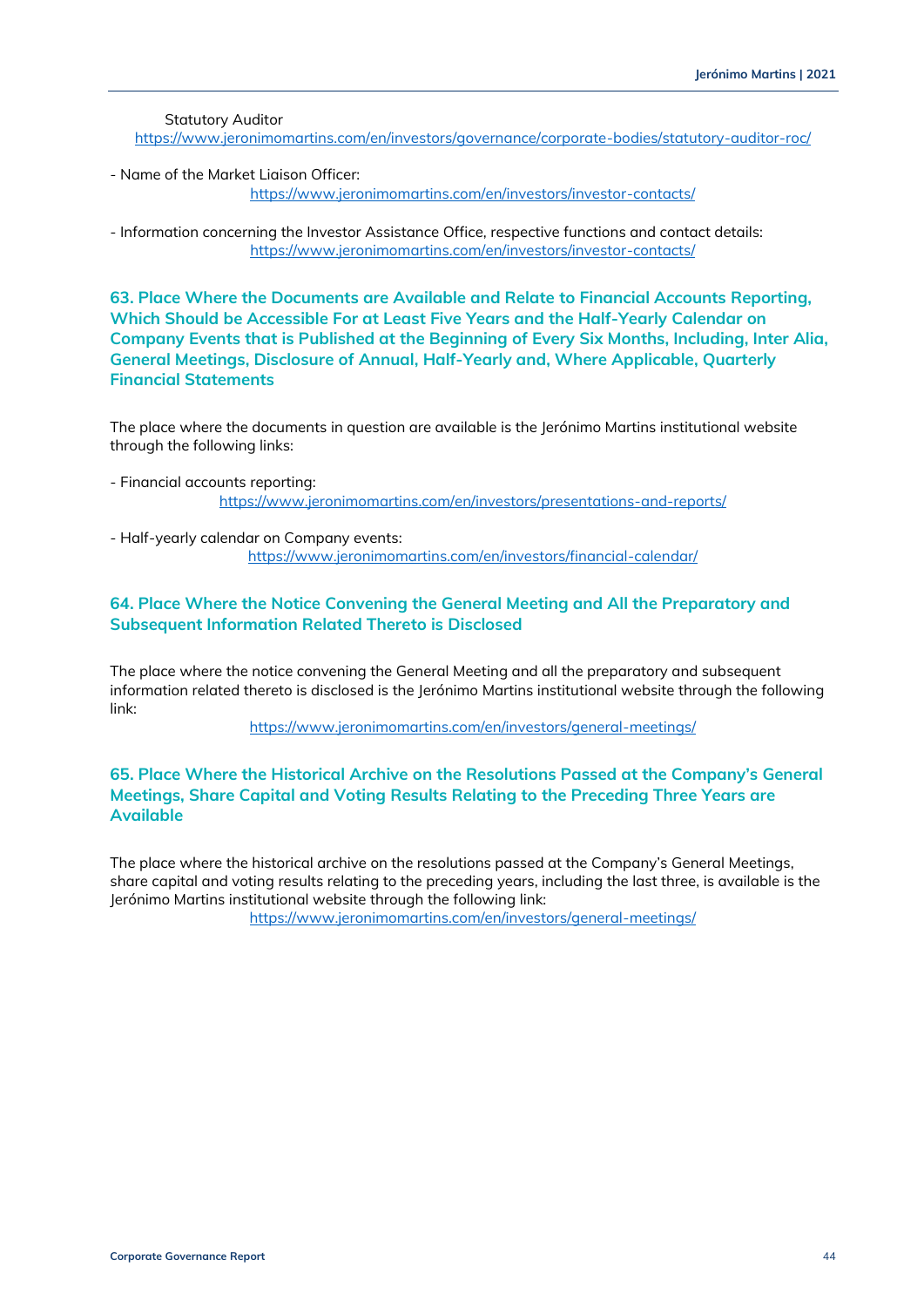Statutory Auditor
https://www.jeronimomartins.com/en/investors/governance/corporate-bodies/statutory-auditor-roc/

- Name of the Market Liaison Officer:
https://www.jeronimomartins.com/en/investors/investor-contacts/

- Information concerning the Investor Assistance Office, respective functions and contact details:
https://www.jeronimomartins.com/en/investors/investor-contacts/

### 63. Place Where the Documents are Available and Relate to Financial Accounts Reporting, Which Should be Accessible For at Least Five Years and the Half-Yearly Calendar on Company Events that is Published at the Beginning of Every Six Months, Including, Inter Alia, General Meetings, Disclosure of Annual, Half-Yearly and, Where Applicable, Quarterly Financial Statements

The place where the documents in question are available is the Jerónimo Martins institutional website through the following links:

- Financial accounts reporting:
https://www.jeronimomartins.com/en/investors/presentations-and-reports/

- Half-yearly calendar on Company events:
https://www.jeronimomartins.com/en/investors/financial-calendar/

### 64. Place Where the Notice Convening the General Meeting and All the Preparatory and Subsequent Information Related Thereto is Disclosed

The place where the notice convening the General Meeting and all the preparatory and subsequent information related thereto is disclosed is the Jerónimo Martins institutional website through the following link:

https://www.jeronimomartins.com/en/investors/general-meetings/

### 65. Place Where the Historical Archive on the Resolutions Passed at the Company's General Meetings, Share Capital and Voting Results Relating to the Preceding Three Years are Available

The place where the historical archive on the resolutions passed at the Company's General Meetings, share capital and voting results relating to the preceding years, including the last three, is available is the Jerónimo Martins institutional website through the following link:

https://www.jeronimomartins.com/en/investors/general-meetings/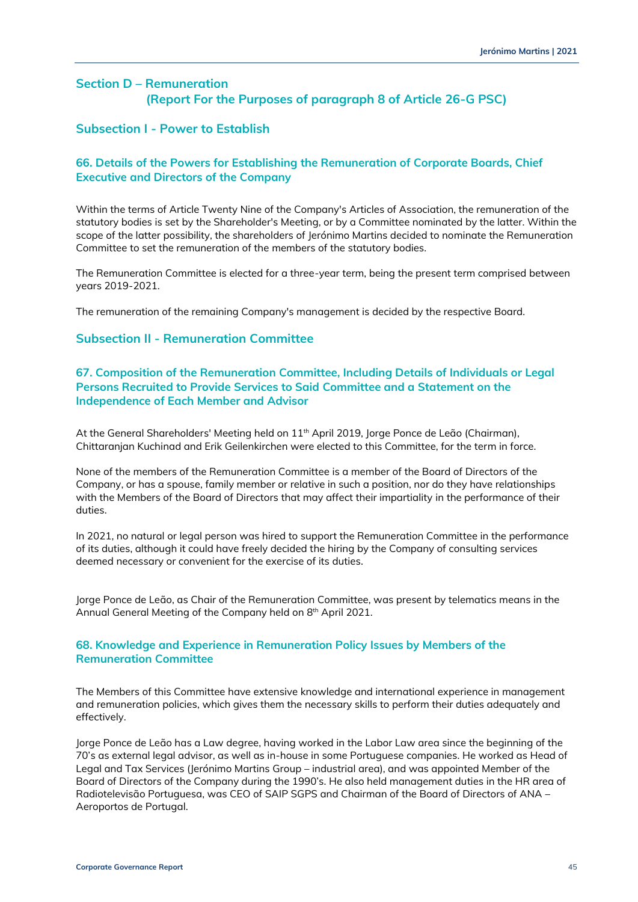## Section D – Remuneration
### (Report For the Purposes of paragraph 8 of Article 26-G PSC)

## Subsection I - Power to Establish

### 66. Details of the Powers for Establishing the Remuneration of Corporate Boards, Chief Executive and Directors of the Company

Within the terms of Article Twenty Nine of the Company's Articles of Association, the remuneration of the statutory bodies is set by the Shareholder's Meeting, or by a Committee nominated by the latter. Within the scope of the latter possibility, the shareholders of Jerónimo Martins decided to nominate the Remuneration Committee to set the remuneration of the members of the statutory bodies.

The Remuneration Committee is elected for a three-year term, being the present term comprised between years 2019-2021.

The remuneration of the remaining Company's management is decided by the respective Board.

## Subsection II - Remuneration Committee

### 67. Composition of the Remuneration Committee, Including Details of Individuals or Legal Persons Recruited to Provide Services to Said Committee and a Statement on the Independence of Each Member and Advisor

At the General Shareholders' Meeting held on 11th April 2019, Jorge Ponce de Leão (Chairman), Chittaranjan Kuchinad and Erik Geilenkirchen were elected to this Committee, for the term in force.

None of the members of the Remuneration Committee is a member of the Board of Directors of the Company, or has a spouse, family member or relative in such a position, nor do they have relationships with the Members of the Board of Directors that may affect their impartiality in the performance of their duties.

In 2021, no natural or legal person was hired to support the Remuneration Committee in the performance of its duties, although it could have freely decided the hiring by the Company of consulting services deemed necessary or convenient for the exercise of its duties.

Jorge Ponce de Leão, as Chair of the Remuneration Committee, was present by telematics means in the Annual General Meeting of the Company held on 8th April 2021.

### 68. Knowledge and Experience in Remuneration Policy Issues by Members of the Remuneration Committee

The Members of this Committee have extensive knowledge and international experience in management and remuneration policies, which gives them the necessary skills to perform their duties adequately and effectively.

Jorge Ponce de Leão has a Law degree, having worked in the Labor Law area since the beginning of the 70's as external legal advisor, as well as in-house in some Portuguese companies. He worked as Head of Legal and Tax Services (Jerónimo Martins Group – industrial area), and was appointed Member of the Board of Directors of the Company during the 1990's. He also held management duties in the HR area of Radiotelevisão Portuguesa, was CEO of SAIP SGPS and Chairman of the Board of Directors of ANA – Aeroportos de Portugal.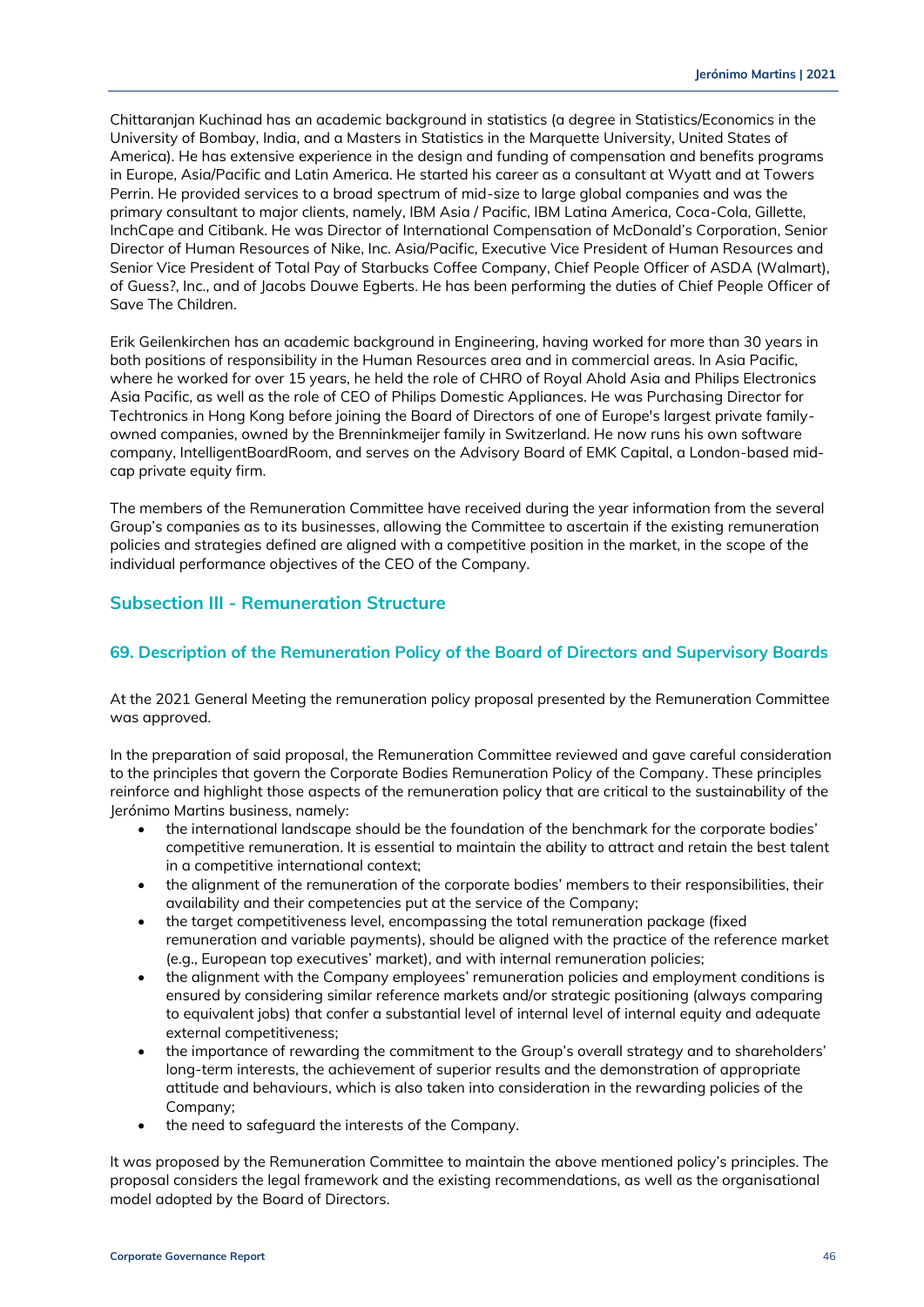Chittaranjan Kuchinad has an academic background in statistics (a degree in Statistics/Economics in the University of Bombay, India, and a Masters in Statistics in the Marquette University, United States of America). He has extensive experience in the design and funding of compensation and benefits programs in Europe, Asia/Pacific and Latin America. He started his career as a consultant at Wyatt and at Towers Perrin. He provided services to a broad spectrum of mid-size to large global companies and was the primary consultant to major clients, namely, IBM Asia / Pacific, IBM Latina America, Coca-Cola, Gillette, InchCape and Citibank. He was Director of International Compensation of McDonald's Corporation, Senior Director of Human Resources of Nike, Inc. Asia/Pacific, Executive Vice President of Human Resources and Senior Vice President of Total Pay of Starbucks Coffee Company, Chief People Officer of ASDA (Walmart), of Guess?, Inc., and of Jacobs Douwe Egberts. He has been performing the duties of Chief People Officer of Save The Children.

Erik Geilenkirchen has an academic background in Engineering, having worked for more than 30 years in both positions of responsibility in the Human Resources area and in commercial areas. In Asia Pacific, where he worked for over 15 years, he held the role of CHRO of Royal Ahold Asia and Philips Electronics Asia Pacific, as well as the role of CEO of Philips Domestic Appliances. He was Purchasing Director for Techtronics in Hong Kong before joining the Board of Directors of one of Europe's largest private family-owned companies, owned by the Brenninkmeijer family in Switzerland. He now runs his own software company, IntelligentBoardRoom, and serves on the Advisory Board of EMK Capital, a London-based mid-cap private equity firm.

The members of the Remuneration Committee have received during the year information from the several Group's companies as to its businesses, allowing the Committee to ascertain if the existing remuneration policies and strategies defined are aligned with a competitive position in the market, in the scope of the individual performance objectives of the CEO of the Company.

## Subsection III - Remuneration Structure

### 69. Description of the Remuneration Policy of the Board of Directors and Supervisory Boards

At the 2021 General Meeting the remuneration policy proposal presented by the Remuneration Committee was approved.

In the preparation of said proposal, the Remuneration Committee reviewed and gave careful consideration to the principles that govern the Corporate Bodies Remuneration Policy of the Company. These principles reinforce and highlight those aspects of the remuneration policy that are critical to the sustainability of the Jerónimo Martins business, namely:

- the international landscape should be the foundation of the benchmark for the corporate bodies' competitive remuneration. It is essential to maintain the ability to attract and retain the best talent in a competitive international context;
- the alignment of the remuneration of the corporate bodies' members to their responsibilities, their availability and their competencies put at the service of the Company;
- the target competitiveness level, encompassing the total remuneration package (fixed remuneration and variable payments), should be aligned with the practice of the reference market (e.g., European top executives' market), and with internal remuneration policies;
- the alignment with the Company employees' remuneration policies and employment conditions is ensured by considering similar reference markets and/or strategic positioning (always comparing to equivalent jobs) that confer a substantial level of internal level of internal equity and adequate external competitiveness;
- the importance of rewarding the commitment to the Group's overall strategy and to shareholders' long-term interests, the achievement of superior results and the demonstration of appropriate attitude and behaviours, which is also taken into consideration in the rewarding policies of the Company;
- the need to safeguard the interests of the Company.

It was proposed by the Remuneration Committee to maintain the above mentioned policy's principles. The proposal considers the legal framework and the existing recommendations, as well as the organisational model adopted by the Board of Directors.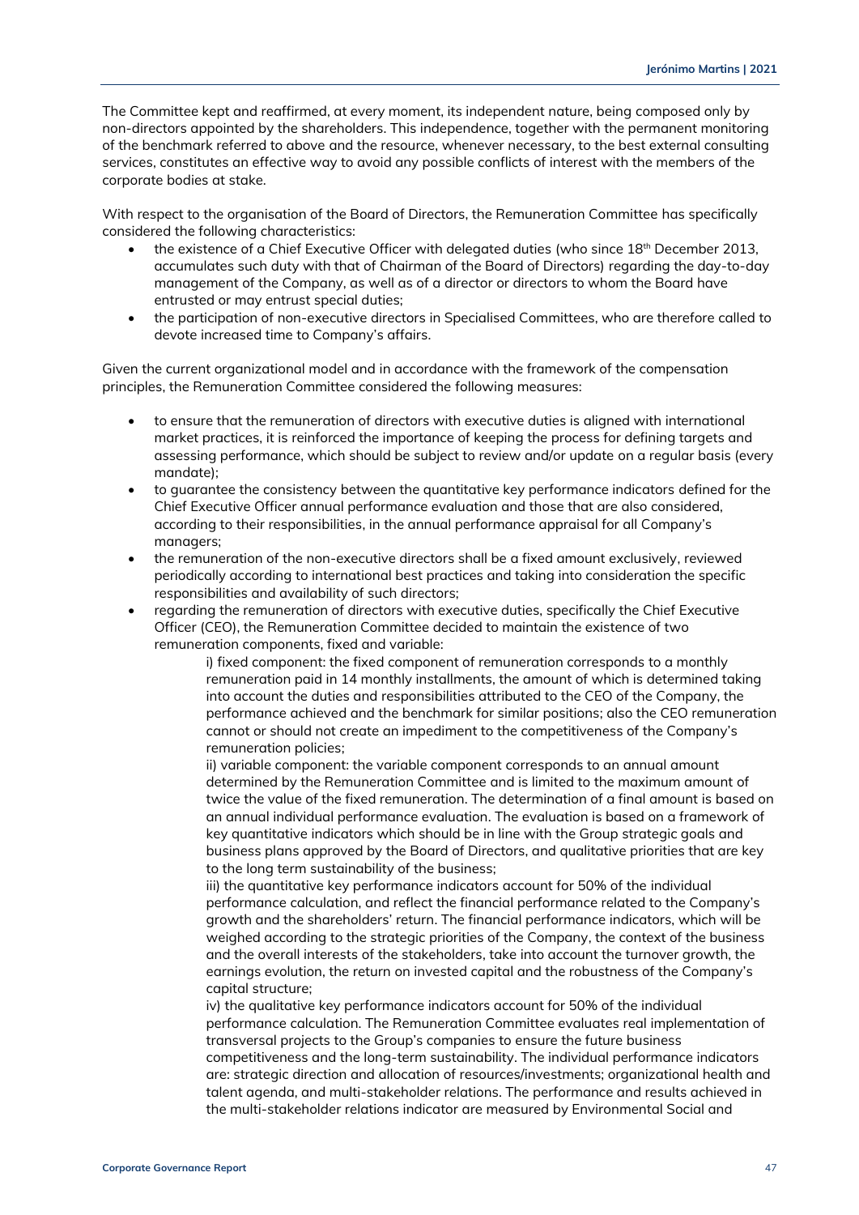The Committee kept and reaffirmed, at every moment, its independent nature, being composed only by non-directors appointed by the shareholders. This independence, together with the permanent monitoring of the benchmark referred to above and the resource, whenever necessary, to the best external consulting services, constitutes an effective way to avoid any possible conflicts of interest with the members of the corporate bodies at stake.

With respect to the organisation of the Board of Directors, the Remuneration Committee has specifically considered the following characteristics:

- the existence of a Chief Executive Officer with delegated duties (who since 18th December 2013, accumulates such duty with that of Chairman of the Board of Directors) regarding the day-to-day management of the Company, as well as of a director or directors to whom the Board have entrusted or may entrust special duties;
- the participation of non-executive directors in Specialised Committees, who are therefore called to devote increased time to Company's affairs.

Given the current organizational model and in accordance with the framework of the compensation principles, the Remuneration Committee considered the following measures:

- to ensure that the remuneration of directors with executive duties is aligned with international market practices, it is reinforced the importance of keeping the process for defining targets and assessing performance, which should be subject to review and/or update on a regular basis (every mandate);
- to guarantee the consistency between the quantitative key performance indicators defined for the Chief Executive Officer annual performance evaluation and those that are also considered, according to their responsibilities, in the annual performance appraisal for all Company's managers;
- the remuneration of the non-executive directors shall be a fixed amount exclusively, reviewed periodically according to international best practices and taking into consideration the specific responsibilities and availability of such directors;
- regarding the remuneration of directors with executive duties, specifically the Chief Executive Officer (CEO), the Remuneration Committee decided to maintain the existence of two remuneration components, fixed and variable:

  i) fixed component: the fixed component of remuneration corresponds to a monthly remuneration paid in 14 monthly installments, the amount of which is determined taking into account the duties and responsibilities attributed to the CEO of the Company, the performance achieved and the benchmark for similar positions; also the CEO remuneration cannot or should not create an impediment to the competitiveness of the Company's remuneration policies;

  ii) variable component: the variable component corresponds to an annual amount determined by the Remuneration Committee and is limited to the maximum amount of twice the value of the fixed remuneration. The determination of a final amount is based on an annual individual performance evaluation. The evaluation is based on a framework of key quantitative indicators which should be in line with the Group strategic goals and business plans approved by the Board of Directors, and qualitative priorities that are key to the long term sustainability of the business;

  iii) the quantitative key performance indicators account for 50% of the individual performance calculation, and reflect the financial performance related to the Company's growth and the shareholders' return. The financial performance indicators, which will be weighed according to the strategic priorities of the Company, the context of the business and the overall interests of the stakeholders, take into account the turnover growth, the earnings evolution, the return on invested capital and the robustness of the Company's capital structure;

  iv) the qualitative key performance indicators account for 50% of the individual performance calculation. The Remuneration Committee evaluates real implementation of transversal projects to the Group's companies to ensure the future business competitiveness and the long-term sustainability. The individual performance indicators are: strategic direction and allocation of resources/investments; organizational health and talent agenda, and multi-stakeholder relations. The performance and results achieved in the multi-stakeholder relations indicator are measured by Environmental Social and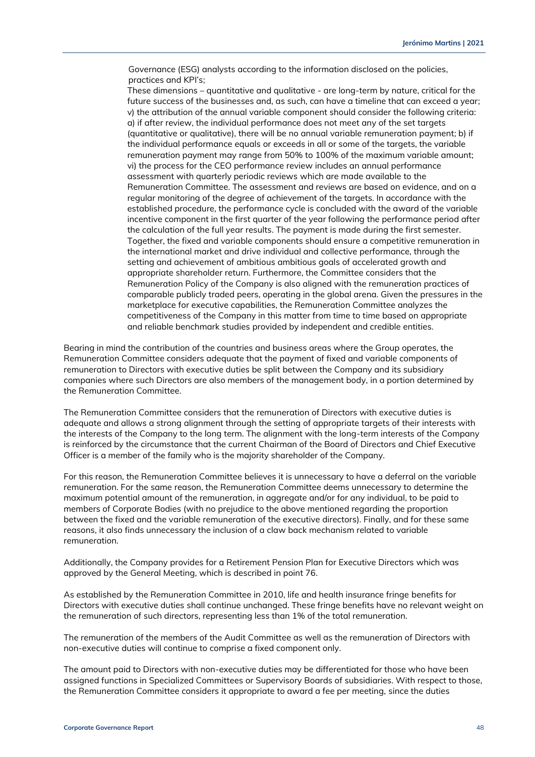Governance (ESG) analysts according to the information disclosed on the policies, practices and KPI's;

These dimensions – quantitative and qualitative - are long-term by nature, critical for the future success of the businesses and, as such, can have a timeline that can exceed a year; v) the attribution of the annual variable component should consider the following criteria: a) if after review, the individual performance does not meet any of the set targets (quantitative or qualitative), there will be no annual variable remuneration payment; b) if the individual performance equals or exceeds in all or some of the targets, the variable remuneration payment may range from 50% to 100% of the maximum variable amount; vi) the process for the CEO performance review includes an annual performance assessment with quarterly periodic reviews which are made available to the Remuneration Committee. The assessment and reviews are based on evidence, and on a regular monitoring of the degree of achievement of the targets. In accordance with the established procedure, the performance cycle is concluded with the award of the variable incentive component in the first quarter of the year following the performance period after the calculation of the full year results. The payment is made during the first semester. Together, the fixed and variable components should ensure a competitive remuneration in the international market and drive individual and collective performance, through the setting and achievement of ambitious ambitious goals of accelerated growth and appropriate shareholder return. Furthermore, the Committee considers that the Remuneration Policy of the Company is also aligned with the remuneration practices of comparable publicly traded peers, operating in the global arena. Given the pressures in the marketplace for executive capabilities, the Remuneration Committee analyzes the competitiveness of the Company in this matter from time to time based on appropriate and reliable benchmark studies provided by independent and credible entities.

Bearing in mind the contribution of the countries and business areas where the Group operates, the Remuneration Committee considers adequate that the payment of fixed and variable components of remuneration to Directors with executive duties be split between the Company and its subsidiary companies where such Directors are also members of the management body, in a portion determined by the Remuneration Committee.

The Remuneration Committee considers that the remuneration of Directors with executive duties is adequate and allows a strong alignment through the setting of appropriate targets of their interests with the interests of the Company to the long term. The alignment with the long-term interests of the Company is reinforced by the circumstance that the current Chairman of the Board of Directors and Chief Executive Officer is a member of the family who is the majority shareholder of the Company.

For this reason, the Remuneration Committee believes it is unnecessary to have a deferral on the variable remuneration. For the same reason, the Remuneration Committee deems unnecessary to determine the maximum potential amount of the remuneration, in aggregate and/or for any individual, to be paid to members of Corporate Bodies (with no prejudice to the above mentioned regarding the proportion between the fixed and the variable remuneration of the executive directors). Finally, and for these same reasons, it also finds unnecessary the inclusion of a claw back mechanism related to variable remuneration.

Additionally, the Company provides for a Retirement Pension Plan for Executive Directors which was approved by the General Meeting, which is described in point 76.

As established by the Remuneration Committee in 2010, life and health insurance fringe benefits for Directors with executive duties shall continue unchanged. These fringe benefits have no relevant weight on the remuneration of such directors, representing less than 1% of the total remuneration.

The remuneration of the members of the Audit Committee as well as the remuneration of Directors with non-executive duties will continue to comprise a fixed component only.

The amount paid to Directors with non-executive duties may be differentiated for those who have been assigned functions in Specialized Committees or Supervisory Boards of subsidiaries. With respect to those, the Remuneration Committee considers it appropriate to award a fee per meeting, since the duties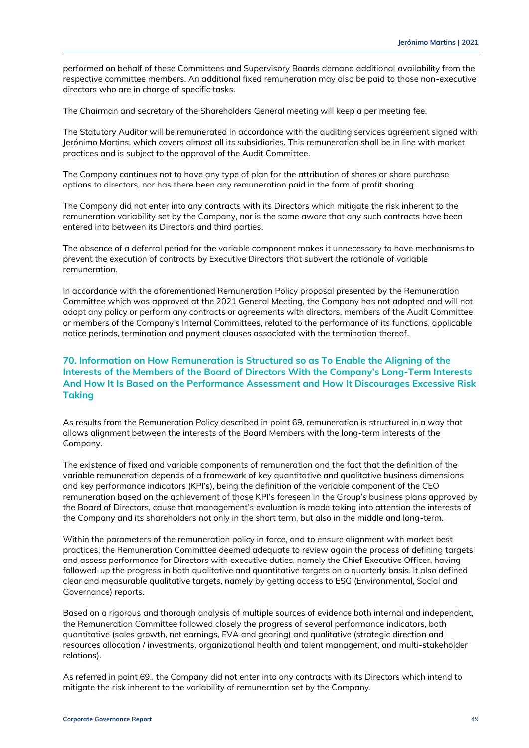performed on behalf of these Committees and Supervisory Boards demand additional availability from the respective committee members. An additional fixed remuneration may also be paid to those non-executive directors who are in charge of specific tasks.

The Chairman and secretary of the Shareholders General meeting will keep a per meeting fee.

The Statutory Auditor will be remunerated in accordance with the auditing services agreement signed with Jerónimo Martins, which covers almost all its subsidiaries. This remuneration shall be in line with market practices and is subject to the approval of the Audit Committee.

The Company continues not to have any type of plan for the attribution of shares or share purchase options to directors, nor has there been any remuneration paid in the form of profit sharing.

The Company did not enter into any contracts with its Directors which mitigate the risk inherent to the remuneration variability set by the Company, nor is the same aware that any such contracts have been entered into between its Directors and third parties.

The absence of a deferral period for the variable component makes it unnecessary to have mechanisms to prevent the execution of contracts by Executive Directors that subvert the rationale of variable remuneration.

In accordance with the aforementioned Remuneration Policy proposal presented by the Remuneration Committee which was approved at the 2021 General Meeting, the Company has not adopted and will not adopt any policy or perform any contracts or agreements with directors, members of the Audit Committee or members of the Company's Internal Committees, related to the performance of its functions, applicable notice periods, termination and payment clauses associated with the termination thereof.

## 70. Information on How Remuneration is Structured so as To Enable the Aligning of the Interests of the Members of the Board of Directors With the Company's Long-Term Interests And How It Is Based on the Performance Assessment and How It Discourages Excessive Risk Taking

As results from the Remuneration Policy described in point 69, remuneration is structured in a way that allows alignment between the interests of the Board Members with the long-term interests of the Company.

The existence of fixed and variable components of remuneration and the fact that the definition of the variable remuneration depends of a framework of key quantitative and qualitative business dimensions and key performance indicators (KPI's), being the definition of the variable component of the CEO remuneration based on the achievement of those KPI's foreseen in the Group's business plans approved by the Board of Directors, cause that management's evaluation is made taking into attention the interests of the Company and its shareholders not only in the short term, but also in the middle and long-term.

Within the parameters of the remuneration policy in force, and to ensure alignment with market best practices, the Remuneration Committee deemed adequate to review again the process of defining targets and assess performance for Directors with executive duties, namely the Chief Executive Officer, having followed-up the progress in both qualitative and quantitative targets on a quarterly basis. It also defined clear and measurable qualitative targets, namely by getting access to ESG (Environmental, Social and Governance) reports.

Based on a rigorous and thorough analysis of multiple sources of evidence both internal and independent, the Remuneration Committee followed closely the progress of several performance indicators, both quantitative (sales growth, net earnings, EVA and gearing) and qualitative (strategic direction and resources allocation / investments, organizational health and talent management, and multi-stakeholder relations).

As referred in point 69., the Company did not enter into any contracts with its Directors which intend to mitigate the risk inherent to the variability of remuneration set by the Company.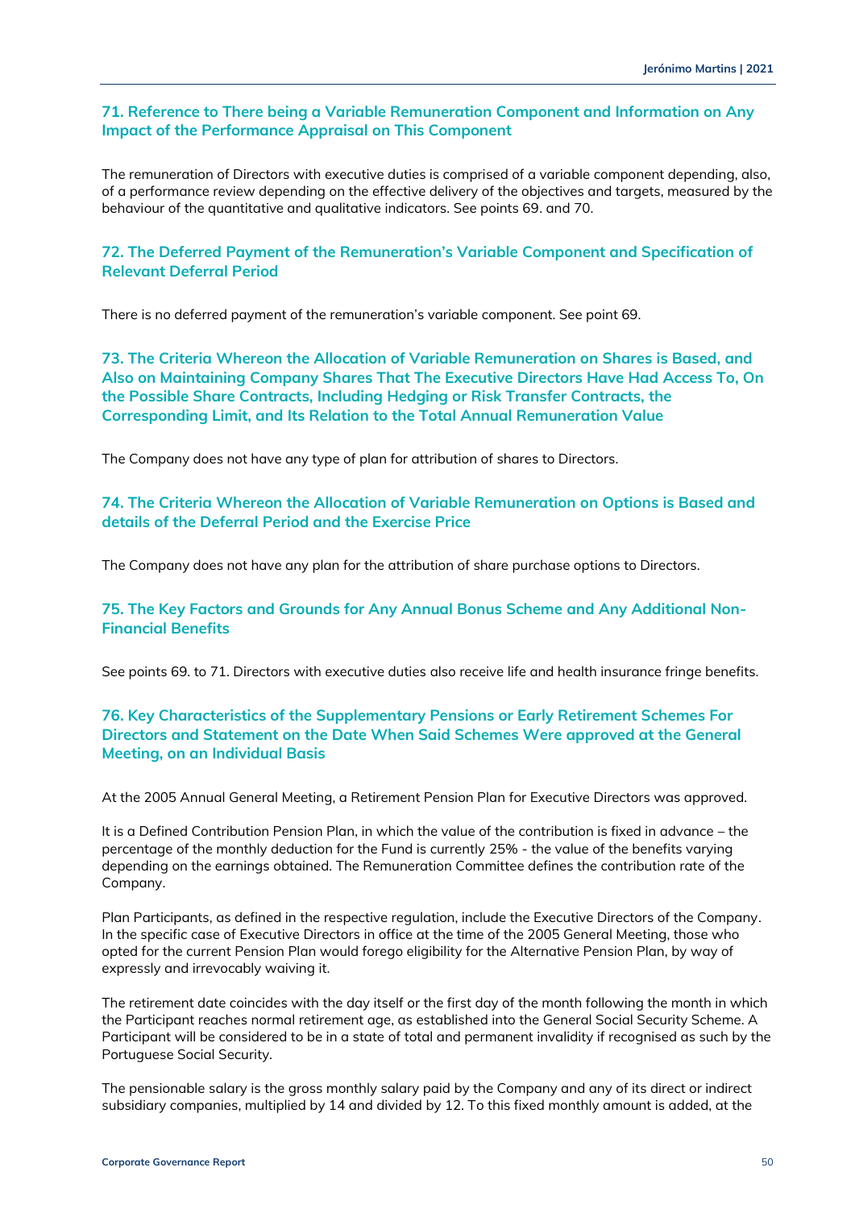### 71. Reference to There being a Variable Remuneration Component and Information on Any Impact of the Performance Appraisal on This Component

The remuneration of Directors with executive duties is comprised of a variable component depending, also, of a performance review depending on the effective delivery of the objectives and targets, measured by the behaviour of the quantitative and qualitative indicators. See points 69. and 70.

### 72. The Deferred Payment of the Remuneration's Variable Component and Specification of Relevant Deferral Period

There is no deferred payment of the remuneration's variable component. See point 69.

### 73. The Criteria Whereon the Allocation of Variable Remuneration on Shares is Based, and Also on Maintaining Company Shares That The Executive Directors Have Had Access To, On the Possible Share Contracts, Including Hedging or Risk Transfer Contracts, the Corresponding Limit, and Its Relation to the Total Annual Remuneration Value

The Company does not have any type of plan for attribution of shares to Directors.

### 74. The Criteria Whereon the Allocation of Variable Remuneration on Options is Based and details of the Deferral Period and the Exercise Price

The Company does not have any plan for the attribution of share purchase options to Directors.

### 75. The Key Factors and Grounds for Any Annual Bonus Scheme and Any Additional Non-Financial Benefits

See points 69. to 71. Directors with executive duties also receive life and health insurance fringe benefits.

### 76. Key Characteristics of the Supplementary Pensions or Early Retirement Schemes For Directors and Statement on the Date When Said Schemes Were approved at the General Meeting, on an Individual Basis

At the 2005 Annual General Meeting, a Retirement Pension Plan for Executive Directors was approved.

It is a Defined Contribution Pension Plan, in which the value of the contribution is fixed in advance – the percentage of the monthly deduction for the Fund is currently 25% - the value of the benefits varying depending on the earnings obtained. The Remuneration Committee defines the contribution rate of the Company.

Plan Participants, as defined in the respective regulation, include the Executive Directors of the Company. In the specific case of Executive Directors in office at the time of the 2005 General Meeting, those who opted for the current Pension Plan would forego eligibility for the Alternative Pension Plan, by way of expressly and irrevocably waiving it.

The retirement date coincides with the day itself or the first day of the month following the month in which the Participant reaches normal retirement age, as established into the General Social Security Scheme. A Participant will be considered to be in a state of total and permanent invalidity if recognised as such by the Portuguese Social Security.

The pensionable salary is the gross monthly salary paid by the Company and any of its direct or indirect subsidiary companies, multiplied by 14 and divided by 12. To this fixed monthly amount is added, at the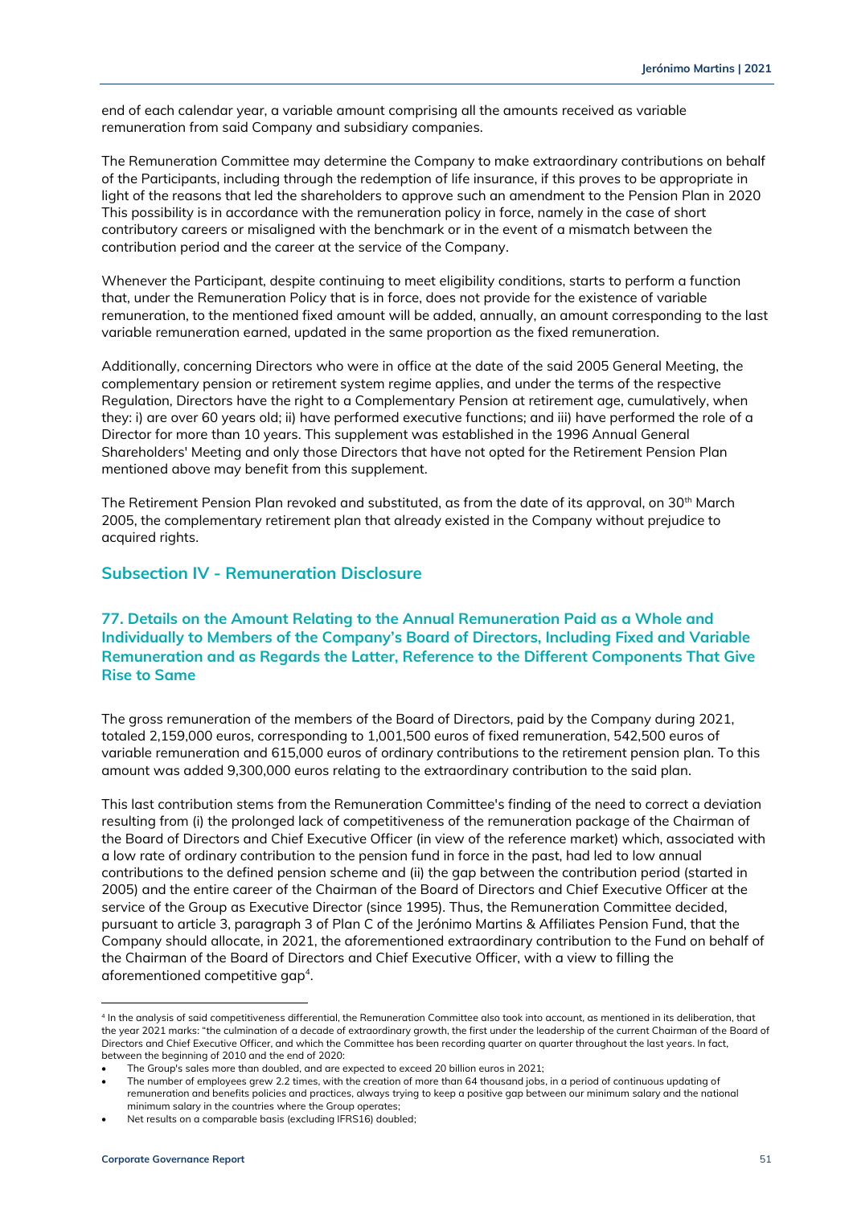end of each calendar year, a variable amount comprising all the amounts received as variable remuneration from said Company and subsidiary companies.

The Remuneration Committee may determine the Company to make extraordinary contributions on behalf of the Participants, including through the redemption of life insurance, if this proves to be appropriate in light of the reasons that led the shareholders to approve such an amendment to the Pension Plan in 2020 This possibility is in accordance with the remuneration policy in force, namely in the case of short contributory careers or misaligned with the benchmark or in the event of a mismatch between the contribution period and the career at the service of the Company.

Whenever the Participant, despite continuing to meet eligibility conditions, starts to perform a function that, under the Remuneration Policy that is in force, does not provide for the existence of variable remuneration, to the mentioned fixed amount will be added, annually, an amount corresponding to the last variable remuneration earned, updated in the same proportion as the fixed remuneration.

Additionally, concerning Directors who were in office at the date of the said 2005 General Meeting, the complementary pension or retirement system regime applies, and under the terms of the respective Regulation, Directors have the right to a Complementary Pension at retirement age, cumulatively, when they: i) are over 60 years old; ii) have performed executive functions; and iii) have performed the role of a Director for more than 10 years. This supplement was established in the 1996 Annual General Shareholders' Meeting and only those Directors that have not opted for the Retirement Pension Plan mentioned above may benefit from this supplement.

The Retirement Pension Plan revoked and substituted, as from the date of its approval, on 30th March 2005, the complementary retirement plan that already existed in the Company without prejudice to acquired rights.

## Subsection IV - Remuneration Disclosure

### 77. Details on the Amount Relating to the Annual Remuneration Paid as a Whole and Individually to Members of the Company's Board of Directors, Including Fixed and Variable Remuneration and as Regards the Latter, Reference to the Different Components That Give Rise to Same

The gross remuneration of the members of the Board of Directors, paid by the Company during 2021, totaled 2,159,000 euros, corresponding to 1,001,500 euros of fixed remuneration, 542,500 euros of variable remuneration and 615,000 euros of ordinary contributions to the retirement pension plan. To this amount was added 9,300,000 euros relating to the extraordinary contribution to the said plan.

This last contribution stems from the Remuneration Committee's finding of the need to correct a deviation resulting from (i) the prolonged lack of competitiveness of the remuneration package of the Chairman of the Board of Directors and Chief Executive Officer (in view of the reference market) which, associated with a low rate of ordinary contribution to the pension fund in force in the past, had led to low annual contributions to the defined pension scheme and (ii) the gap between the contribution period (started in 2005) and the entire career of the Chairman of the Board of Directors and Chief Executive Officer at the service of the Group as Executive Director (since 1995). Thus, the Remuneration Committee decided, pursuant to article 3, paragraph 3 of Plan C of the Jerónimo Martins & Affiliates Pension Fund, that the Company should allocate, in 2021, the aforementioned extraordinary contribution to the Fund on behalf of the Chairman of the Board of Directors and Chief Executive Officer, with a view to filling the aforementioned competitive gap[4].

---

[4] In the analysis of said competitiveness differential, the Remuneration Committee also took into account, as mentioned in its deliberation, that the year 2021 marks: "the culmination of a decade of extraordinary growth, the first under the leadership of the current Chairman of the Board of Directors and Chief Executive Officer, and which the Committee has been recording quarter on quarter throughout the last years. In fact, between the beginning of 2010 and the end of 2020:

- The Group's sales more than doubled, and are expected to exceed 20 billion euros in 2021;
- The number of employees grew 2.2 times, with the creation of more than 64 thousand jobs, in a period of continuous updating of remuneration and benefits policies and practices, always trying to keep a positive gap between our minimum salary and the national minimum salary in the countries where the Group operates;
- Net results on a comparable basis (excluding IFRS16) doubled;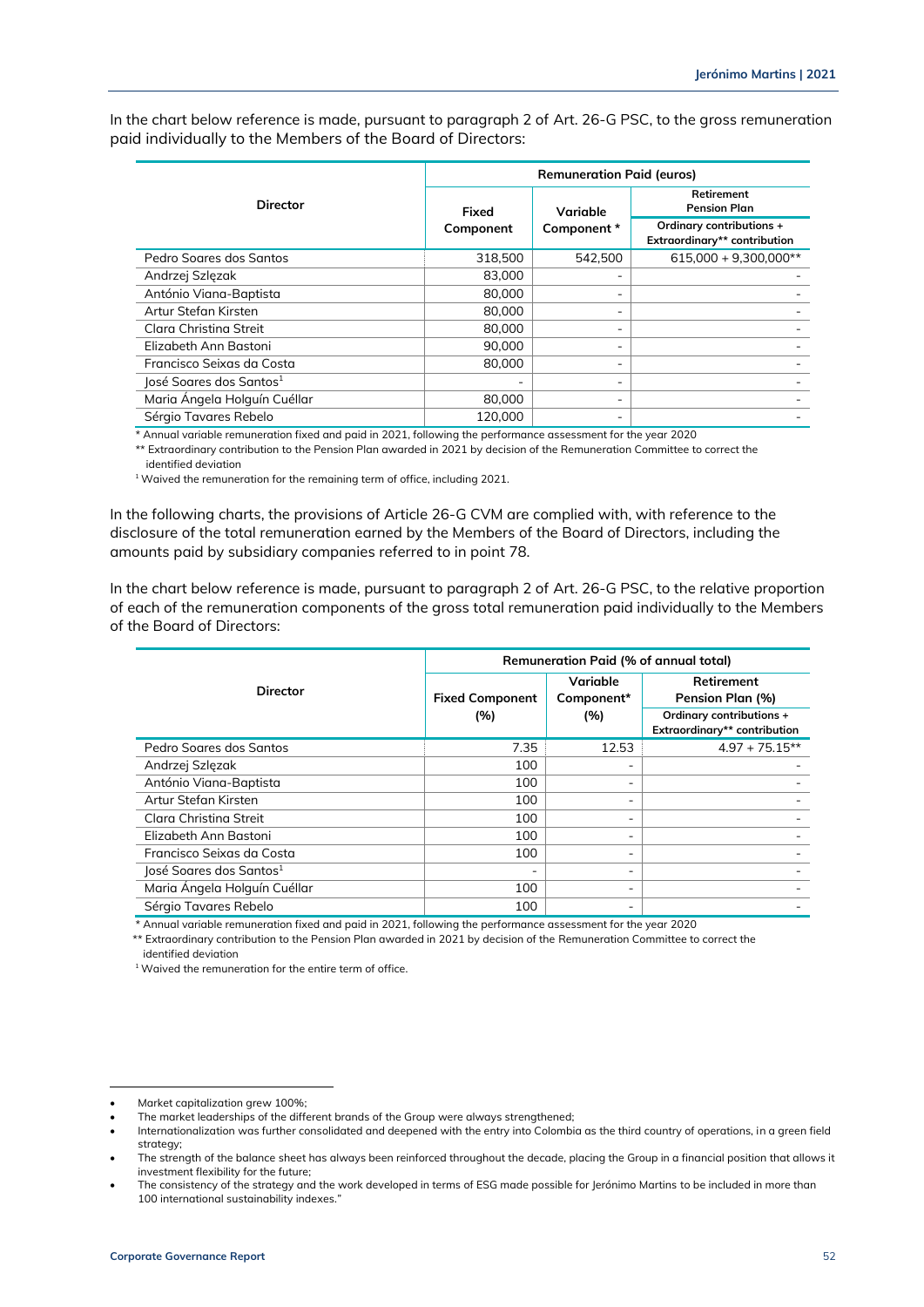In the chart below reference is made, pursuant to paragraph 2 of Art. 26-G PSC, to the gross remuneration paid individually to the Members of the Board of Directors:

| Director | Remuneration Paid (euros) | | |
|---|---|---|---|
| | Fixed Component | Variable Component * | Retirement Pension Plan<br>Ordinary contributions + Extraordinary** contribution |
| Pedro Soares dos Santos | 318,500 | 542,500 | 615,000 + 9,300,000** |
| Andrzej Szlęzak | 83,000 | - | - |
| António Viana-Baptista | 80,000 | - | - |
| Artur Stefan Kirsten | 80,000 | - | - |
| Clara Christina Streit | 80,000 | - | - |
| Elizabeth Ann Bastoni | 90,000 | - | - |
| Francisco Seixas da Costa | 80,000 | - | - |
| José Soares dos Santos[1] | - | - | - |
| Maria Ángela Holguín Cuéllar | 80,000 | - | - |
| Sérgio Tavares Rebelo | 120,000 | - | - |

\* Annual variable remuneration fixed and paid in 2021, following the performance assessment for the year 2020

** Extraordinary contribution to the Pension Plan awarded in 2021 by decision of the Remuneration Committee to correct the identified deviation

[1] Waived the remuneration for the remaining term of office, including 2021.

In the following charts, the provisions of Article 26-G CVM are complied with, with reference to the disclosure of the total remuneration earned by the Members of the Board of Directors, including the amounts paid by subsidiary companies referred to in point 78.

In the chart below reference is made, pursuant to paragraph 2 of Art. 26-G PSC, to the relative proportion of each of the remuneration components of the gross total remuneration paid individually to the Members of the Board of Directors:

| Director | Remuneration Paid (% of annual total) | | |
|---|---|---|---|
| | Fixed Component (%) | Variable Component* (%) | Retirement Pension Plan (%)<br>Ordinary contributions + Extraordinary** contribution |
| Pedro Soares dos Santos | 7.35 | 12.53 | 4.97 + 75.15** |
| Andrzej Szlęzak | 100 | - | - |
| António Viana-Baptista | 100 | - | - |
| Artur Stefan Kirsten | 100 | - | - |
| Clara Christina Streit | 100 | - | - |
| Elizabeth Ann Bastoni | 100 | - | - |
| Francisco Seixas da Costa | 100 | - | - |
| José Soares dos Santos[1] | - | - | - |
| Maria Ángela Holguín Cuéllar | 100 | - | - |
| Sérgio Tavares Rebelo | 100 | - | - |

\* Annual variable remuneration fixed and paid in 2021, following the performance assessment for the year 2020

** Extraordinary contribution to the Pension Plan awarded in 2021 by decision of the Remuneration Committee to correct the identified deviation

[1] Waived the remuneration for the entire term of office.

---

- Market capitalization grew 100%;
- The market leaderships of the different brands of the Group were always strengthened;
- Internationalization was further consolidated and deepened with the entry into Colombia as the third country of operations, in a green field strategy;
- The strength of the balance sheet has always been reinforced throughout the decade, placing the Group in a financial position that allows it investment flexibility for the future;
- The consistency of the strategy and the work developed in terms of ESG made possible for Jerónimo Martins to be included in more than 100 international sustainability indexes."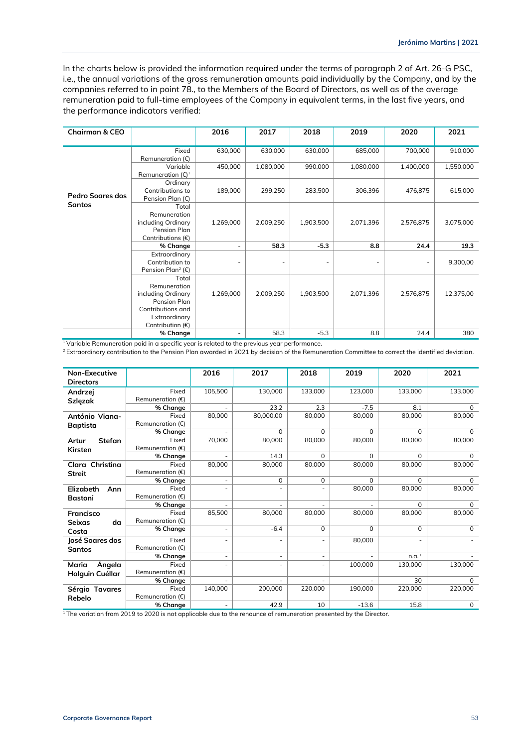In the charts below is provided the information required under the terms of paragraph 2 of Art. 26-G PSC, i.e., the annual variations of the gross remuneration amounts paid individually by the Company, and by the companies referred to in point 78., to the Members of the Board of Directors, as well as of the average remuneration paid to full-time employees of the Company in equivalent terms, in the last five years, and the performance indicators verified:

| Chairman & CEO | | 2016 | 2017 | 2018 | 2019 | 2020 | 2021 |
|---|---|---|---|---|---|---|---|
| Pedro Soares dos Santos | Fixed Remuneration (€) | 630,000 | 630,000 | 630,000 | 685,000 | 700,000 | 910,000 |
| | Variable Remuneration (€)[1] | 450,000 | 1,080,000 | 990,000 | 1,080,000 | 1,400,000 | 1,550,000 |
| | Ordinary Contributions to Pension Plan (€) | 189,000 | 299,250 | 283,500 | 306,396 | 476,875 | 615,000 |
| | Total Remuneration including Ordinary Pension Plan Contributions (€) | 1,269,000 | 2,009,250 | 1,903,500 | 2,071,396 | 2,576,875 | 3,075,000 |
| | **% Change** | - | **58.3** | **-5.3** | **8.8** | **24.4** | **19.3** |
| | Extraordinary Contribution to Pension Plan[2] (€) | - | - | - | - | - | 9,300,00 |
| | Total Remuneration including Ordinary Pension Plan Contributions and Extraordinary Contribution (€) | 1,269,000 | 2,009,250 | 1,903,500 | 2,071,396 | 2,576,875 | 12,375,00 |
| | **% Change** | - | 58.3 | -5.3 | 8.8 | 24.4 | 380 |

[1] Variable Remuneration paid in a specific year is related to the previous year performance.

[2] Extraordinary contribution to the Pension Plan awarded in 2021 by decision of the Remuneration Committee to correct the identified deviation.

| Non-Executive Directors | | 2016 | 2017 | 2018 | 2019 | 2020 | 2021 |
|---|---|---|---|---|---|---|---|
| Andrzej Szlęzak | Fixed Remuneration (€) | 105,500 | 130,000 | 133,000 | 123,000 | 133,000 | 133,000 |
| | **% Change** | - | 23.2 | 2.3 | -7.5 | 8.1 | 0 |
| António Viana-Baptista | Fixed Remuneration (€) | 80,000 | 80,000.00 | 80,000 | 80,000 | 80,000 | 80,000 |
| | **% Change** | - | 0 | 0 | 0 | 0 | 0 |
| Artur Stefan Kirsten | Fixed Remuneration (€) | 70,000 | 80,000 | 80,000 | 80,000 | 80,000 | 80,000 |
| | **% Change** | - | 14.3 | 0 | 0 | 0 | 0 |
| Clara Christina Streit | Fixed Remuneration (€) | 80,000 | 80,000 | 80,000 | 80,000 | 80,000 | 80,000 |
| | **% Change** | - | 0 | 0 | 0 | 0 | 0 |
| Elizabeth Ann Bastoni | Fixed Remuneration (€) | - | - | - | 80,000 | 80,000 | 80,000 |
| | **% Change** | - | - | - | - | 0 | 0 |
| Francisco Seixas da Costa | Fixed Remuneration (€) | 85,500 | 80,000 | 80,000 | 80,000 | 80,000 | 80,000 |
| | **% Change** | - | -6.4 | 0 | 0 | 0 | 0 |
| José Soares dos Santos | Fixed Remuneration (€) | - | - | - | 80,000 | - | - |
| | **% Change** | - | - | - | - | n.a.[1] | - |
| Maria Ángela Holguin Cuéllar | Fixed Remuneration (€) | - | - | - | 100,000 | 130,000 | 130,000 |
| | **% Change** | - | - | - | - | 30 | 0 |
| Sérgio Tavares Rebelo | Fixed Remuneration (€) | 140,000 | 200,000 | 220,000 | 190,000 | 220,000 | 220,000 |
| | **% Change** | - | 42.9 | 10 | -13.6 | 15.8 | 0 |

[1] The variation from 2019 to 2020 is not applicable due to the renounce of remuneration presented by the Director.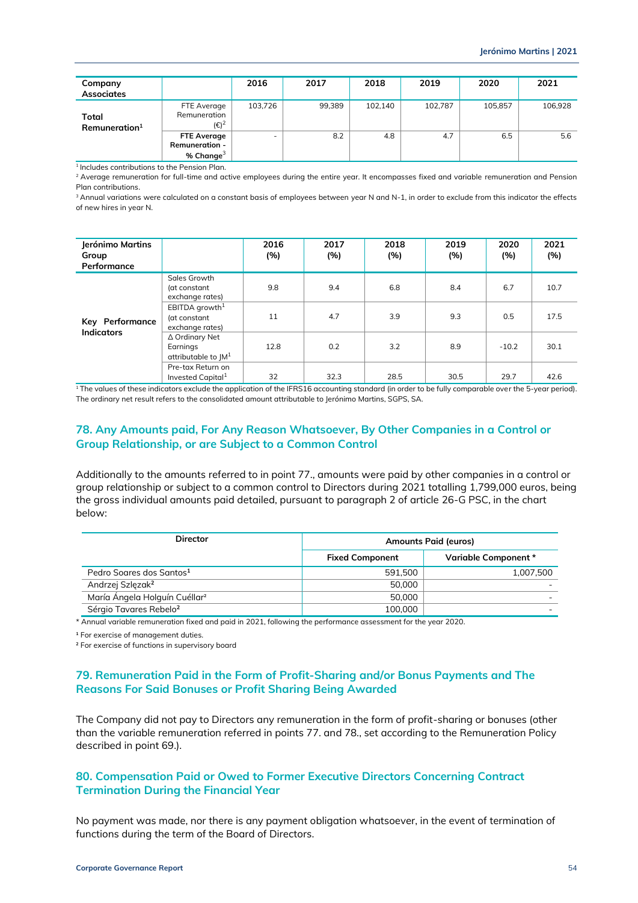| Company Associates | | 2016 | 2017 | 2018 | 2019 | 2020 | 2021 |
|---|---|---|---|---|---|---|---|
| Total Remuneration[1] | FTE Average Remuneration (€)[2] | 103,726 | 99,389 | 102,140 | 102,787 | 105,857 | 106,928 |
| | **FTE Average Remuneration - % Change**[3] | - | 8.2 | 4.8 | 4.7 | 6.5 | 5.6 |

[1] Includes contributions to the Pension Plan.

[2] Average remuneration for full-time and active employees during the entire year. It encompasses fixed and variable remuneration and Pension Plan contributions.

[3] Annual variations were calculated on a constant basis of employees between year N and N-1, in order to exclude from this indicator the effects of new hires in year N.

| Jerónimo Martins Group Performance | | 2016 (%) | 2017 (%) | 2018 (%) | 2019 (%) | 2020 (%) | 2021 (%) |
|---|---|---|---|---|---|---|---|
| Key Performance Indicators | Sales Growth (at constant exchange rates) | 9.8 | 9.4 | 6.8 | 8.4 | 6.7 | 10.7 |
| | EBITDA growth[1] (at constant exchange rates) | 11 | 4.7 | 3.9 | 9.3 | 0.5 | 17.5 |
| | Δ Ordinary Net Earnings attributable to JM[1] | 12.8 | 0.2 | 3.2 | 8.9 | -10.2 | 30.1 |
| | Pre-tax Return on Invested Capital[1] | 32 | 32.3 | 28.5 | 30.5 | 29.7 | 42.6 |

[1] The values of these indicators exclude the application of the IFRS16 accounting standard (in order to be fully comparable over the 5-year period). The ordinary net result refers to the consolidated amount attributable to Jerónimo Martins, SGPS, SA.

## 78. Any Amounts paid, For Any Reason Whatsoever, By Other Companies in a Control or Group Relationship, or are Subject to a Common Control

Additionally to the amounts referred to in point 77., amounts were paid by other companies in a control or group relationship or subject to a common control to Directors during 2021 totalling 1,799,000 euros, being the gross individual amounts paid detailed, pursuant to paragraph 2 of article 26-G PSC, in the chart below:

| Director | Amounts Paid (euros) | |
|---|---|---|
| | Fixed Component | Variable Component * |
| Pedro Soares dos Santos[1] | 591,500 | 1,007,500 |
| Andrzej Szlęzak[2] | 50,000 | - |
| María Ángela Holguín Cuéllar[2] | 50,000 | - |
| Sérgio Tavares Rebelo[2] | 100,000 | - |

\* Annual variable remuneration fixed and paid in 2021, following the performance assessment for the year 2020.

[1] For exercise of management duties.

[2] For exercise of functions in supervisory board

## 79. Remuneration Paid in the Form of Profit-Sharing and/or Bonus Payments and The Reasons For Said Bonuses or Profit Sharing Being Awarded

The Company did not pay to Directors any remuneration in the form of profit-sharing or bonuses (other than the variable remuneration referred in points 77. and 78., set according to the Remuneration Policy described in point 69.).

## 80. Compensation Paid or Owed to Former Executive Directors Concerning Contract Termination During the Financial Year

No payment was made, nor there is any payment obligation whatsoever, in the event of termination of functions during the term of the Board of Directors.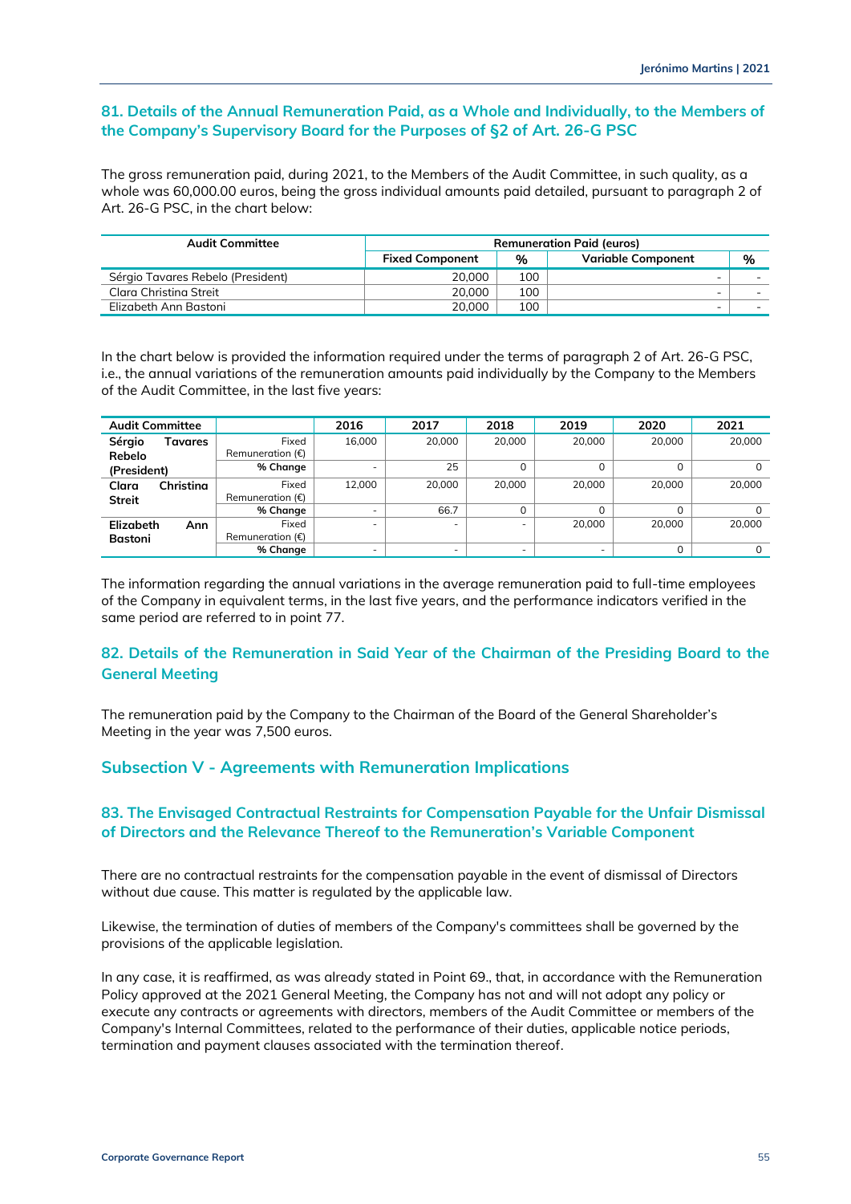## 81. Details of the Annual Remuneration Paid, as a Whole and Individually, to the Members of the Company's Supervisory Board for the Purposes of §2 of Art. 26-G PSC

The gross remuneration paid, during 2021, to the Members of the Audit Committee, in such quality, as a whole was 60,000.00 euros, being the gross individual amounts paid detailed, pursuant to paragraph 2 of Art. 26-G PSC, in the chart below:

| Audit Committee | Remuneration Paid (euros) | | | |
|---|---|---|---|---|
| | Fixed Component | % | Variable Component | % |
| Sérgio Tavares Rebelo (President) | 20,000 | 100 | - | - |
| Clara Christina Streit | 20,000 | 100 | - | - |
| Elizabeth Ann Bastoni | 20,000 | 100 | - | - |

In the chart below is provided the information required under the terms of paragraph 2 of Art. 26-G PSC, i.e., the annual variations of the remuneration amounts paid individually by the Company to the Members of the Audit Committee, in the last five years:

| Audit Committee | | 2016 | 2017 | 2018 | 2019 | 2020 | 2021 |
|---|---|---|---|---|---|---|---|
| **Sérgio Tavares Rebelo (President)** | Fixed Remuneration (€) | 16,000 | 20,000 | 20,000 | 20,000 | 20,000 | 20,000 |
| | **% Change** | - | 25 | 0 | 0 | 0 | 0 |
| **Clara Christina Streit** | Fixed Remuneration (€) | 12,000 | 20,000 | 20,000 | 20,000 | 20,000 | 20,000 |
| | **% Change** | - | 66.7 | 0 | 0 | 0 | 0 |
| **Elizabeth Ann Bastoni** | Fixed Remuneration (€) | - | - | - | 20,000 | 20,000 | 20,000 |
| | **% Change** | - | - | - | - | 0 | 0 |

The information regarding the annual variations in the average remuneration paid to full-time employees of the Company in equivalent terms, in the last five years, and the performance indicators verified in the same period are referred to in point 77.

## 82. Details of the Remuneration in Said Year of the Chairman of the Presiding Board to the General Meeting

The remuneration paid by the Company to the Chairman of the Board of the General Shareholder's Meeting in the year was 7,500 euros.

## Subsection V - Agreements with Remuneration Implications

## 83. The Envisaged Contractual Restraints for Compensation Payable for the Unfair Dismissal of Directors and the Relevance Thereof to the Remuneration's Variable Component

There are no contractual restraints for the compensation payable in the event of dismissal of Directors without due cause. This matter is regulated by the applicable law.

Likewise, the termination of duties of members of the Company's committees shall be governed by the provisions of the applicable legislation.

In any case, it is reaffirmed, as was already stated in Point 69., that, in accordance with the Remuneration Policy approved at the 2021 General Meeting, the Company has not and will not adopt any policy or execute any contracts or agreements with directors, members of the Audit Committee or members of the Company's Internal Committees, related to the performance of their duties, applicable notice periods, termination and payment clauses associated with the termination thereof.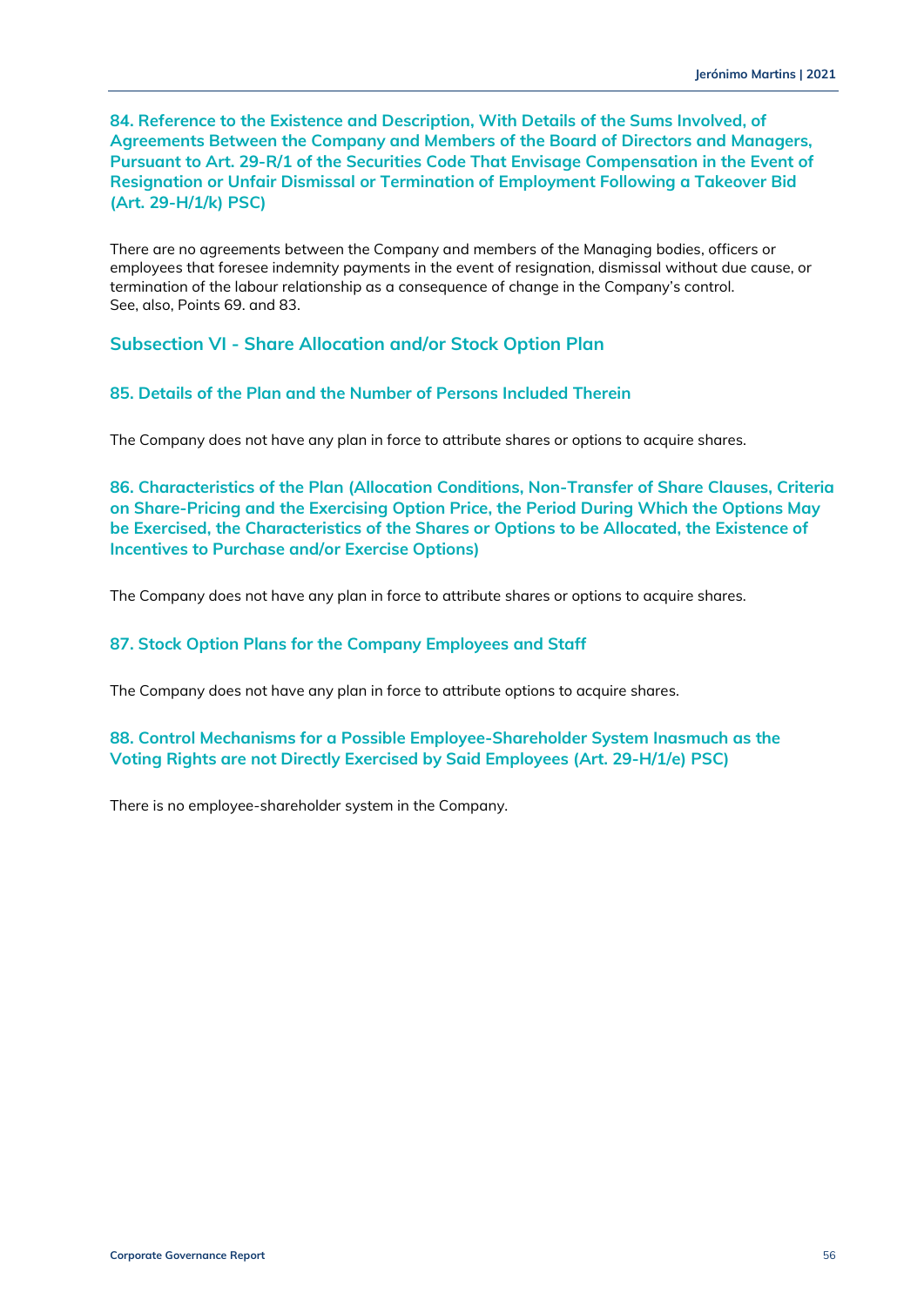### 84. Reference to the Existence and Description, With Details of the Sums Involved, of Agreements Between the Company and Members of the Board of Directors and Managers, Pursuant to Art. 29-R/1 of the Securities Code That Envisage Compensation in the Event of Resignation or Unfair Dismissal or Termination of Employment Following a Takeover Bid (Art. 29-H/1/k) PSC)

There are no agreements between the Company and members of the Managing bodies, officers or employees that foresee indemnity payments in the event of resignation, dismissal without due cause, or termination of the labour relationship as a consequence of change in the Company's control.
See, also, Points 69. and 83.

## Subsection VI - Share Allocation and/or Stock Option Plan

### 85. Details of the Plan and the Number of Persons Included Therein

The Company does not have any plan in force to attribute shares or options to acquire shares.

### 86. Characteristics of the Plan (Allocation Conditions, Non-Transfer of Share Clauses, Criteria on Share-Pricing and the Exercising Option Price, the Period During Which the Options May be Exercised, the Characteristics of the Shares or Options to be Allocated, the Existence of Incentives to Purchase and/or Exercise Options)

The Company does not have any plan in force to attribute shares or options to acquire shares.

### 87. Stock Option Plans for the Company Employees and Staff

The Company does not have any plan in force to attribute options to acquire shares.

### 88. Control Mechanisms for a Possible Employee-Shareholder System Inasmuch as the Voting Rights are not Directly Exercised by Said Employees (Art. 29-H/1/e) PSC)

There is no employee-shareholder system in the Company.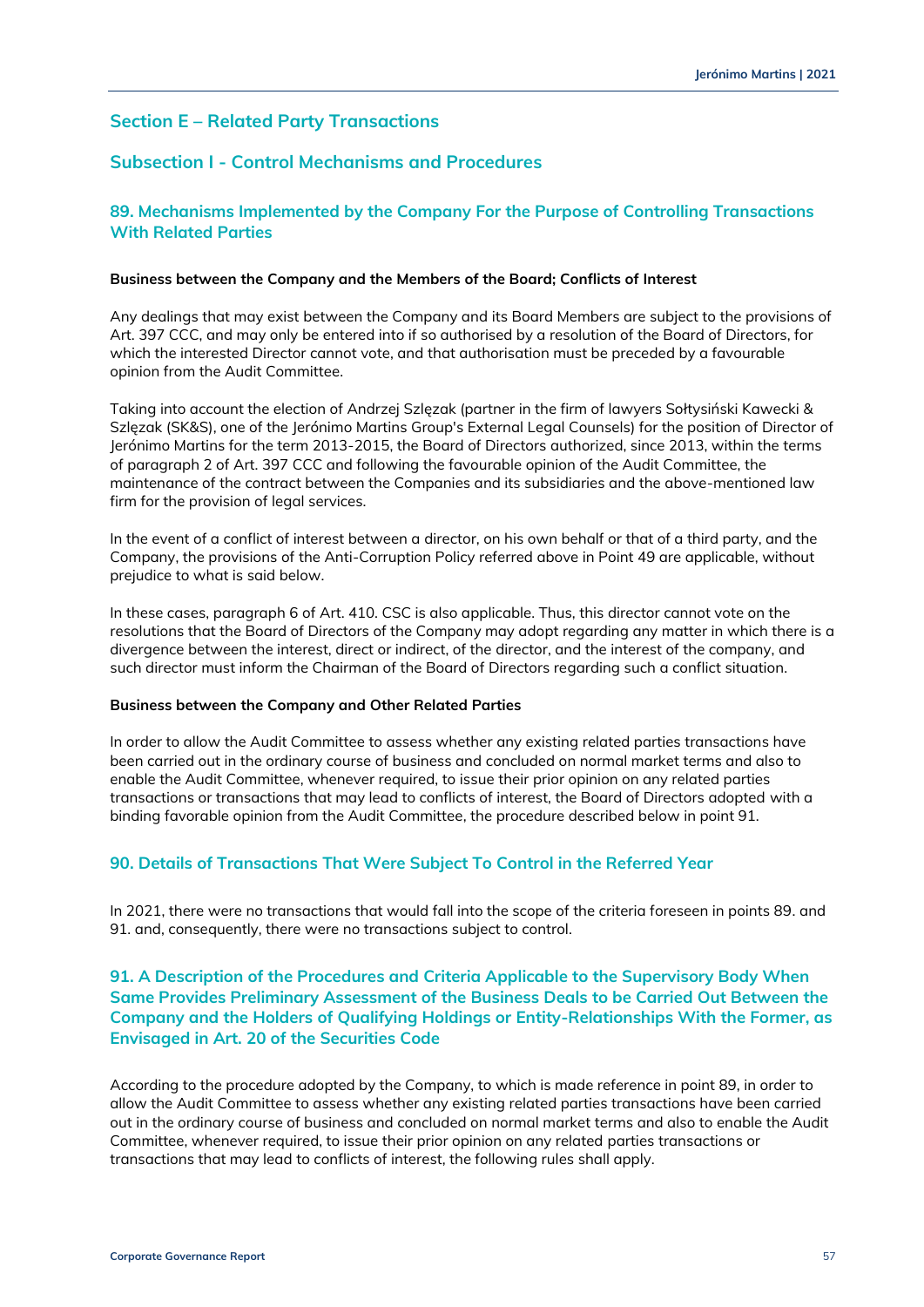## Section E – Related Party Transactions

## Subsection I - Control Mechanisms and Procedures

### 89. Mechanisms Implemented by the Company For the Purpose of Controlling Transactions With Related Parties

**Business between the Company and the Members of the Board; Conflicts of Interest**

Any dealings that may exist between the Company and its Board Members are subject to the provisions of Art. 397 CCC, and may only be entered into if so authorised by a resolution of the Board of Directors, for which the interested Director cannot vote, and that authorisation must be preceded by a favourable opinion from the Audit Committee.

Taking into account the election of Andrzej Szlęzak (partner in the firm of lawyers Sołtysiński Kawecki & Szlęzak (SK&S), one of the Jerónimo Martins Group's External Legal Counsels) for the position of Director of Jerónimo Martins for the term 2013-2015, the Board of Directors authorized, since 2013, within the terms of paragraph 2 of Art. 397 CCC and following the favourable opinion of the Audit Committee, the maintenance of the contract between the Companies and its subsidiaries and the above-mentioned law firm for the provision of legal services.

In the event of a conflict of interest between a director, on his own behalf or that of a third party, and the Company, the provisions of the Anti-Corruption Policy referred above in Point 49 are applicable, without prejudice to what is said below.

In these cases, paragraph 6 of Art. 410. CSC is also applicable. Thus, this director cannot vote on the resolutions that the Board of Directors of the Company may adopt regarding any matter in which there is a divergence between the interest, direct or indirect, of the director, and the interest of the company, and such director must inform the Chairman of the Board of Directors regarding such a conflict situation.

**Business between the Company and Other Related Parties**

In order to allow the Audit Committee to assess whether any existing related parties transactions have been carried out in the ordinary course of business and concluded on normal market terms and also to enable the Audit Committee, whenever required, to issue their prior opinion on any related parties transactions or transactions that may lead to conflicts of interest, the Board of Directors adopted with a binding favorable opinion from the Audit Committee, the procedure described below in point 91.

### 90. Details of Transactions That Were Subject To Control in the Referred Year

In 2021, there were no transactions that would fall into the scope of the criteria foreseen in points 89. and 91. and, consequently, there were no transactions subject to control.

### 91. A Description of the Procedures and Criteria Applicable to the Supervisory Body When Same Provides Preliminary Assessment of the Business Deals to be Carried Out Between the Company and the Holders of Qualifying Holdings or Entity-Relationships With the Former, as Envisaged in Art. 20 of the Securities Code

According to the procedure adopted by the Company, to which is made reference in point 89, in order to allow the Audit Committee to assess whether any existing related parties transactions have been carried out in the ordinary course of business and concluded on normal market terms and also to enable the Audit Committee, whenever required, to issue their prior opinion on any related parties transactions or transactions that may lead to conflicts of interest, the following rules shall apply.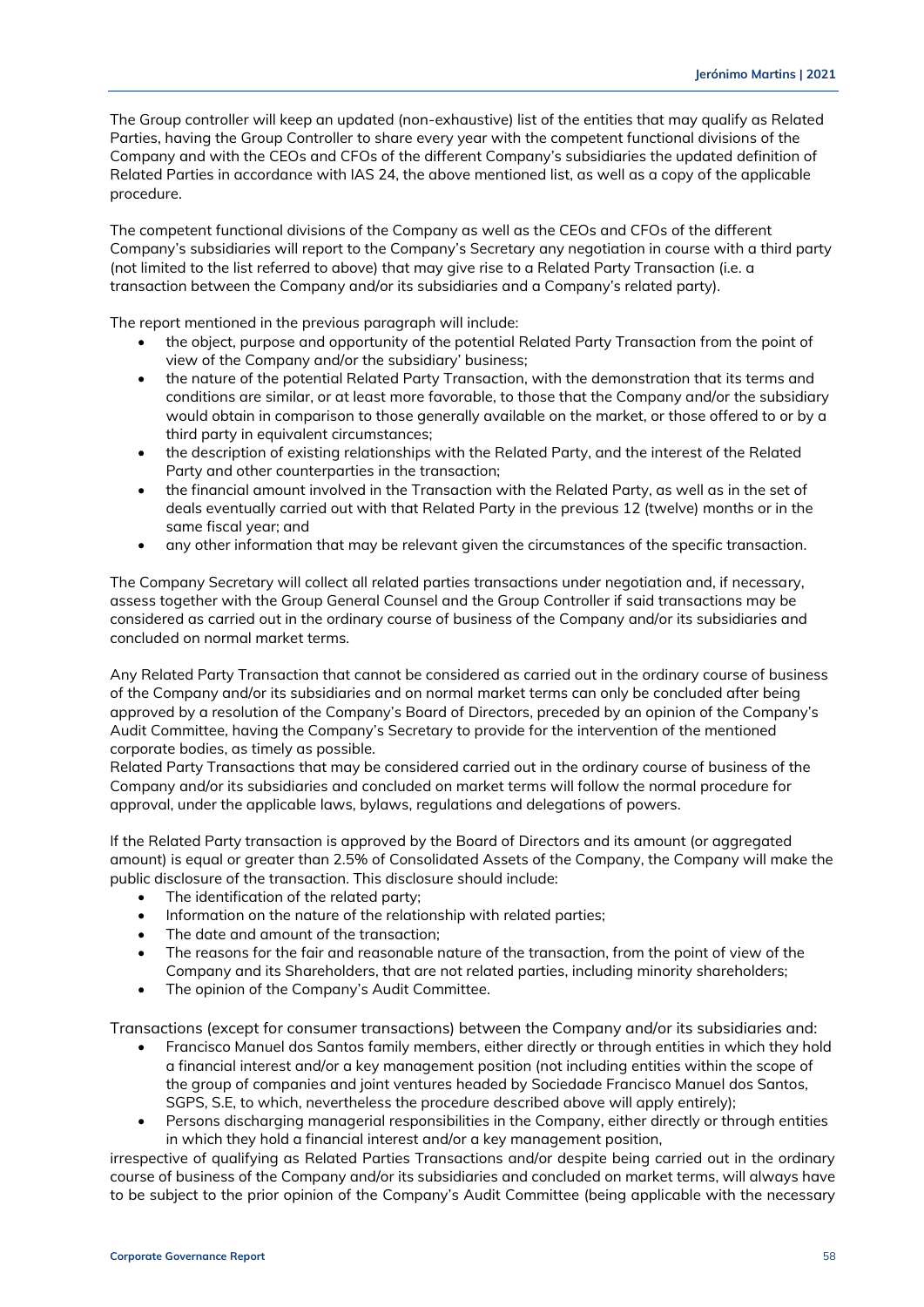The Group controller will keep an updated (non-exhaustive) list of the entities that may qualify as Related Parties, having the Group Controller to share every year with the competent functional divisions of the Company and with the CEOs and CFOs of the different Company's subsidiaries the updated definition of Related Parties in accordance with IAS 24, the above mentioned list, as well as a copy of the applicable procedure.

The competent functional divisions of the Company as well as the CEOs and CFOs of the different Company's subsidiaries will report to the Company's Secretary any negotiation in course with a third party (not limited to the list referred to above) that may give rise to a Related Party Transaction (i.e. a transaction between the Company and/or its subsidiaries and a Company's related party).

The report mentioned in the previous paragraph will include:

- the object, purpose and opportunity of the potential Related Party Transaction from the point of view of the Company and/or the subsidiary' business;
- the nature of the potential Related Party Transaction, with the demonstration that its terms and conditions are similar, or at least more favorable, to those that the Company and/or the subsidiary would obtain in comparison to those generally available on the market, or those offered to or by a third party in equivalent circumstances;
- the description of existing relationships with the Related Party, and the interest of the Related Party and other counterparties in the transaction;
- the financial amount involved in the Transaction with the Related Party, as well as in the set of deals eventually carried out with that Related Party in the previous 12 (twelve) months or in the same fiscal year; and
- any other information that may be relevant given the circumstances of the specific transaction.

The Company Secretary will collect all related parties transactions under negotiation and, if necessary, assess together with the Group General Counsel and the Group Controller if said transactions may be considered as carried out in the ordinary course of business of the Company and/or its subsidiaries and concluded on normal market terms.

Any Related Party Transaction that cannot be considered as carried out in the ordinary course of business of the Company and/or its subsidiaries and on normal market terms can only be concluded after being approved by a resolution of the Company's Board of Directors, preceded by an opinion of the Company's Audit Committee, having the Company's Secretary to provide for the intervention of the mentioned corporate bodies, as timely as possible.
Related Party Transactions that may be considered carried out in the ordinary course of business of the Company and/or its subsidiaries and concluded on market terms will follow the normal procedure for approval, under the applicable laws, bylaws, regulations and delegations of powers.

If the Related Party transaction is approved by the Board of Directors and its amount (or aggregated amount) is equal or greater than 2.5% of Consolidated Assets of the Company, the Company will make the public disclosure of the transaction. This disclosure should include:

- The identification of the related party;
- Information on the nature of the relationship with related parties;
- The date and amount of the transaction;
- The reasons for the fair and reasonable nature of the transaction, from the point of view of the Company and its Shareholders, that are not related parties, including minority shareholders;
- The opinion of the Company's Audit Committee.

Transactions (except for consumer transactions) between the Company and/or its subsidiaries and:

- Francisco Manuel dos Santos family members, either directly or through entities in which they hold a financial interest and/or a key management position (not including entities within the scope of the group of companies and joint ventures headed by Sociedade Francisco Manuel dos Santos, SGPS, S.E, to which, nevertheless the procedure described above will apply entirely);
- Persons discharging managerial responsibilities in the Company, either directly or through entities in which they hold a financial interest and/or a key management position,

irrespective of qualifying as Related Parties Transactions and/or despite being carried out in the ordinary course of business of the Company and/or its subsidiaries and concluded on market terms, will always have to be subject to the prior opinion of the Company's Audit Committee (being applicable with the necessary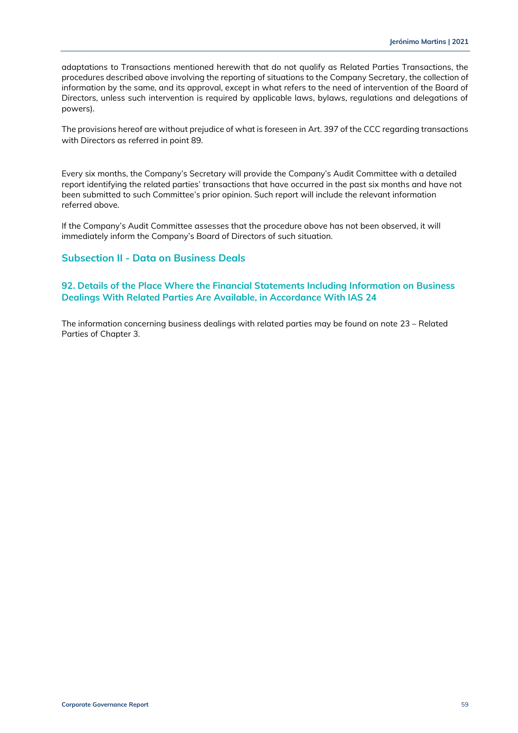adaptations to Transactions mentioned herewith that do not qualify as Related Parties Transactions, the procedures described above involving the reporting of situations to the Company Secretary, the collection of information by the same, and its approval, except in what refers to the need of intervention of the Board of Directors, unless such intervention is required by applicable laws, bylaws, regulations and delegations of powers).

The provisions hereof are without prejudice of what is foreseen in Art. 397 of the CCC regarding transactions with Directors as referred in point 89.

Every six months, the Company's Secretary will provide the Company's Audit Committee with a detailed report identifying the related parties' transactions that have occurred in the past six months and have not been submitted to such Committee's prior opinion. Such report will include the relevant information referred above.

If the Company's Audit Committee assesses that the procedure above has not been observed, it will immediately inform the Company's Board of Directors of such situation.

## Subsection II - Data on Business Deals

### 92. Details of the Place Where the Financial Statements Including Information on Business Dealings With Related Parties Are Available, in Accordance With IAS 24

The information concerning business dealings with related parties may be found on note 23 – Related Parties of Chapter 3.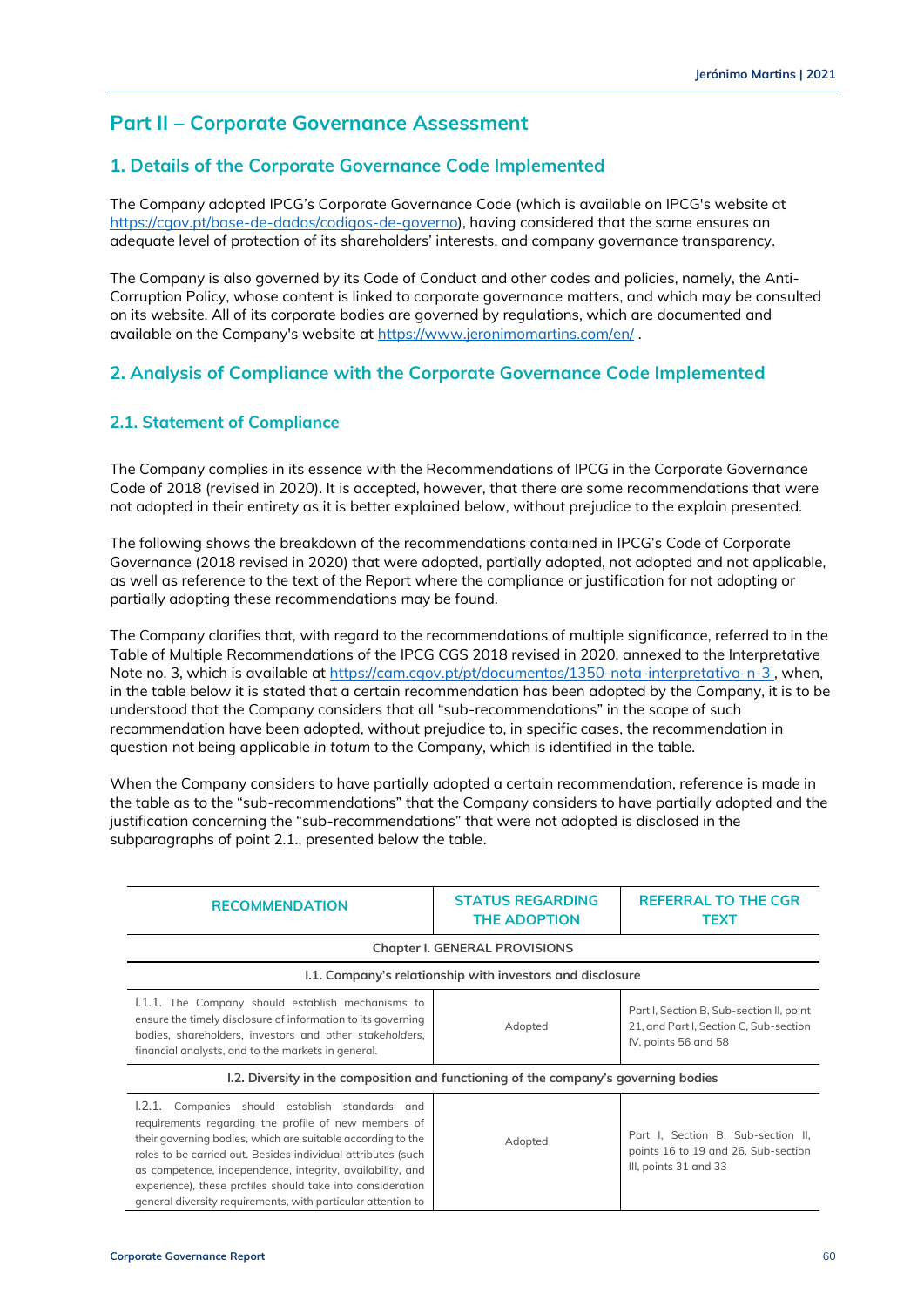# Part II – Corporate Governance Assessment

## 1. Details of the Corporate Governance Code Implemented

The Company adopted IPCG's Corporate Governance Code (which is available on IPCG's website at https://cgov.pt/base-de-dados/codigos-de-governo), having considered that the same ensures an adequate level of protection of its shareholders' interests, and company governance transparency.

The Company is also governed by its Code of Conduct and other codes and policies, namely, the Anti-Corruption Policy, whose content is linked to corporate governance matters, and which may be consulted on its website. All of its corporate bodies are governed by regulations, which are documented and available on the Company's website at https://www.jeronimomartins.com/en/ .

## 2. Analysis of Compliance with the Corporate Governance Code Implemented

### 2.1. Statement of Compliance

The Company complies in its essence with the Recommendations of IPCG in the Corporate Governance Code of 2018 (revised in 2020). It is accepted, however, that there are some recommendations that were not adopted in their entirety as it is better explained below, without prejudice to the explain presented.

The following shows the breakdown of the recommendations contained in IPCG's Code of Corporate Governance (2018 revised in 2020) that were adopted, partially adopted, not adopted and not applicable, as well as reference to the text of the Report where the compliance or justification for not adopting or partially adopting these recommendations may be found.

The Company clarifies that, with regard to the recommendations of multiple significance, referred to in the Table of Multiple Recommendations of the IPCG CGS 2018 revised in 2020, annexed to the Interpretative Note no. 3, which is available at https://cam.cgov.pt/pt/documentos/1350-nota-interpretativa-n-3 , when, in the table below it is stated that a certain recommendation has been adopted by the Company, it is to be understood that the Company considers that all "sub-recommendations" in the scope of such recommendation have been adopted, without prejudice to, in specific cases, the recommendation in question not being applicable *in totum* to the Company, which is identified in the table.

When the Company considers to have partially adopted a certain recommendation, reference is made in the table as to the "sub-recommendations" that the Company considers to have partially adopted and the justification concerning the "sub-recommendations" that were not adopted is disclosed in the subparagraphs of point 2.1., presented below the table.

| RECOMMENDATION | STATUS REGARDING THE ADOPTION | REFERRAL TO THE CGR TEXT |
|---|---|---|
| **Chapter I. GENERAL PROVISIONS** | | |
| **I.1. Company's relationship with investors and disclosure** | | |
| I.1.1. The Company should establish mechanisms to ensure the timely disclosure of information to its governing bodies, shareholders, investors and other *stakeholders*, financial analysts, and to the markets in general. | Adopted | Part I, Section B, Sub-section II, point 21, and Part I, Section C, Sub-section IV, points 56 and 58 |
| **I.2. Diversity in the composition and functioning of the company's governing bodies** | | |
| I.2.1. Companies should establish standards and requirements regarding the profile of new members of their governing bodies, which are suitable according to the roles to be carried out. Besides individual attributes (such as competence, independence, integrity, availability, and experience), these profiles should take into consideration general diversity requirements, with particular attention to | Adopted | Part I, Section B, Sub-section II, points 16 to 19 and 26, Sub-section III, points 31 and 33 |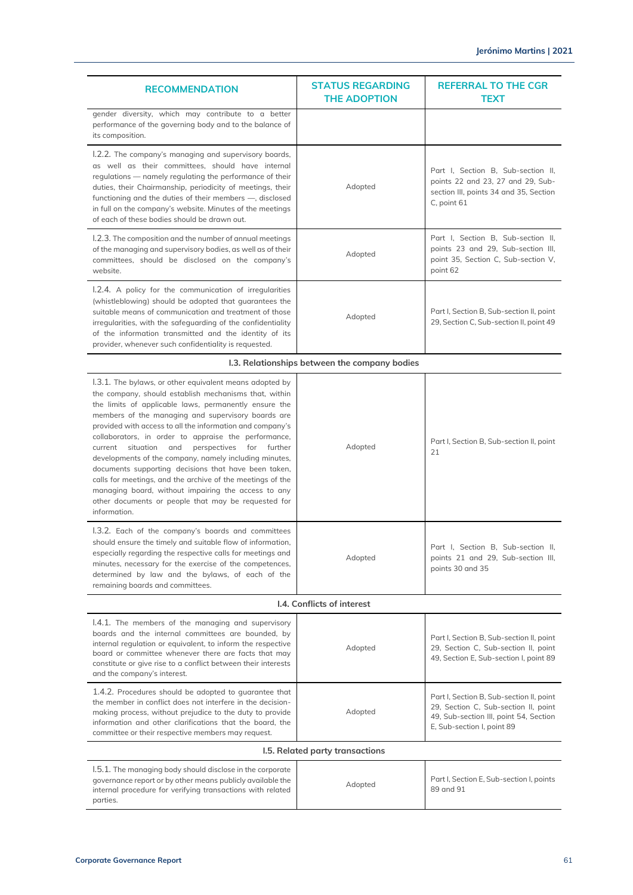| RECOMMENDATION | STATUS REGARDING THE ADOPTION | REFERRAL TO THE CGR TEXT |
|---|---|---|
| gender diversity, which may contribute to a better performance of the governing body and to the balance of its composition. | | |
| I.2.2. The company's managing and supervisory boards, as well as their committees, should have internal regulations — namely regulating the performance of their duties, their Chairmanship, periodicity of meetings, their functioning and the duties of their members —, disclosed in full on the company's website. Minutes of the meetings of each of these bodies should be drawn out. | Adopted | Part I, Section B, Sub-section II, points 22 and 23, 27 and 29, Sub-section III, points 34 and 35, Section C, point 61 |
| I.2.3. The composition and the number of annual meetings of the managing and supervisory bodies, as well as of their committees, should be disclosed on the company's website. | Adopted | Part I, Section B, Sub-section II, points 23 and 29, Sub-section III, point 35, Section C, Sub-section V, point 62 |
| I.2.4. A policy for the communication of irregularities (whistleblowing) should be adopted that guarantees the suitable means of communication and treatment of those irregularities, with the safeguarding of the confidentiality of the information transmitted and the identity of its provider, whenever such confidentiality is requested. | Adopted | Part I, Section B, Sub-section II, point 29, Section C, Sub-section II, point 49 |
| **I.3. Relationships between the company bodies** | | |
| I.3.1. The bylaws, or other equivalent means adopted by the company, should establish mechanisms that, within the limits of applicable laws, permanently ensure the members of the managing and supervisory boards are provided with access to all the information and company's collaborators, in order to appraise the performance, current situation and perspectives for further developments of the company, namely including minutes, documents supporting decisions that have been taken, calls for meetings, and the archive of the meetings of the managing board, without impairing the access to any other documents or people that may be requested for information. | Adopted | Part I, Section B, Sub-section II, point 21 |
| I.3.2. Each of the company's boards and committees should ensure the timely and suitable flow of information, especially regarding the respective calls for meetings and minutes, necessary for the exercise of the competences, determined by law and the bylaws, of each of the remaining boards and committees. | Adopted | Part I, Section B, Sub-section II, points 21 and 29, Sub-section III, points 30 and 35 |
| **I.4. Conflicts of interest** | | |
| I.4.1. The members of the managing and supervisory boards and the internal committees are bounded, by internal regulation or equivalent, to inform the respective board or committee whenever there are facts that may constitute or give rise to a conflict between their interests and the company's interest. | Adopted | Part I, Section B, Sub-section II, point 29, Section C, Sub-section II, point 49, Section E, Sub-section I, point 89 |
| 1.4.2. Procedures should be adopted to guarantee that the member in conflict does not interfere in the decision-making process, without prejudice to the duty to provide information and other clarifications that the board, the committee or their respective members may request. | Adopted | Part I, Section B, Sub-section II, point 29, Section C, Sub-section II, point 49, Sub-section III, point 54, Section E, Sub-section I, point 89 |
| **I.5. Related party transactions** | | |
| I.5.1. The managing body should disclose in the corporate governance report or by other means publicly available the internal procedure for verifying transactions with related parties. | Adopted | Part I, Section E, Sub-section I, points 89 and 91 |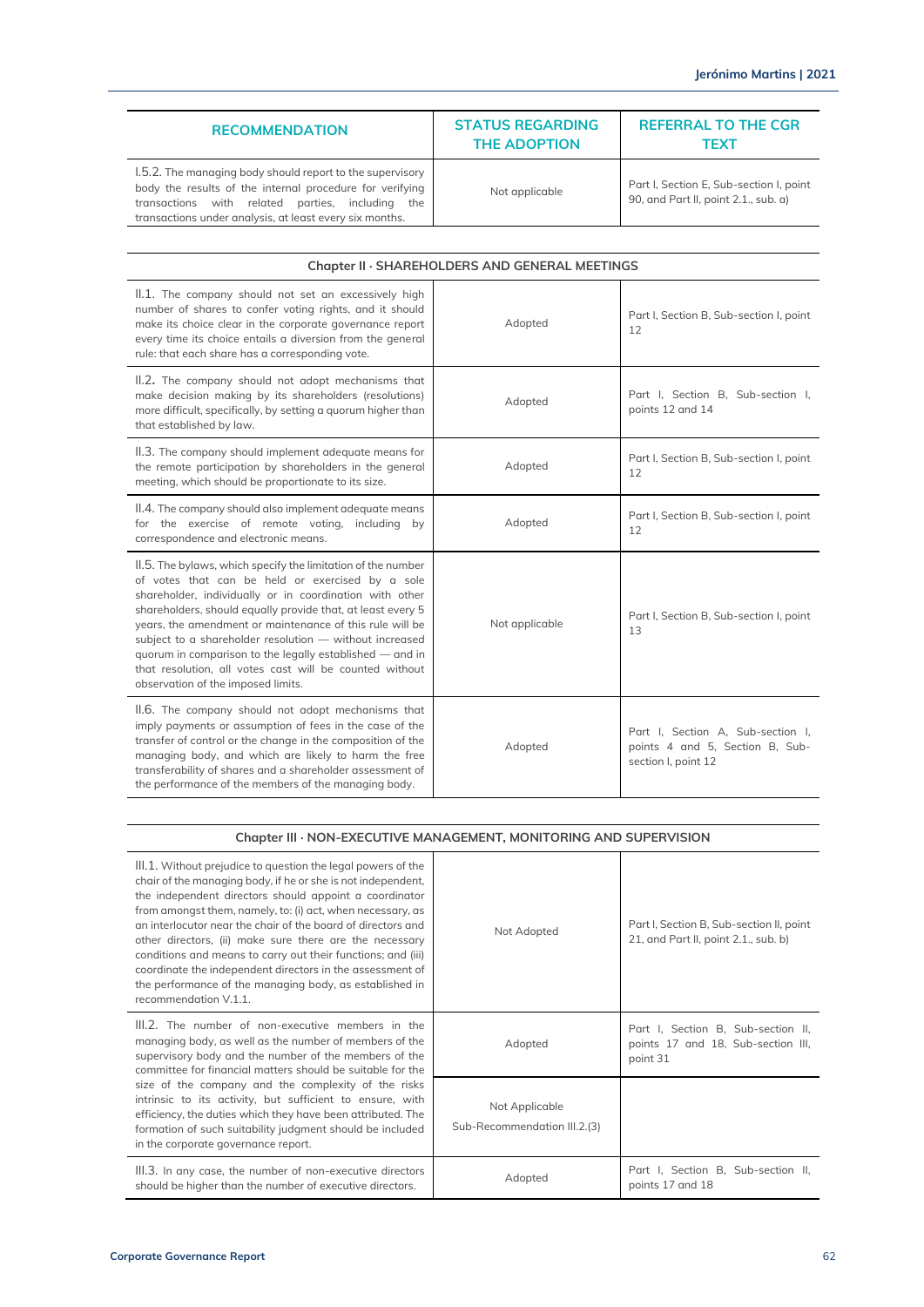| RECOMMENDATION | STATUS REGARDING THE ADOPTION | REFERRAL TO THE CGR TEXT |
|---|---|---|
| I.5.2. The managing body should report to the supervisory body the results of the internal procedure for verifying transactions with related parties, including the transactions under analysis, at least every six months. | Not applicable | Part I, Section E, Sub-section I, point 90, and Part II, point 2.1., sub. a) |

| Chapter II · SHAREHOLDERS AND GENERAL MEETINGS | | |
|---|---|---|
| II.1. The company should not set an excessively high number of shares to confer voting rights, and it should make its choice clear in the corporate governance report every time its choice entails a diversion from the general rule: that each share has a corresponding vote. | Adopted | Part I, Section B, Sub-section I, point 12 |
| II.2. The company should not adopt mechanisms that make decision making by its shareholders (resolutions) more difficult, specifically, by setting a quorum higher than that established by law. | Adopted | Part I, Section B, Sub-section I, points 12 and 14 |
| II.3. The company should implement adequate means for the remote participation by shareholders in the general meeting, which should be proportionate to its size. | Adopted | Part I, Section B, Sub-section I, point 12 |
| II.4. The company should also implement adequate means for the exercise of remote voting, including by correspondence and electronic means. | Adopted | Part I, Section B, Sub-section I, point 12 |
| II.5. The bylaws, which specify the limitation of the number of votes that can be held or exercised by a sole shareholder, individually or in coordination with other shareholders, should equally provide that, at least every 5 years, the amendment or maintenance of this rule will be subject to a shareholder resolution — without increased quorum in comparison to the legally established — and in that resolution, all votes cast will be counted without observation of the imposed limits. | Not applicable | Part I, Section B, Sub-section I, point 13 |
| II.6. The company should not adopt mechanisms that imply payments or assumption of fees in the case of the transfer of control or the change in the composition of the managing body, and which are likely to harm the free transferability of shares and a shareholder assessment of the performance of the members of the managing body. | Adopted | Part I, Section A, Sub-section I, points 4 and 5, Section B, Sub-section I, point 12 |

| Chapter III · NON-EXECUTIVE MANAGEMENT, MONITORING AND SUPERVISION | | |
|---|---|---|
| III.1. Without prejudice to question the legal powers of the chair of the managing body, if he or she is not independent, the independent directors should appoint a coordinator from amongst them, namely, to: (i) act, when necessary, as an interlocutor near the chair of the board of directors and other directors, (ii) make sure there are the necessary conditions and means to carry out their functions; and (iii) coordinate the independent directors in the assessment of the performance of the managing body, as established in recommendation V.1.1. | Not Adopted | Part I, Section B, Sub-section II, point 21, and Part II, point 2.1., sub. b) |
| III.2. The number of non-executive members in the managing body, as well as the number of members of the supervisory body and the number of the members of the committee for financial matters should be suitable for the size of the company and the complexity of the risks intrinsic to its activity, but sufficient to ensure, with efficiency, the duties which they have been attributed. The formation of such suitability judgment should be included in the corporate governance report. | Adopted | Part I, Section B, Sub-section II, points 17 and 18, Sub-section III, point 31 |
| | Not Applicable Sub-Recommendation III.2.(3) | |
| III.3. In any case, the number of non-executive directors should be higher than the number of executive directors. | Adopted | Part I, Section B, Sub-section II, points 17 and 18 |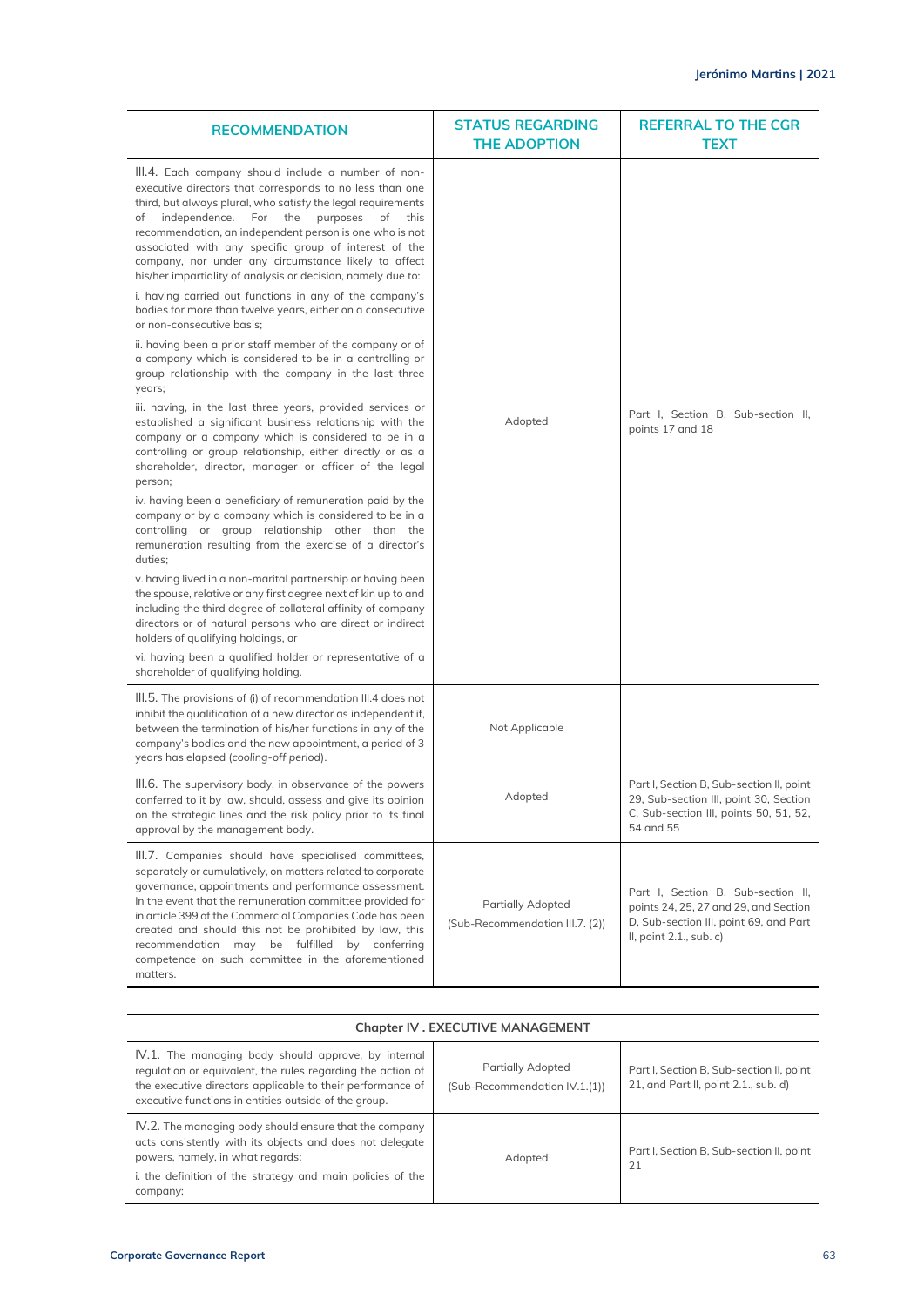| RECOMMENDATION | STATUS REGARDING THE ADOPTION | REFERRAL TO THE CGR TEXT |
|---|---|---|
| III.4. Each company should include a number of non-executive directors that corresponds to no less than one third, but always plural, who satisfy the legal requirements of independence. For the purposes of this recommendation, an independent person is one who is not associated with any specific group of interest of the company, nor under any circumstance likely to affect his/her impartiality of analysis or decision, namely due to:<br><br>i. having carried out functions in any of the company's bodies for more than twelve years, either on a consecutive or non-consecutive basis;<br><br>ii. having been a prior staff member of the company or of a company which is considered to be in a controlling or group relationship with the company in the last three years;<br><br>iii. having, in the last three years, provided services or established a significant business relationship with the company or a company which is considered to be in a controlling or group relationship, either directly or as a shareholder, director, manager or officer of the legal person;<br><br>iv. having been a beneficiary of remuneration paid by the company or by a company which is considered to be in a controlling or group relationship other than the remuneration resulting from the exercise of a director's duties;<br><br>v. having lived in a non-marital partnership or having been the spouse, relative or any first degree next of kin up to and including the third degree of collateral affinity of company directors or of natural persons who are direct or indirect holders of qualifying holdings, or<br><br>vi. having been a qualified holder or representative of a shareholder of qualifying holding. | Adopted | Part I, Section B, Sub-section II, points 17 and 18 |
| III.5. The provisions of (i) of recommendation III.4 does not inhibit the qualification of a new director as independent if, between the termination of his/her functions in any of the company's bodies and the new appointment, a period of 3 years has elapsed (*cooling-off period*). | Not Applicable | |
| III.6. The supervisory body, in observance of the powers conferred to it by law, should, assess and give its opinion on the strategic lines and the risk policy prior to its final approval by the management body. | Adopted | Part I, Section B, Sub-section II, point 29, Sub-section III, point 30, Section C, Sub-section III, points 50, 51, 52, 54 and 55 |
| III.7. Companies should have specialised committees, separately or cumulatively, on matters related to corporate governance, appointments and performance assessment. In the event that the remuneration committee provided for in article 399 of the Commercial Companies Code has been created and should this not be prohibited by law, this recommendation may be fulfilled by conferring competence on such committee in the aforementioned matters. | Partially Adopted<br>(Sub-Recommendation III.7. (2)) | Part I, Section B, Sub-section II, points 24, 25, 27 and 29, and Section D, Sub-section III, point 69, and Part II, point 2.1., sub. c) |

| Chapter IV . EXECUTIVE MANAGEMENT | | |
|---|---|---|
| IV.1. The managing body should approve, by internal regulation or equivalent, the rules regarding the action of the executive directors applicable to their performance of executive functions in entities outside of the group. | Partially Adopted<br>(Sub-Recommendation IV.1.(1)) | Part I, Section B, Sub-section II, point 21, and Part II, point 2.1., sub. d) |
| IV.2. The managing body should ensure that the company acts consistently with its objects and does not delegate powers, namely, in what regards:<br><br>i. the definition of the strategy and main policies of the company; | Adopted | Part I, Section B, Sub-section II, point 21 |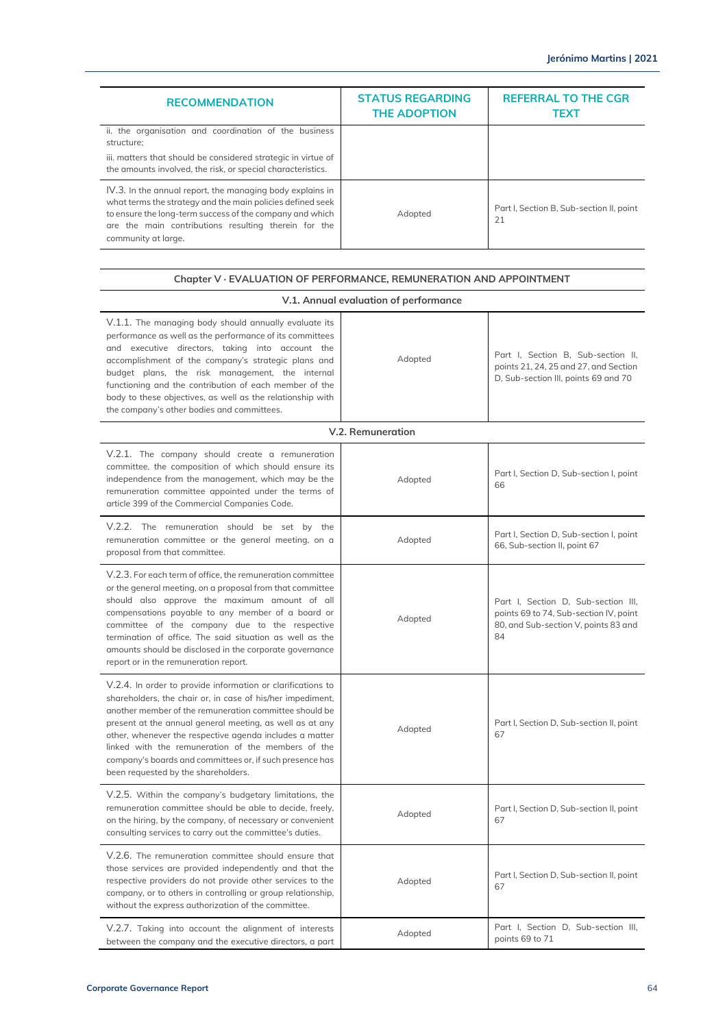| RECOMMENDATION | STATUS REGARDING THE ADOPTION | REFERRAL TO THE CGR TEXT |
|---|---|---|
| ii. the organisation and coordination of the business structure;<br>iii. matters that should be considered strategic in virtue of the amounts involved, the risk, or special characteristics. | | |
| IV.3. In the annual report, the managing body explains in what terms the strategy and the main policies defined seek to ensure the long-term success of the company and which are the main contributions resulting therein for the community at large. | Adopted | Part I, Section B, Sub-section II, point 21 |

| Chapter V · EVALUATION OF PERFORMANCE, REMUNERATION AND APPOINTMENT | | |
|---|---|---|
| **V.1. Annual evaluation of performance** | | |
| V.1.1. The managing body should annually evaluate its performance as well as the performance of its committees and executive directors, taking into account the accomplishment of the company's strategic plans and budget plans, the risk management, the internal functioning and the contribution of each member of the body to these objectives, as well as the relationship with the company's other bodies and committees. | Adopted | Part I, Section B, Sub-section II, points 21, 24, 25 and 27, and Section D, Sub-section III, points 69 and 70 |
| **V.2. Remuneration** | | |
| V.2.1. The company should create a remuneration committee, the composition of which should ensure its independence from the management, which may be the remuneration committee appointed under the terms of article 399 of the Commercial Companies Code. | Adopted | Part I, Section D, Sub-section I, point 66 |
| V.2.2. The remuneration should be set by the remuneration committee or the general meeting, on a proposal from that committee. | Adopted | Part I, Section D, Sub-section I, point 66, Sub-section II, point 67 |
| V.2.3. For each term of office, the remuneration committee or the general meeting, on a proposal from that committee should also approve the maximum amount of all compensations payable to any member of a board or committee of the company due to the respective termination of office. The said situation as well as the amounts should be disclosed in the corporate governance report or in the remuneration report. | Adopted | Part I, Section D, Sub-section III, points 69 to 74, Sub-section IV, point 80, and Sub-section V, points 83 and 84 |
| V.2.4. In order to provide information or clarifications to shareholders, the chair or, in case of his/her impediment, another member of the remuneration committee should be present at the annual general meeting, as well as at any other, whenever the respective agenda includes a matter linked with the remuneration of the members of the company's boards and committees or, if such presence has been requested by the shareholders. | Adopted | Part I, Section D, Sub-section II, point 67 |
| V.2.5. Within the company's budgetary limitations, the remuneration committee should be able to decide, freely, on the hiring, by the company, of necessary or convenient consulting services to carry out the committee's duties. | Adopted | Part I, Section D, Sub-section II, point 67 |
| V.2.6. The remuneration committee should ensure that those services are provided independently and that the respective providers do not provide other services to the company, or to others in controlling or group relationship, without the express authorization of the committee. | Adopted | Part I, Section D, Sub-section II, point 67 |
| V.2.7. Taking into account the alignment of interests between the company and the executive directors, a part | Adopted | Part I, Section D, Sub-section III, points 69 to 71 |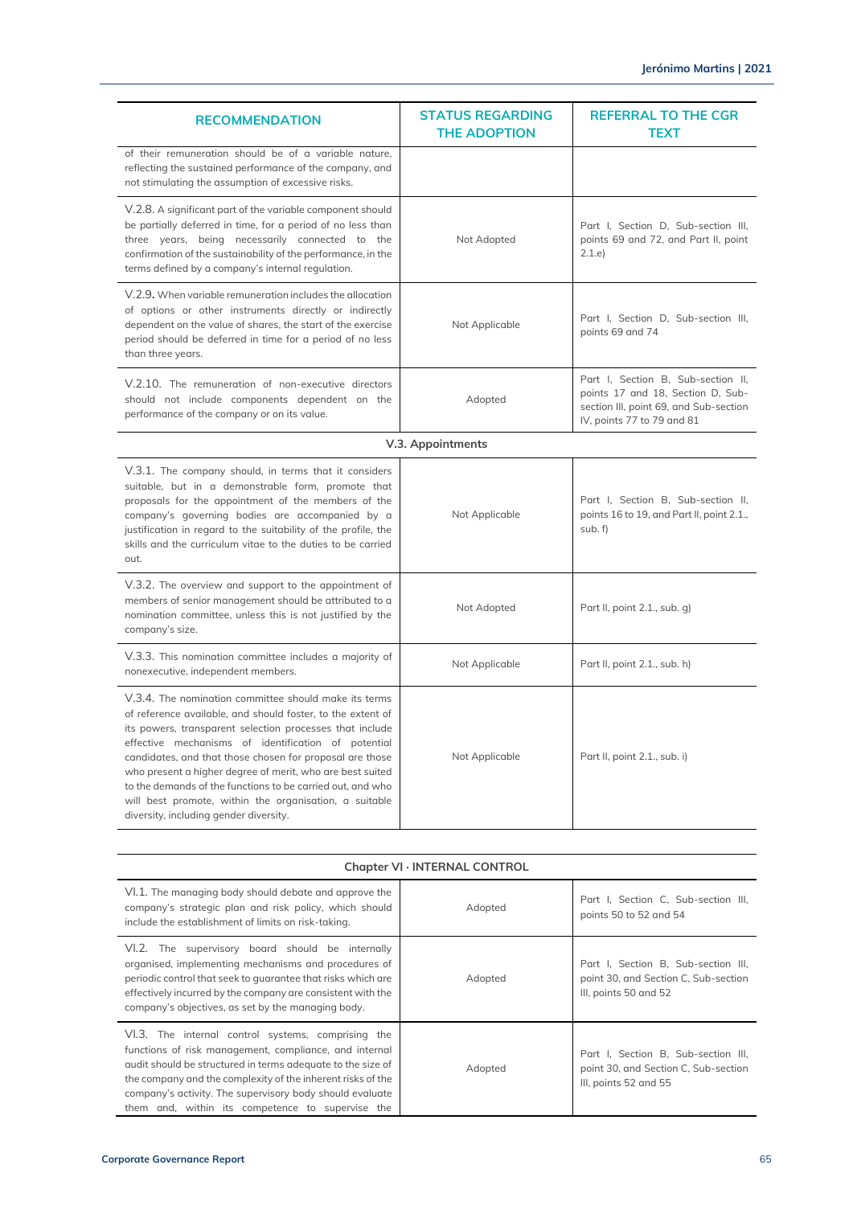| RECOMMENDATION | STATUS REGARDING THE ADOPTION | REFERRAL TO THE CGR TEXT |
|---|---|---|
| of their remuneration should be of a variable nature, reflecting the sustained performance of the company, and not stimulating the assumption of excessive risks. | | |
| V.2.8. A significant part of the variable component should be partially deferred in time, for a period of no less than three years, being necessarily connected to the confirmation of the sustainability of the performance, in the terms defined by a company's internal regulation. | Not Adopted | Part I, Section D, Sub-section III, points 69 and 72, and Part II, point 2.1.e) |
| V.2.9. When variable remuneration includes the allocation of options or other instruments directly or indirectly dependent on the value of shares, the start of the exercise period should be deferred in time for a period of no less than three years. | Not Applicable | Part I, Section D, Sub-section III, points 69 and 74 |
| V.2.10. The remuneration of non-executive directors should not include components dependent on the performance of the company or on its value. | Adopted | Part I, Section B, Sub-section II, points 17 and 18, Section D, Sub-section III, point 69, and Sub-section IV, points 77 to 79 and 81 |
| **V.3. Appointments** | | |
| V.3.1. The company should, in terms that it considers suitable, but in a demonstrable form, promote that proposals for the appointment of the members of the company's governing bodies are accompanied by a justification in regard to the suitability of the profile, the skills and the curriculum vitae to the duties to be carried out. | Not Applicable | Part I, Section B, Sub-section II, points 16 to 19, and Part II, point 2.1., sub. f) |
| V.3.2. The overview and support to the appointment of members of senior management should be attributed to a nomination committee, unless this is not justified by the company's size. | Not Adopted | Part II, point 2.1., sub. g) |
| V.3.3. This nomination committee includes a majority of nonexecutive, independent members. | Not Applicable | Part II, point 2.1., sub. h) |
| V.3.4. The nomination committee should make its terms of reference available, and should foster, to the extent of its powers, transparent selection processes that include effective mechanisms of identification of potential candidates, and that those chosen for proposal are those who present a higher degree of merit, who are best suited to the demands of the functions to be carried out, and who will best promote, within the organisation, a suitable diversity, including gender diversity. | Not Applicable | Part II, point 2.1., sub. i) |

| Chapter VI · INTERNAL CONTROL | | |
|---|---|---|
| VI.1. The managing body should debate and approve the company's strategic plan and risk policy, which should include the establishment of limits on risk-taking. | Adopted | Part I, Section C, Sub-section III, points 50 to 52 and 54 |
| VI.2. The supervisory board should be internally organised, implementing mechanisms and procedures of periodic control that seek to guarantee that risks which are effectively incurred by the company are consistent with the company's objectives, as set by the managing body. | Adopted | Part I, Section B, Sub-section III, point 30, and Section C, Sub-section III, points 50 and 52 |
| VI.3. The internal control systems, comprising the functions of risk management, compliance, and internal audit should be structured in terms adequate to the size of the company and the complexity of the inherent risks of the company's activity. The supervisory body should evaluate them and, within its competence to supervise the | Adopted | Part I, Section B, Sub-section III, point 30, and Section C, Sub-section III, points 52 and 55 |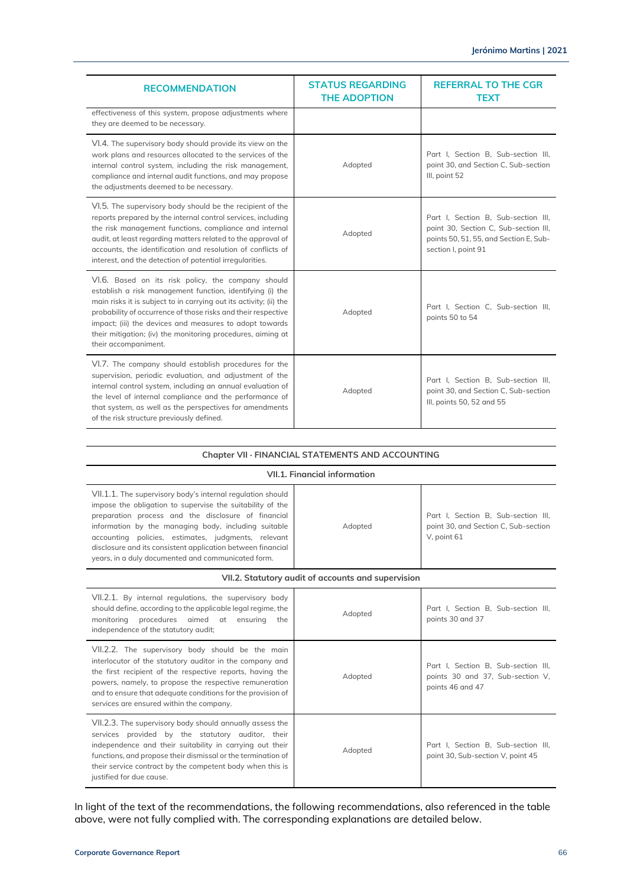| RECOMMENDATION | STATUS REGARDING THE ADOPTION | REFERRAL TO THE CGR TEXT |
|---|---|---|
| effectiveness of this system, propose adjustments where they are deemed to be necessary. | | |
| VI.4. The supervisory body should provide its view on the work plans and resources allocated to the services of the internal control system, including the risk management, compliance and internal audit functions, and may propose the adjustments deemed to be necessary. | Adopted | Part I, Section B, Sub-section III, point 30, and Section C, Sub-section III, point 52 |
| VI.5. The supervisory body should be the recipient of the reports prepared by the internal control services, including the risk management functions, compliance and internal audit, at least regarding matters related to the approval of accounts, the identification and resolution of conflicts of interest, and the detection of potential irregularities. | Adopted | Part I, Section B, Sub-section III, point 30, Section C, Sub-section III, points 50, 51, 55, and Section E, Sub-section I, point 91 |
| VI.6. Based on its risk policy, the company should establish a risk management function, identifying (i) the main risks it is subject to in carrying out its activity; (ii) the probability of occurrence of those risks and their respective impact; (iii) the devices and measures to adopt towards their mitigation; (iv) the monitoring procedures, aiming at their accompaniment. | Adopted | Part I, Section C, Sub-section III, points 50 to 54 |
| VI.7. The company should establish procedures for the supervision, periodic evaluation, and adjustment of the internal control system, including an annual evaluation of the level of internal compliance and the performance of that system, as well as the perspectives for amendments of the risk structure previously defined. | Adopted | Part I, Section B, Sub-section III, point 30, and Section C, Sub-section III, points 50, 52 and 55 |

| Chapter VII · FINANCIAL STATEMENTS AND ACCOUNTING | | |
|---|---|---|
| **VII.1. Financial information** | | |
| VII.1.1. The supervisory body's internal regulation should impose the obligation to supervise the suitability of the preparation process and the disclosure of financial information by the managing body, including suitable accounting policies, estimates, judgments, relevant disclosure and its consistent application between financial years, in a duly documented and communicated form. | Adopted | Part I, Section B, Sub-section III, point 30, and Section C, Sub-section V, point 61 |
| **VII.2. Statutory audit of accounts and supervision** | | |
| VII.2.1. By internal regulations, the supervisory body should define, according to the applicable legal regime, the monitoring procedures aimed at ensuring the independence of the statutory audit; | Adopted | Part I, Section B, Sub-section III, points 30 and 37 |
| VII.2.2. The supervisory body should be the main interlocutor of the statutory auditor in the company and the first recipient of the respective reports, having the powers, namely, to propose the respective remuneration and to ensure that adequate conditions for the provision of services are ensured within the company. | Adopted | Part I, Section B, Sub-section III, points 30 and 37, Sub-section V, points 46 and 47 |
| VII.2.3. The supervisory body should annually assess the services provided by the statutory auditor, their independence and their suitability in carrying out their functions, and propose their dismissal or the termination of their service contract by the competent body when this is justified for due cause. | Adopted | Part I, Section B, Sub-section III, point 30, Sub-section V, point 45 |

In light of the text of the recommendations, the following recommendations, also referenced in the table above, were not fully complied with. The corresponding explanations are detailed below.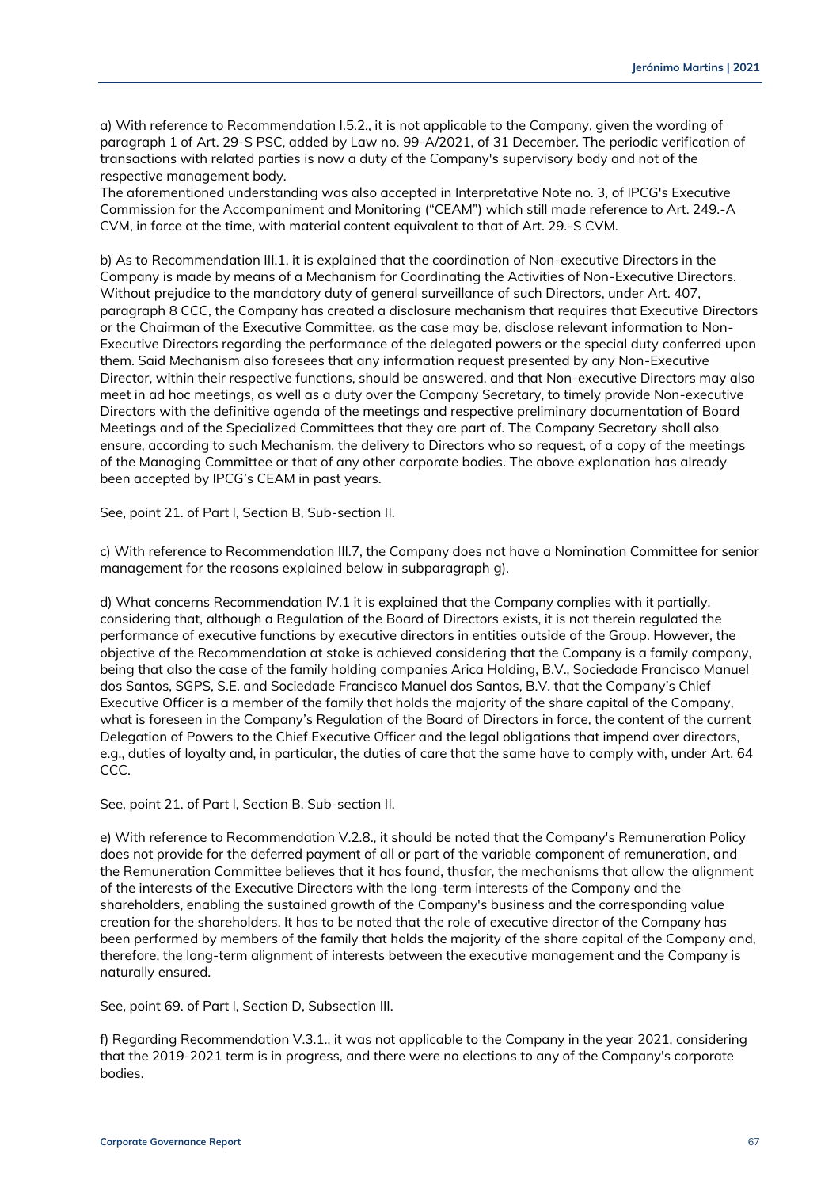a) With reference to Recommendation I.5.2., it is not applicable to the Company, given the wording of paragraph 1 of Art. 29-S PSC, added by Law no. 99-A/2021, of 31 December. The periodic verification of transactions with related parties is now a duty of the Company's supervisory body and not of the respective management body.
The aforementioned understanding was also accepted in Interpretative Note no. 3, of IPCG's Executive Commission for the Accompaniment and Monitoring ("CEAM") which still made reference to Art. 249.-A CVM, in force at the time, with material content equivalent to that of Art. 29.-S CVM.

b) As to Recommendation III.1, it is explained that the coordination of Non-executive Directors in the Company is made by means of a Mechanism for Coordinating the Activities of Non-Executive Directors. Without prejudice to the mandatory duty of general surveillance of such Directors, under Art. 407, paragraph 8 CCC, the Company has created a disclosure mechanism that requires that Executive Directors or the Chairman of the Executive Committee, as the case may be, disclose relevant information to Non-Executive Directors regarding the performance of the delegated powers or the special duty conferred upon them. Said Mechanism also foresees that any information request presented by any Non-Executive Director, within their respective functions, should be answered, and that Non-executive Directors may also meet in ad hoc meetings, as well as a duty over the Company Secretary, to timely provide Non-executive Directors with the definitive agenda of the meetings and respective preliminary documentation of Board Meetings and of the Specialized Committees that they are part of. The Company Secretary shall also ensure, according to such Mechanism, the delivery to Directors who so request, of a copy of the meetings of the Managing Committee or that of any other corporate bodies. The above explanation has already been accepted by IPCG's CEAM in past years.

See, point 21. of Part I, Section B, Sub-section II.

c) With reference to Recommendation III.7, the Company does not have a Nomination Committee for senior management for the reasons explained below in subparagraph g).

d) What concerns Recommendation IV.1 it is explained that the Company complies with it partially, considering that, although a Regulation of the Board of Directors exists, it is not therein regulated the performance of executive functions by executive directors in entities outside of the Group. However, the objective of the Recommendation at stake is achieved considering that the Company is a family company, being that also the case of the family holding companies Arica Holding, B.V., Sociedade Francisco Manuel dos Santos, SGPS, S.E. and Sociedade Francisco Manuel dos Santos, B.V. that the Company's Chief Executive Officer is a member of the family that holds the majority of the share capital of the Company, what is foreseen in the Company's Regulation of the Board of Directors in force, the content of the current Delegation of Powers to the Chief Executive Officer and the legal obligations that impend over directors, e.g., duties of loyalty and, in particular, the duties of care that the same have to comply with, under Art. 64 CCC.

See, point 21. of Part I, Section B, Sub-section II.

e) With reference to Recommendation V.2.8., it should be noted that the Company's Remuneration Policy does not provide for the deferred payment of all or part of the variable component of remuneration, and the Remuneration Committee believes that it has found, thusfar, the mechanisms that allow the alignment of the interests of the Executive Directors with the long-term interests of the Company and the shareholders, enabling the sustained growth of the Company's business and the corresponding value creation for the shareholders. It has to be noted that the role of executive director of the Company has been performed by members of the family that holds the majority of the share capital of the Company and, therefore, the long-term alignment of interests between the executive management and the Company is naturally ensured.

See, point 69. of Part I, Section D, Subsection III.

f) Regarding Recommendation V.3.1., it was not applicable to the Company in the year 2021, considering that the 2019-2021 term is in progress, and there were no elections to any of the Company's corporate bodies.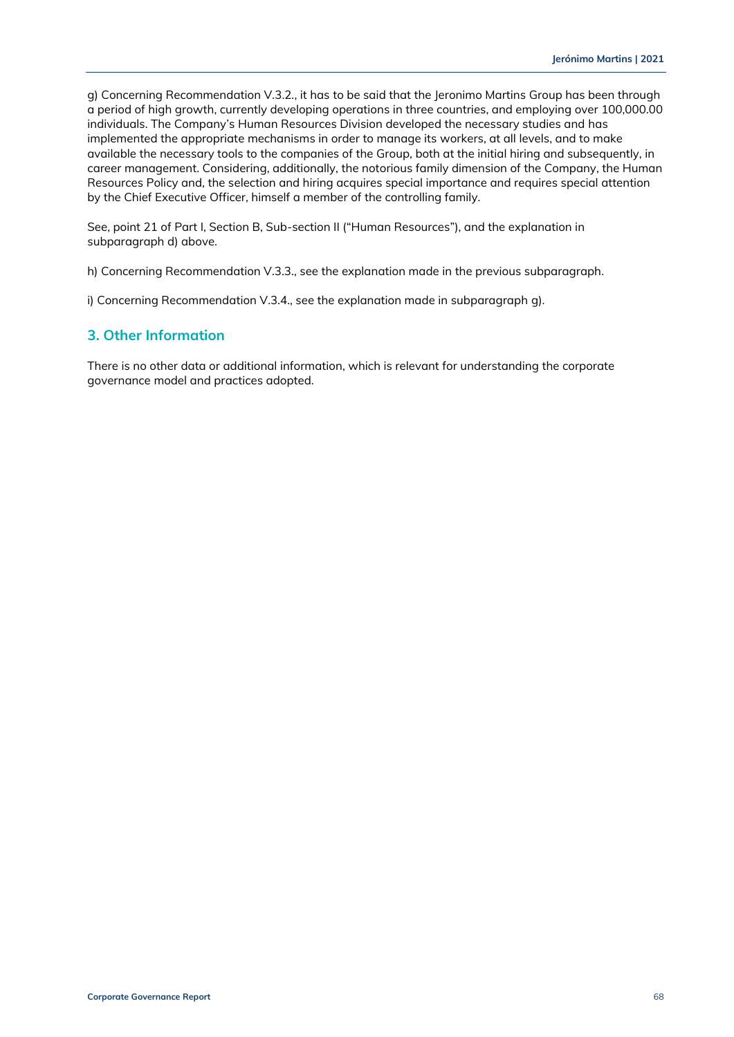g) Concerning Recommendation V.3.2., it has to be said that the Jeronimo Martins Group has been through a period of high growth, currently developing operations in three countries, and employing over 100,000.00 individuals. The Company's Human Resources Division developed the necessary studies and has implemented the appropriate mechanisms in order to manage its workers, at all levels, and to make available the necessary tools to the companies of the Group, both at the initial hiring and subsequently, in career management. Considering, additionally, the notorious family dimension of the Company, the Human Resources Policy and, the selection and hiring acquires special importance and requires special attention by the Chief Executive Officer, himself a member of the controlling family.

See, point 21 of Part I, Section B, Sub-section II ("Human Resources"), and the explanation in subparagraph d) above.

h) Concerning Recommendation V.3.3., see the explanation made in the previous subparagraph.

i) Concerning Recommendation V.3.4., see the explanation made in subparagraph g).

## 3. Other Information

There is no other data or additional information, which is relevant for understanding the corporate governance model and practices adopted.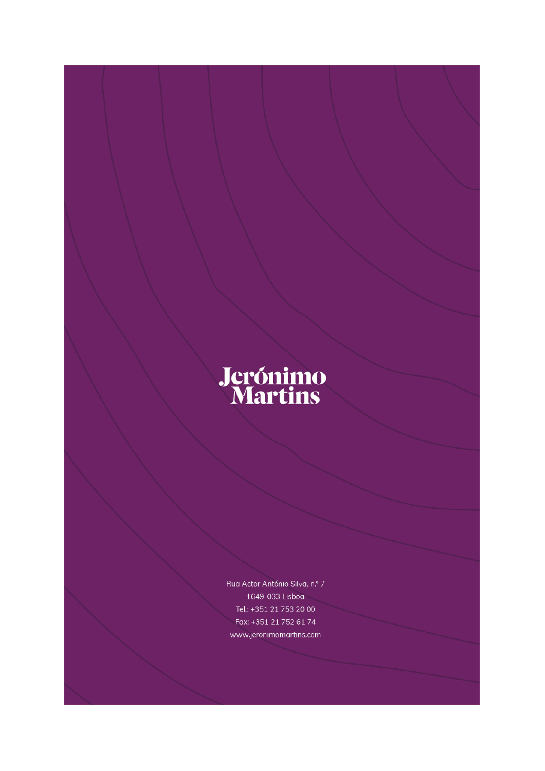Jerónimo Martins

Rua Actor António Silva, n.º 7
1649-033 Lisboa
Tel.: +351 21 753 20 00
Fax: +351 21 752 61 74
www.jeronimomartins.com